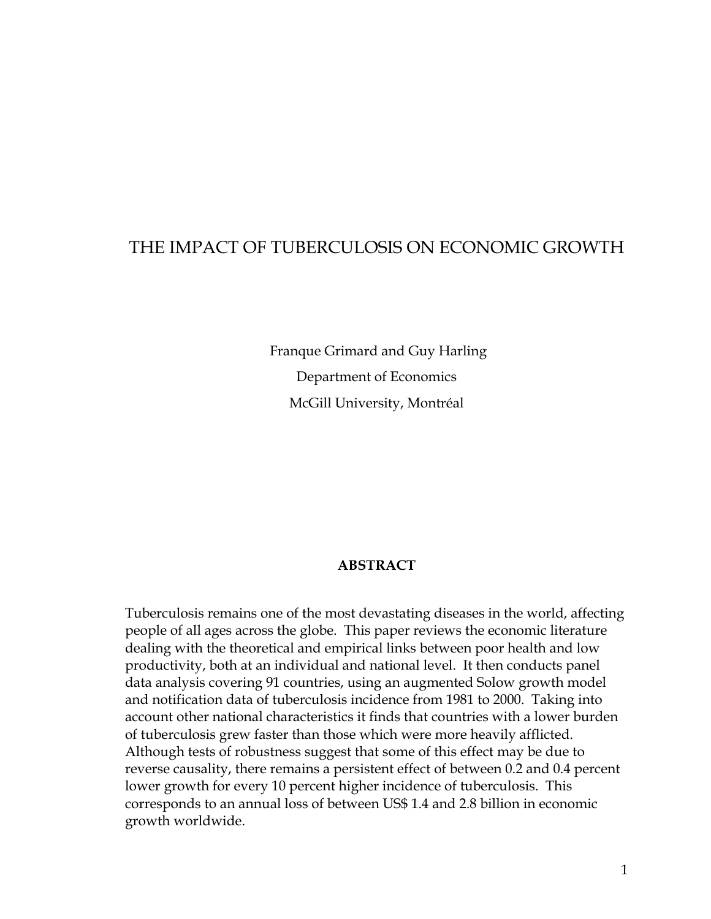# THE IMPACT OF TUBERCULOSIS ON ECONOMIC GROWTH

Franque Grimard and Guy Harling

Department of Economics

McGill University, Montréal

**ABSTRACT**

Tuberculosis remains one of the most devastating diseases in the world, affecting people of all ages across the globe. This paper reviews the economic literature dealing with the theoretical and empirical links between poor health and low productivity, both at an individual and national level. It then conducts panel data analysis covering 91 countries, using an augmented Solow growth model and notification data of tuberculosis incidence from 1981 to 2000. Taking into account other national characteristics it finds that countries with a lower burden of tuberculosis grew faster than those which were more heavily afflicted. Although tests of robustness suggest that some of this effect may be due to reverse causality, there remains a persistent effect of between 0.2 and 0.4 percent lower growth for every 10 percent higher incidence of tuberculosis. This corresponds to an annual loss of between US$ 1.4 and 2.8 billion in economic growth worldwide.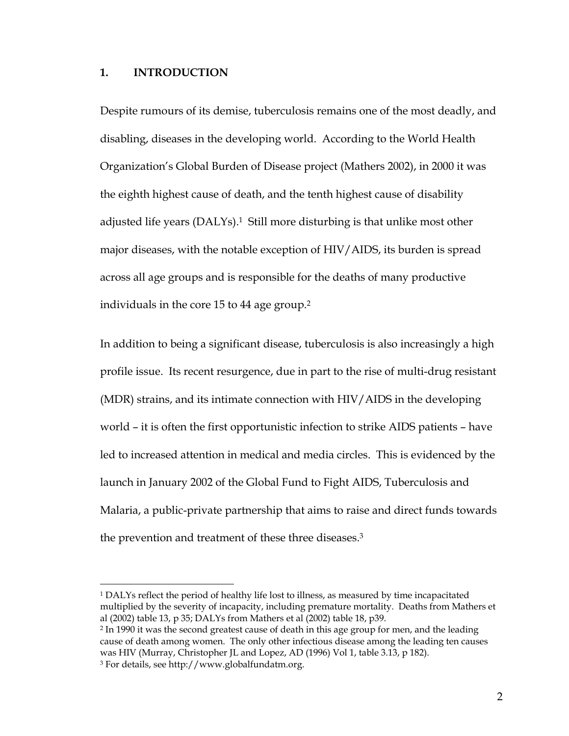## 1. INTRODUCTION

Despite rumours of its demise, tuberculosis remains one of the most deadly, and disabling, diseases in the developing world. According to the World Health Organization's Global Burden of Disease project (Mathers 2002), in 2000 it was the eighth highest cause of death, and the tenth highest cause of disability adjusted life years (DALYs).[1] Still more disturbing is that unlike most other major diseases, with the notable exception of HIV/AIDS, its burden is spread across all age groups and is responsible for the deaths of many productive individuals in the core 15 to 44 age group.[2]

In addition to being a significant disease, tuberculosis is also increasingly a high profile issue. Its recent resurgence, due in part to the rise of multi-drug resistant (MDR) strains, and its intimate connection with HIV/AIDS in the developing world – it is often the first opportunistic infection to strike AIDS patients – have led to increased attention in medical and media circles. This is evidenced by the launch in January 2002 of the Global Fund to Fight AIDS, Tuberculosis and Malaria, a public-private partnership that aims to raise and direct funds towards the prevention and treatment of these three diseases.[3]

---

[1] DALYs reflect the period of healthy life lost to illness, as measured by time incapacitated multiplied by the severity of incapacity, including premature mortality. Deaths from Mathers et al (2002) table 13, p 35; DALYs from Mathers et al (2002) table 18, p39.

[2] In 1990 it was the second greatest cause of death in this age group for men, and the leading cause of death among women. The only other infectious disease among the leading ten causes was HIV (Murray, Christopher JL and Lopez, AD (1996) Vol 1, table 3.13, p 182).

[3] For details, see http://www.globalfundatm.org.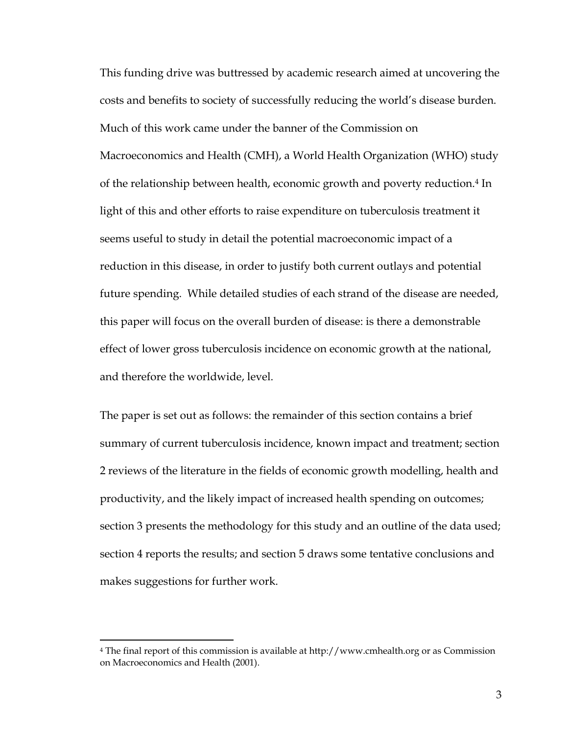This funding drive was buttressed by academic research aimed at uncovering the costs and benefits to society of successfully reducing the world's disease burden. Much of this work came under the banner of the Commission on Macroeconomics and Health (CMH), a World Health Organization (WHO) study of the relationship between health, economic growth and poverty reduction.[4] In light of this and other efforts to raise expenditure on tuberculosis treatment it seems useful to study in detail the potential macroeconomic impact of a reduction in this disease, in order to justify both current outlays and potential future spending. While detailed studies of each strand of the disease are needed, this paper will focus on the overall burden of disease: is there a demonstrable effect of lower gross tuberculosis incidence on economic growth at the national, and therefore the worldwide, level.

The paper is set out as follows: the remainder of this section contains a brief summary of current tuberculosis incidence, known impact and treatment; section 2 reviews of the literature in the fields of economic growth modelling, health and productivity, and the likely impact of increased health spending on outcomes; section 3 presents the methodology for this study and an outline of the data used; section 4 reports the results; and section 5 draws some tentative conclusions and makes suggestions for further work.

---

[4] The final report of this commission is available at http://www.cmhealth.org or as Commission on Macroeconomics and Health (2001).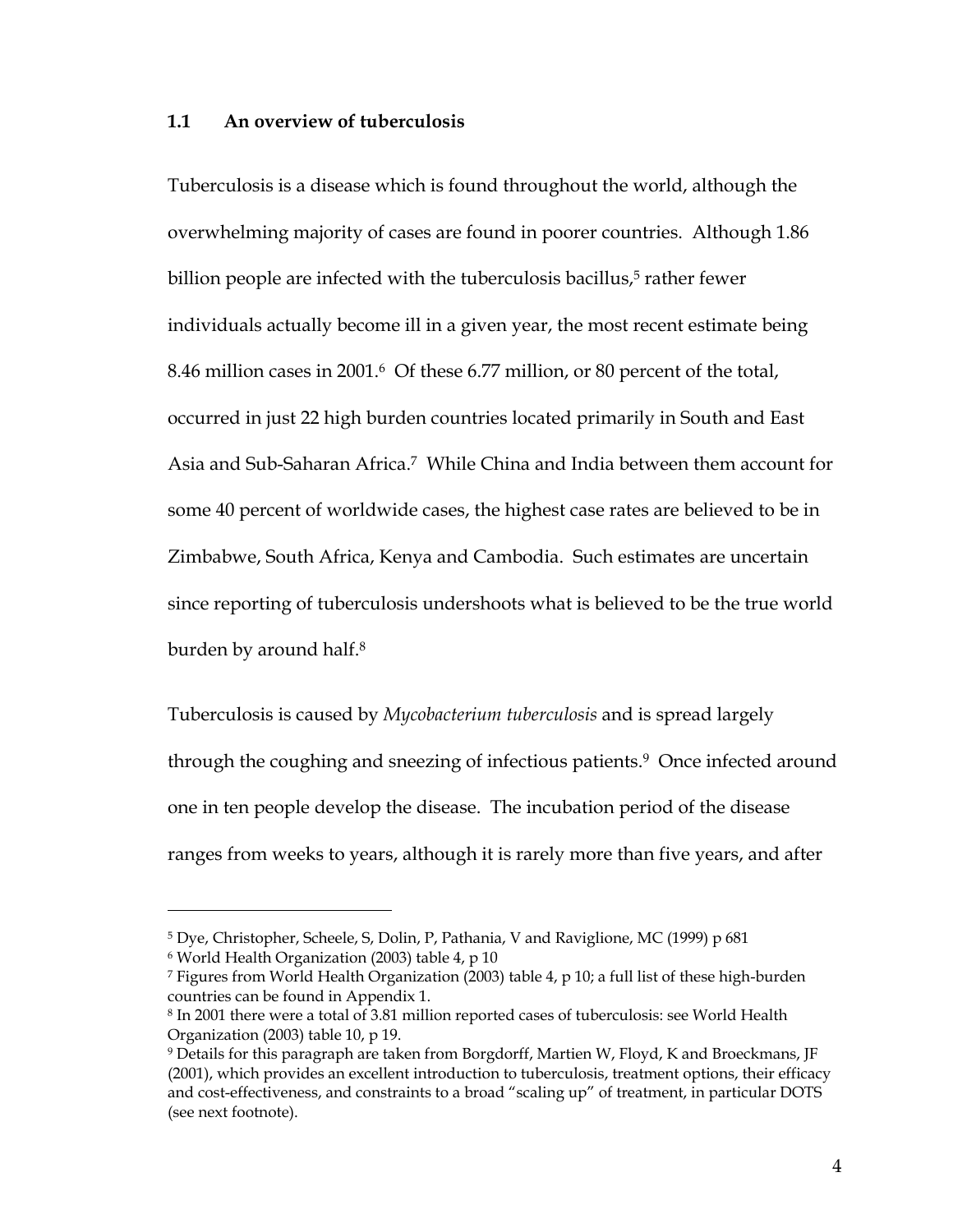## 1.1 An overview of tuberculosis

Tuberculosis is a disease which is found throughout the world, although the overwhelming majority of cases are found in poorer countries. Although 1.86 billion people are infected with the tuberculosis bacillus,[5] rather fewer individuals actually become ill in a given year, the most recent estimate being 8.46 million cases in 2001.[6] Of these 6.77 million, or 80 percent of the total, occurred in just 22 high burden countries located primarily in South and East Asia and Sub-Saharan Africa.[7] While China and India between them account for some 40 percent of worldwide cases, the highest case rates are believed to be in Zimbabwe, South Africa, Kenya and Cambodia. Such estimates are uncertain since reporting of tuberculosis undershoots what is believed to be the true world burden by around half.[8]

Tuberculosis is caused by *Mycobacterium tuberculosis* and is spread largely through the coughing and sneezing of infectious patients.[9] Once infected around one in ten people develop the disease. The incubation period of the disease ranges from weeks to years, although it is rarely more than five years, and after

---

[5] Dye, Christopher, Scheele, S, Dolin, P, Pathania, V and Raviglione, MC (1999) p 681

[6] World Health Organization (2003) table 4, p 10

[7] Figures from World Health Organization (2003) table 4, p 10; a full list of these high-burden countries can be found in Appendix 1.

[8] In 2001 there were a total of 3.81 million reported cases of tuberculosis: see World Health Organization (2003) table 10, p 19.

[9] Details for this paragraph are taken from Borgdorff, Martien W, Floyd, K and Broeckmans, JF (2001), which provides an excellent introduction to tuberculosis, treatment options, their efficacy and cost-effectiveness, and constraints to a broad "scaling up" of treatment, in particular DOTS (see next footnote).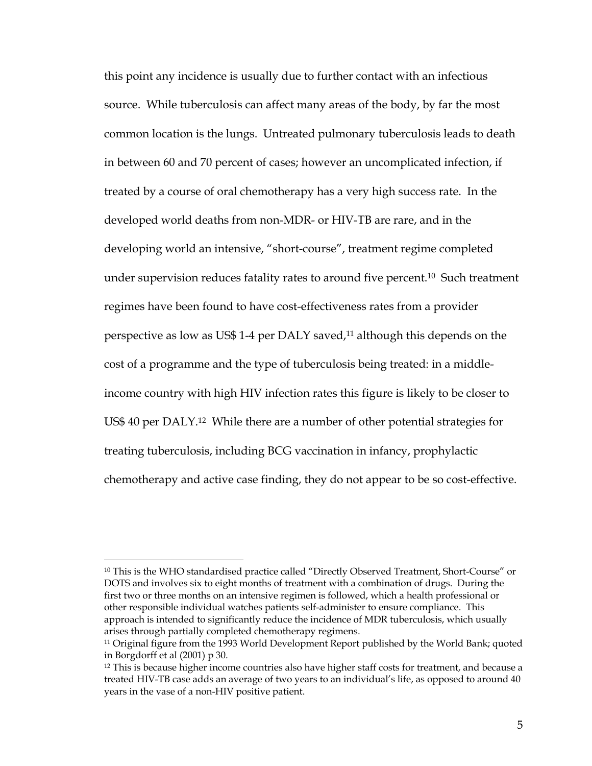this point any incidence is usually due to further contact with an infectious source. While tuberculosis can affect many areas of the body, by far the most common location is the lungs. Untreated pulmonary tuberculosis leads to death in between 60 and 70 percent of cases; however an uncomplicated infection, if treated by a course of oral chemotherapy has a very high success rate. In the developed world deaths from non-MDR- or HIV-TB are rare, and in the developing world an intensive, "short-course", treatment regime completed under supervision reduces fatality rates to around five percent.[10] Such treatment regimes have been found to have cost-effectiveness rates from a provider perspective as low as US$ 1-4 per DALY saved,[11] although this depends on the cost of a programme and the type of tuberculosis being treated: in a middle-income country with high HIV infection rates this figure is likely to be closer to US$ 40 per DALY.[12] While there are a number of other potential strategies for treating tuberculosis, including BCG vaccination in infancy, prophylactic chemotherapy and active case finding, they do not appear to be so cost-effective.

---

[10] This is the WHO standardised practice called "Directly Observed Treatment, Short-Course" or DOTS and involves six to eight months of treatment with a combination of drugs. During the first two or three months on an intensive regimen is followed, which a health professional or other responsible individual watches patients self-administer to ensure compliance. This approach is intended to significantly reduce the incidence of MDR tuberculosis, which usually arises through partially completed chemotherapy regimens.

[11] Original figure from the 1993 World Development Report published by the World Bank; quoted in Borgdorff et al (2001) p 30.

[12] This is because higher income countries also have higher staff costs for treatment, and because a treated HIV-TB case adds an average of two years to an individual's life, as opposed to around 40 years in the vase of a non-HIV positive patient.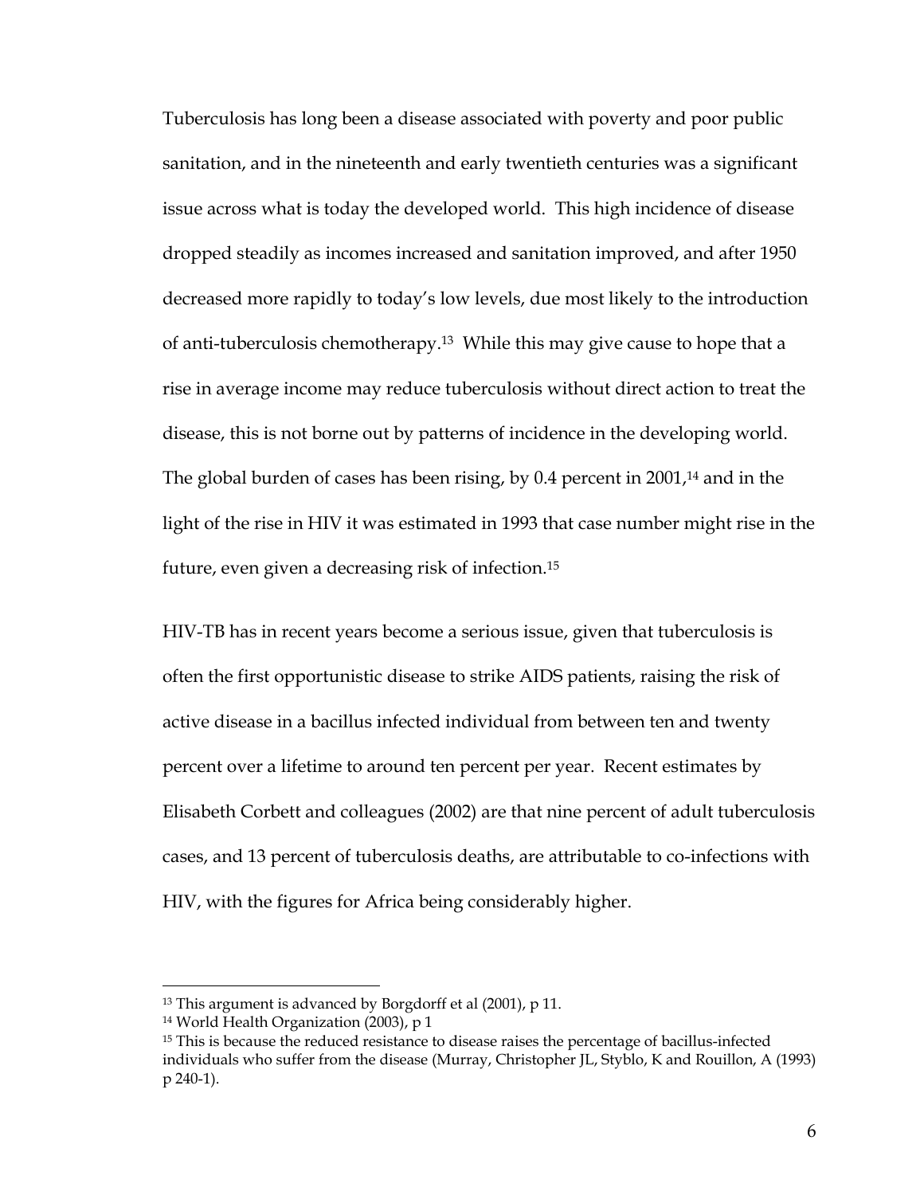Tuberculosis has long been a disease associated with poverty and poor public sanitation, and in the nineteenth and early twentieth centuries was a significant issue across what is today the developed world. This high incidence of disease dropped steadily as incomes increased and sanitation improved, and after 1950 decreased more rapidly to today's low levels, due most likely to the introduction of anti-tuberculosis chemotherapy.[13] While this may give cause to hope that a rise in average income may reduce tuberculosis without direct action to treat the disease, this is not borne out by patterns of incidence in the developing world. The global burden of cases has been rising, by 0.4 percent in 2001,[14] and in the light of the rise in HIV it was estimated in 1993 that case number might rise in the future, even given a decreasing risk of infection.[15]

HIV-TB has in recent years become a serious issue, given that tuberculosis is often the first opportunistic disease to strike AIDS patients, raising the risk of active disease in a bacillus infected individual from between ten and twenty percent over a lifetime to around ten percent per year. Recent estimates by Elisabeth Corbett and colleagues (2002) are that nine percent of adult tuberculosis cases, and 13 percent of tuberculosis deaths, are attributable to co-infections with HIV, with the figures for Africa being considerably higher.

---

[13] This argument is advanced by Borgdorff et al (2001), p 11.

[14] World Health Organization (2003), p 1

[15] This is because the reduced resistance to disease raises the percentage of bacillus-infected individuals who suffer from the disease (Murray, Christopher JL, Styblo, K and Rouillon, A (1993) p 240-1).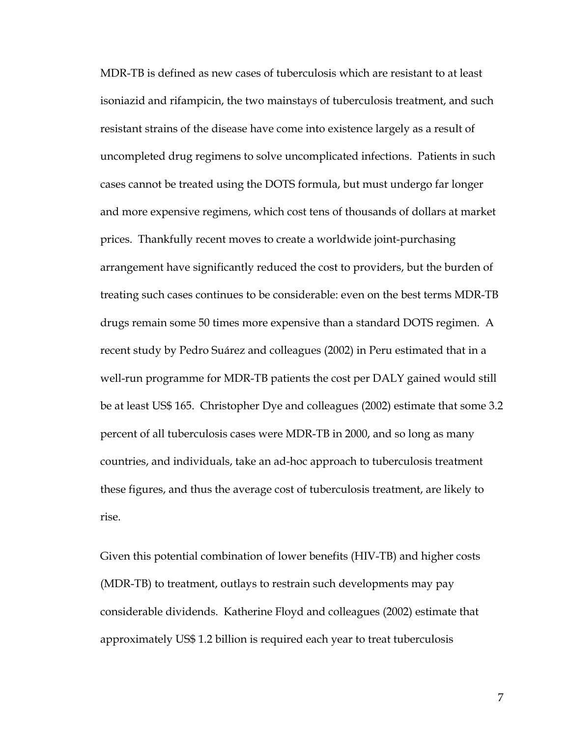MDR-TB is defined as new cases of tuberculosis which are resistant to at least isoniazid and rifampicin, the two mainstays of tuberculosis treatment, and such resistant strains of the disease have come into existence largely as a result of uncompleted drug regimens to solve uncomplicated infections. Patients in such cases cannot be treated using the DOTS formula, but must undergo far longer and more expensive regimens, which cost tens of thousands of dollars at market prices. Thankfully recent moves to create a worldwide joint-purchasing arrangement have significantly reduced the cost to providers, but the burden of treating such cases continues to be considerable: even on the best terms MDR-TB drugs remain some 50 times more expensive than a standard DOTS regimen. A recent study by Pedro Suárez and colleagues (2002) in Peru estimated that in a well-run programme for MDR-TB patients the cost per DALY gained would still be at least US$ 165. Christopher Dye and colleagues (2002) estimate that some 3.2 percent of all tuberculosis cases were MDR-TB in 2000, and so long as many countries, and individuals, take an ad-hoc approach to tuberculosis treatment these figures, and thus the average cost of tuberculosis treatment, are likely to rise.

Given this potential combination of lower benefits (HIV-TB) and higher costs (MDR-TB) to treatment, outlays to restrain such developments may pay considerable dividends. Katherine Floyd and colleagues (2002) estimate that approximately US$ 1.2 billion is required each year to treat tuberculosis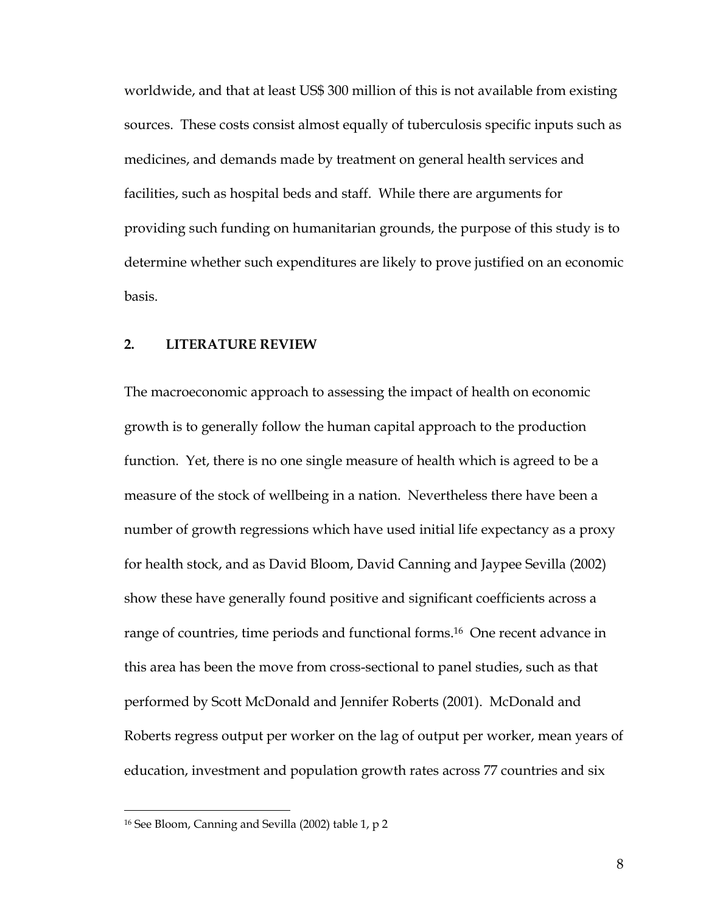worldwide, and that at least US$ 300 million of this is not available from existing sources. These costs consist almost equally of tuberculosis specific inputs such as medicines, and demands made by treatment on general health services and facilities, such as hospital beds and staff. While there are arguments for providing such funding on humanitarian grounds, the purpose of this study is to determine whether such expenditures are likely to prove justified on an economic basis.

## 2. LITERATURE REVIEW

The macroeconomic approach to assessing the impact of health on economic growth is to generally follow the human capital approach to the production function. Yet, there is no one single measure of health which is agreed to be a measure of the stock of wellbeing in a nation. Nevertheless there have been a number of growth regressions which have used initial life expectancy as a proxy for health stock, and as David Bloom, David Canning and Jaypee Sevilla (2002) show these have generally found positive and significant coefficients across a range of countries, time periods and functional forms.[16] One recent advance in this area has been the move from cross-sectional to panel studies, such as that performed by Scott McDonald and Jennifer Roberts (2001). McDonald and Roberts regress output per worker on the lag of output per worker, mean years of education, investment and population growth rates across 77 countries and six

[16] See Bloom, Canning and Sevilla (2002) table 1, p 2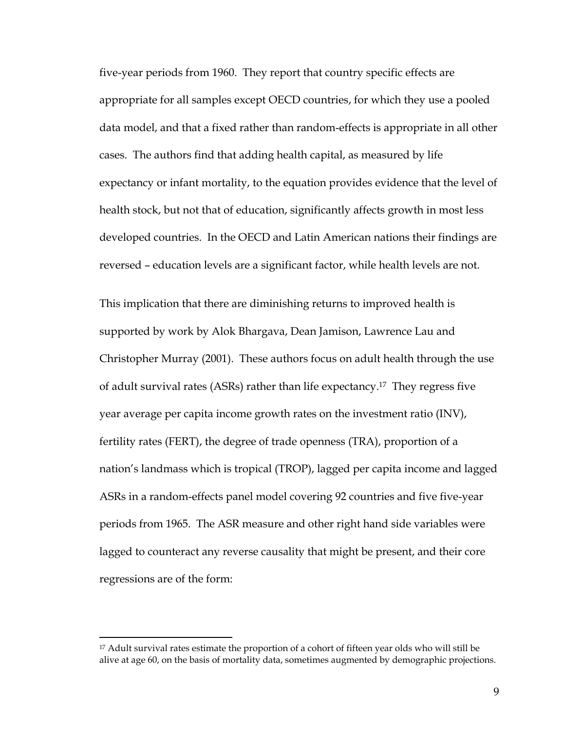five-year periods from 1960. They report that country specific effects are appropriate for all samples except OECD countries, for which they use a pooled data model, and that a fixed rather than random-effects is appropriate in all other cases. The authors find that adding health capital, as measured by life expectancy or infant mortality, to the equation provides evidence that the level of health stock, but not that of education, significantly affects growth in most less developed countries. In the OECD and Latin American nations their findings are reversed – education levels are a significant factor, while health levels are not.

This implication that there are diminishing returns to improved health is supported by work by Alok Bhargava, Dean Jamison, Lawrence Lau and Christopher Murray (2001). These authors focus on adult health through the use of adult survival rates (ASRs) rather than life expectancy.[17] They regress five year average per capita income growth rates on the investment ratio (INV), fertility rates (FERT), the degree of trade openness (TRA), proportion of a nation's landmass which is tropical (TROP), lagged per capita income and lagged ASRs in a random-effects panel model covering 92 countries and five five-year periods from 1965. The ASR measure and other right hand side variables were lagged to counteract any reverse causality that might be present, and their core regressions are of the form:

---

[17] Adult survival rates estimate the proportion of a cohort of fifteen year olds who will still be alive at age 60, on the basis of mortality data, sometimes augmented by demographic projections.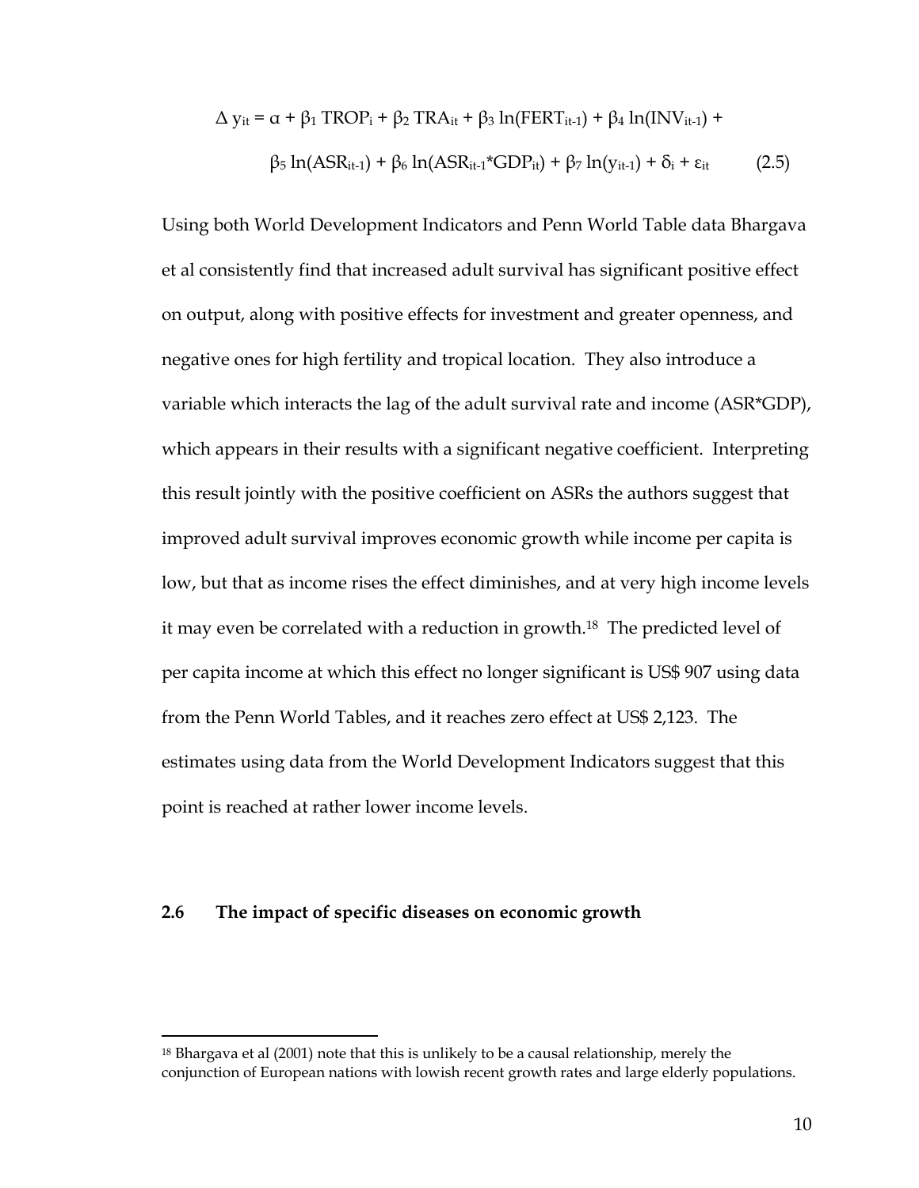$$\Delta y_{it} = \alpha + \beta_1 \text{TROP}_i + \beta_2 \text{TRA}_{it} + \beta_3 \ln(\text{FERT}_{it-1}) + \beta_4 \ln(\text{INV}_{it-1}) + \beta_5 \ln(\text{ASR}_{it-1}) + \beta_6 \ln(\text{ASR}_{it-1}{*}\text{GDP}_{it}) + \beta_7 \ln(y_{it-1}) + \delta_i + \varepsilon_{it} \qquad (2.5)$$

Using both World Development Indicators and Penn World Table data Bhargava et al consistently find that increased adult survival has significant positive effect on output, along with positive effects for investment and greater openness, and negative ones for high fertility and tropical location. They also introduce a variable which interacts the lag of the adult survival rate and income (ASR*GDP), which appears in their results with a significant negative coefficient. Interpreting this result jointly with the positive coefficient on ASRs the authors suggest that improved adult survival improves economic growth while income per capita is low, but that as income rises the effect diminishes, and at very high income levels it may even be correlated with a reduction in growth.[18] The predicted level of per capita income at which this effect no longer significant is US$ 907 using data from the Penn World Tables, and it reaches zero effect at US$ 2,123. The estimates using data from the World Development Indicators suggest that this point is reached at rather lower income levels.

## 2.6 The impact of specific diseases on economic growth

[18] Bhargava et al (2001) note that this is unlikely to be a causal relationship, merely the conjunction of European nations with lowish recent growth rates and large elderly populations.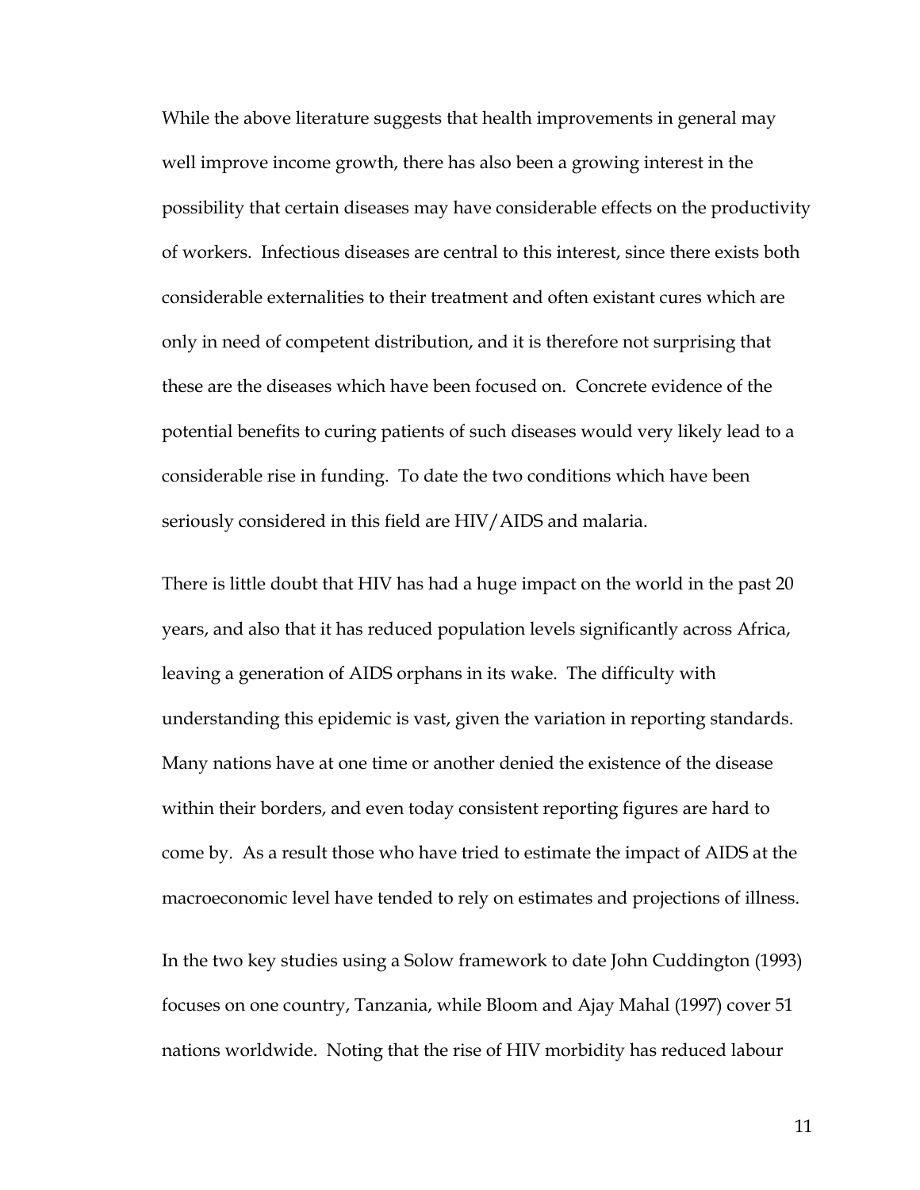While the above literature suggests that health improvements in general may well improve income growth, there has also been a growing interest in the possibility that certain diseases may have considerable effects on the productivity of workers. Infectious diseases are central to this interest, since there exists both considerable externalities to their treatment and often existant cures which are only in need of competent distribution, and it is therefore not surprising that these are the diseases which have been focused on. Concrete evidence of the potential benefits to curing patients of such diseases would very likely lead to a considerable rise in funding. To date the two conditions which have been seriously considered in this field are HIV/AIDS and malaria.

There is little doubt that HIV has had a huge impact on the world in the past 20 years, and also that it has reduced population levels significantly across Africa, leaving a generation of AIDS orphans in its wake. The difficulty with understanding this epidemic is vast, given the variation in reporting standards. Many nations have at one time or another denied the existence of the disease within their borders, and even today consistent reporting figures are hard to come by. As a result those who have tried to estimate the impact of AIDS at the macroeconomic level have tended to rely on estimates and projections of illness.

In the two key studies using a Solow framework to date John Cuddington (1993) focuses on one country, Tanzania, while Bloom and Ajay Mahal (1997) cover 51 nations worldwide. Noting that the rise of HIV morbidity has reduced labour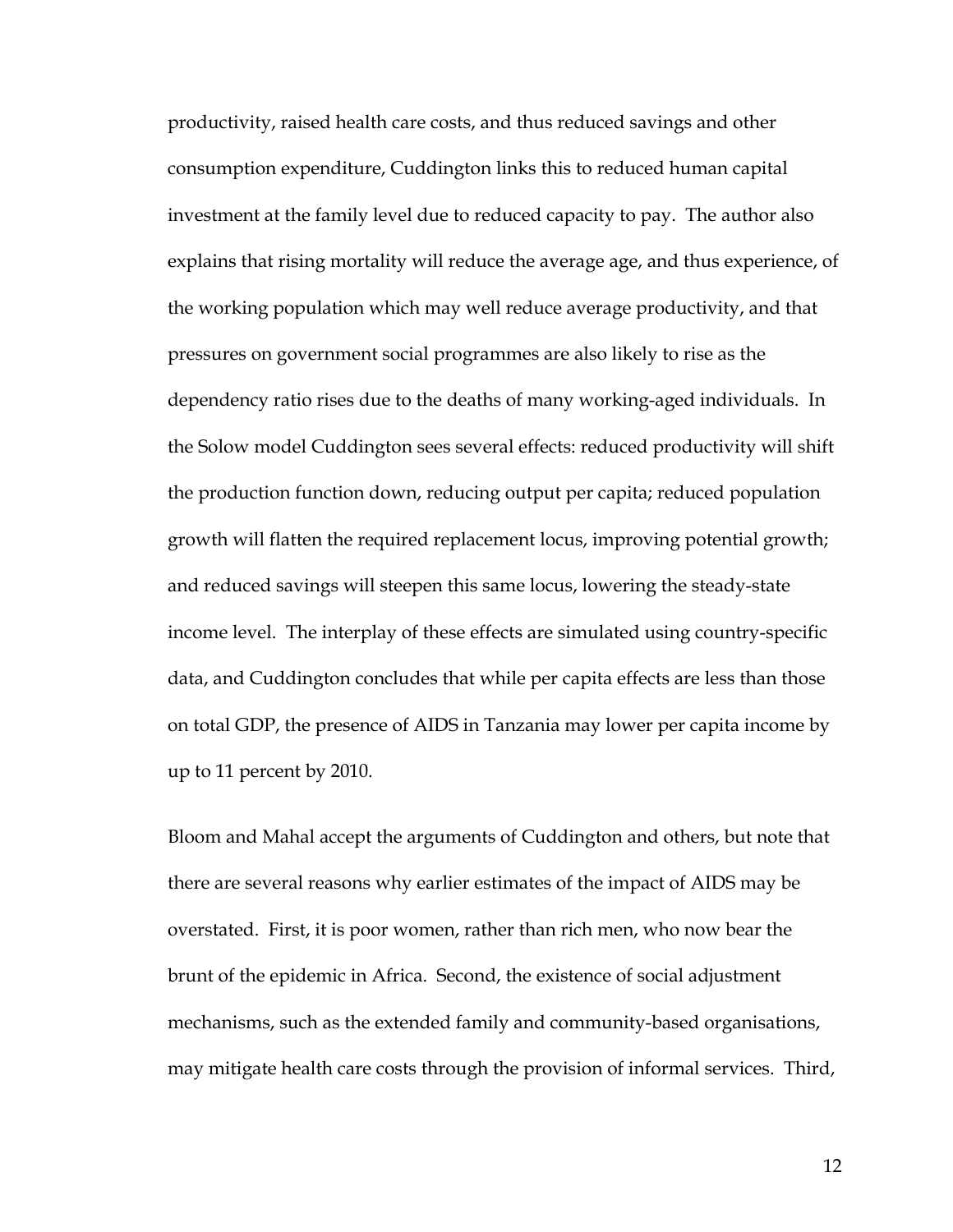productivity, raised health care costs, and thus reduced savings and other consumption expenditure, Cuddington links this to reduced human capital investment at the family level due to reduced capacity to pay. The author also explains that rising mortality will reduce the average age, and thus experience, of the working population which may well reduce average productivity, and that pressures on government social programmes are also likely to rise as the dependency ratio rises due to the deaths of many working-aged individuals. In the Solow model Cuddington sees several effects: reduced productivity will shift the production function down, reducing output per capita; reduced population growth will flatten the required replacement locus, improving potential growth; and reduced savings will steepen this same locus, lowering the steady-state income level. The interplay of these effects are simulated using country-specific data, and Cuddington concludes that while per capita effects are less than those on total GDP, the presence of AIDS in Tanzania may lower per capita income by up to 11 percent by 2010.

Bloom and Mahal accept the arguments of Cuddington and others, but note that there are several reasons why earlier estimates of the impact of AIDS may be overstated. First, it is poor women, rather than rich men, who now bear the brunt of the epidemic in Africa. Second, the existence of social adjustment mechanisms, such as the extended family and community-based organisations, may mitigate health care costs through the provision of informal services. Third,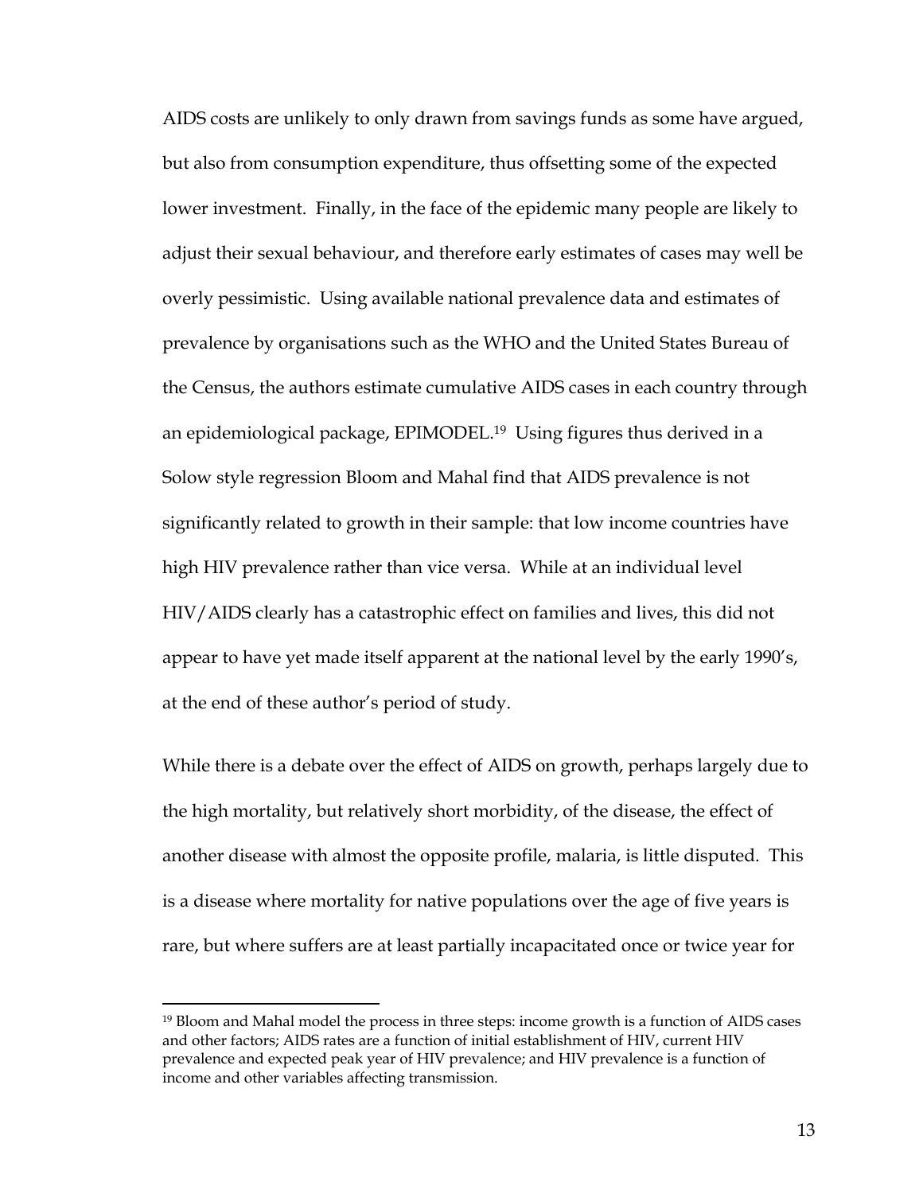AIDS costs are unlikely to only drawn from savings funds as some have argued, but also from consumption expenditure, thus offsetting some of the expected lower investment. Finally, in the face of the epidemic many people are likely to adjust their sexual behaviour, and therefore early estimates of cases may well be overly pessimistic. Using available national prevalence data and estimates of prevalence by organisations such as the WHO and the United States Bureau of the Census, the authors estimate cumulative AIDS cases in each country through an epidemiological package, EPIMODEL.[19] Using figures thus derived in a Solow style regression Bloom and Mahal find that AIDS prevalence is not significantly related to growth in their sample: that low income countries have high HIV prevalence rather than vice versa. While at an individual level HIV/AIDS clearly has a catastrophic effect on families and lives, this did not appear to have yet made itself apparent at the national level by the early 1990's, at the end of these author's period of study.

While there is a debate over the effect of AIDS on growth, perhaps largely due to the high mortality, but relatively short morbidity, of the disease, the effect of another disease with almost the opposite profile, malaria, is little disputed. This is a disease where mortality for native populations over the age of five years is rare, but where suffers are at least partially incapacitated once or twice year for

[19] Bloom and Mahal model the process in three steps: income growth is a function of AIDS cases and other factors; AIDS rates are a function of initial establishment of HIV, current HIV prevalence and expected peak year of HIV prevalence; and HIV prevalence is a function of income and other variables affecting transmission.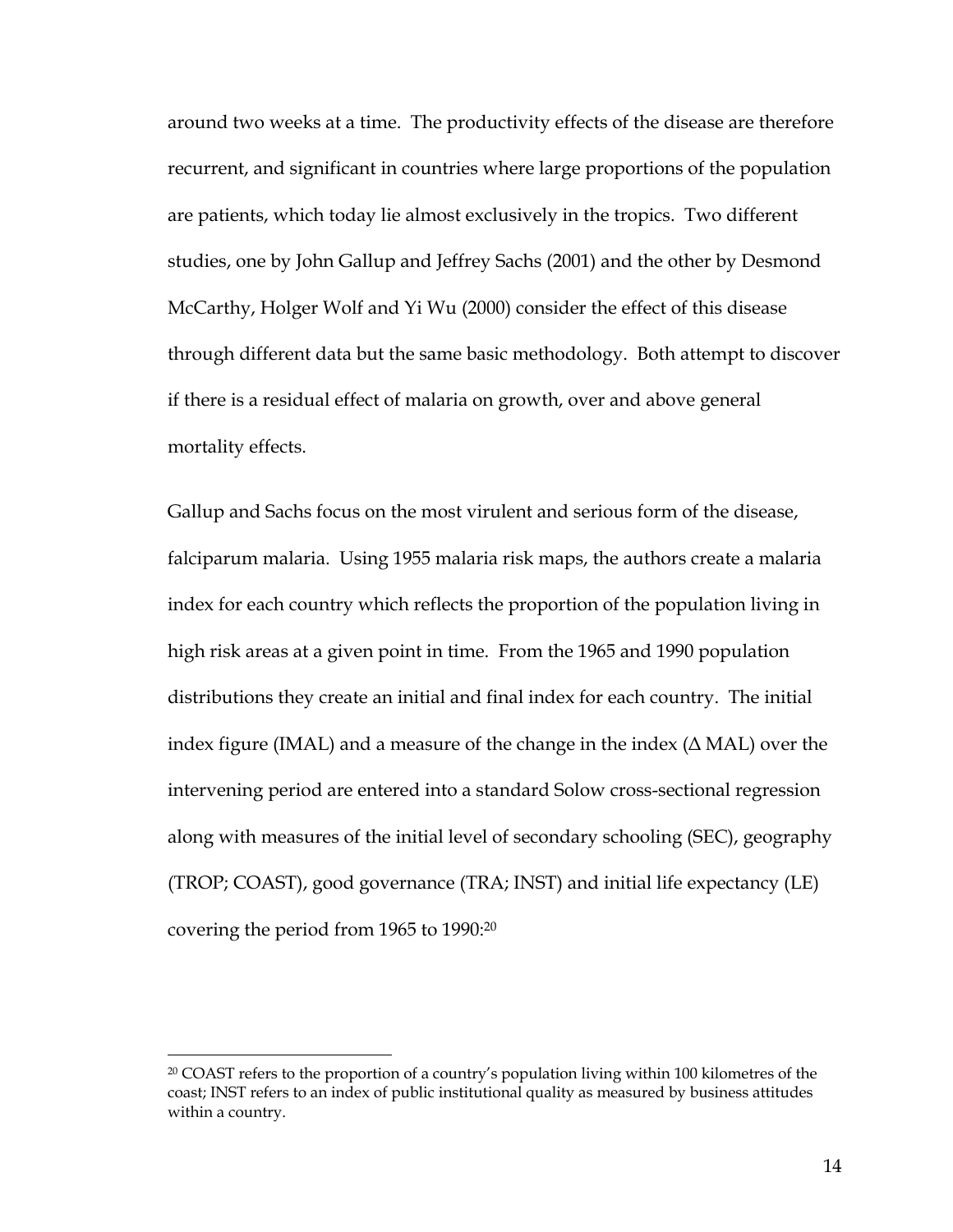around two weeks at a time. The productivity effects of the disease are therefore recurrent, and significant in countries where large proportions of the population are patients, which today lie almost exclusively in the tropics. Two different studies, one by John Gallup and Jeffrey Sachs (2001) and the other by Desmond McCarthy, Holger Wolf and Yi Wu (2000) consider the effect of this disease through different data but the same basic methodology. Both attempt to discover if there is a residual effect of malaria on growth, over and above general mortality effects.

Gallup and Sachs focus on the most virulent and serious form of the disease, falciparum malaria. Using 1955 malaria risk maps, the authors create a malaria index for each country which reflects the proportion of the population living in high risk areas at a given point in time. From the 1965 and 1990 population distributions they create an initial and final index for each country. The initial index figure (IMAL) and a measure of the change in the index ($\Delta$ MAL) over the intervening period are entered into a standard Solow cross-sectional regression along with measures of the initial level of secondary schooling (SEC), geography (TROP; COAST), good governance (TRA; INST) and initial life expectancy (LE) covering the period from 1965 to 1990:[20]

---

[20] COAST refers to the proportion of a country's population living within 100 kilometres of the coast; INST refers to an index of public institutional quality as measured by business attitudes within a country.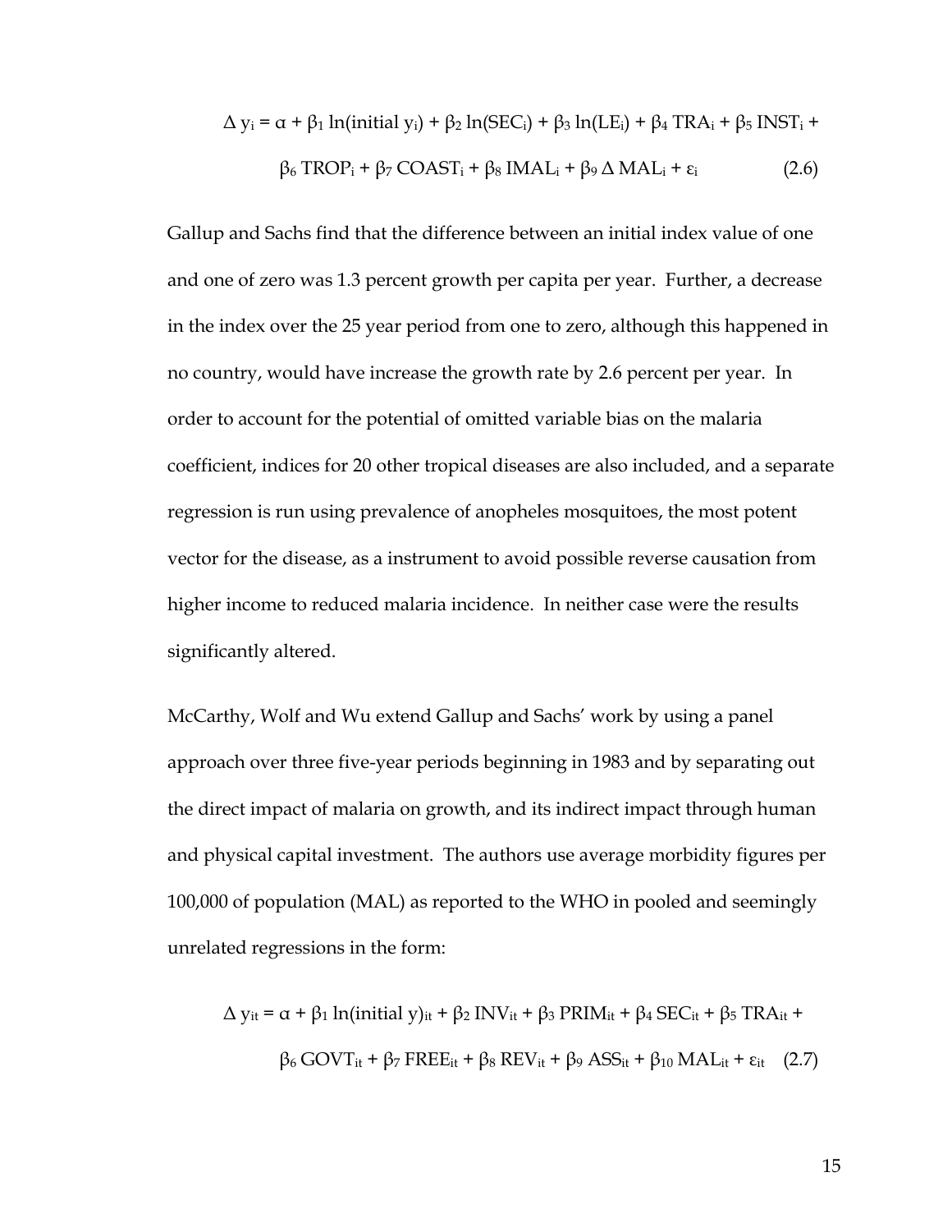$$\Delta y_i = \alpha + \beta_1 \ln(\text{initial } y_i) + \beta_2 \ln(SEC_i) + \beta_3 \ln(LE_i) + \beta_4 TRA_i + \beta_5 INST_i + \beta_6 TROP_i + \beta_7 COAST_i + \beta_8 IMAL_i + \beta_9 \Delta MAL_i + \varepsilon_i \quad (2.6)$$

Gallup and Sachs find that the difference between an initial index value of one and one of zero was 1.3 percent growth per capita per year. Further, a decrease in the index over the 25 year period from one to zero, although this happened in no country, would have increase the growth rate by 2.6 percent per year. In order to account for the potential of omitted variable bias on the malaria coefficient, indices for 20 other tropical diseases are also included, and a separate regression is run using prevalence of anopheles mosquitoes, the most potent vector for the disease, as a instrument to avoid possible reverse causation from higher income to reduced malaria incidence. In neither case were the results significantly altered.

McCarthy, Wolf and Wu extend Gallup and Sachs' work by using a panel approach over three five-year periods beginning in 1983 and by separating out the direct impact of malaria on growth, and its indirect impact through human and physical capital investment. The authors use average morbidity figures per 100,000 of population (MAL) as reported to the WHO in pooled and seemingly unrelated regressions in the form:

$$\Delta y_{it} = \alpha + \beta_1 \ln(\text{initial } y)_{it} + \beta_2 INV_{it} + \beta_3 PRIM_{it} + \beta_4 SEC_{it} + \beta_5 TRA_{it} + \beta_6 GOVT_{it} + \beta_7 FREE_{it} + \beta_8 REV_{it} + \beta_9 ASS_{it} + \beta_{10} MAL_{it} + \varepsilon_{it} \quad (2.7)$$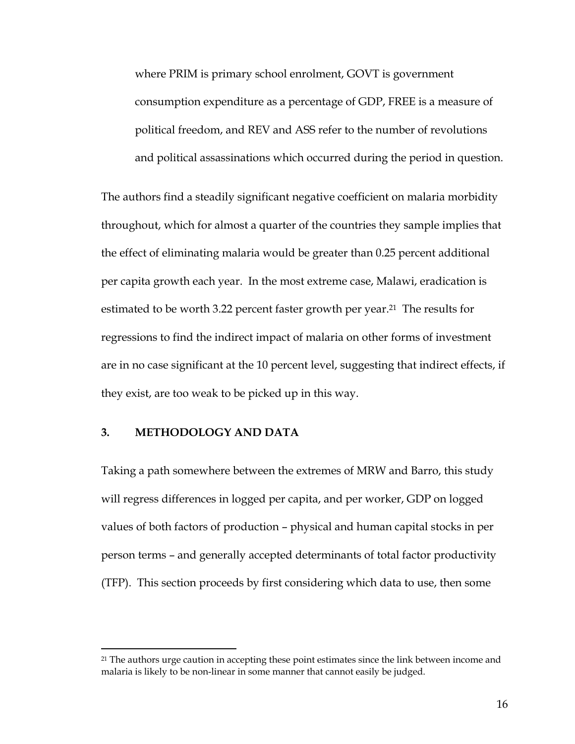where PRIM is primary school enrolment, GOVT is government consumption expenditure as a percentage of GDP, FREE is a measure of political freedom, and REV and ASS refer to the number of revolutions and political assassinations which occurred during the period in question.

The authors find a steadily significant negative coefficient on malaria morbidity throughout, which for almost a quarter of the countries they sample implies that the effect of eliminating malaria would be greater than 0.25 percent additional per capita growth each year. In the most extreme case, Malawi, eradication is estimated to be worth 3.22 percent faster growth per year.[21] The results for regressions to find the indirect impact of malaria on other forms of investment are in no case significant at the 10 percent level, suggesting that indirect effects, if they exist, are too weak to be picked up in this way.

## 3. METHODOLOGY AND DATA

Taking a path somewhere between the extremes of MRW and Barro, this study will regress differences in logged per capita, and per worker, GDP on logged values of both factors of production – physical and human capital stocks in per person terms – and generally accepted determinants of total factor productivity (TFP). This section proceeds by first considering which data to use, then some

---

[21] The authors urge caution in accepting these point estimates since the link between income and malaria is likely to be non-linear in some manner that cannot easily be judged.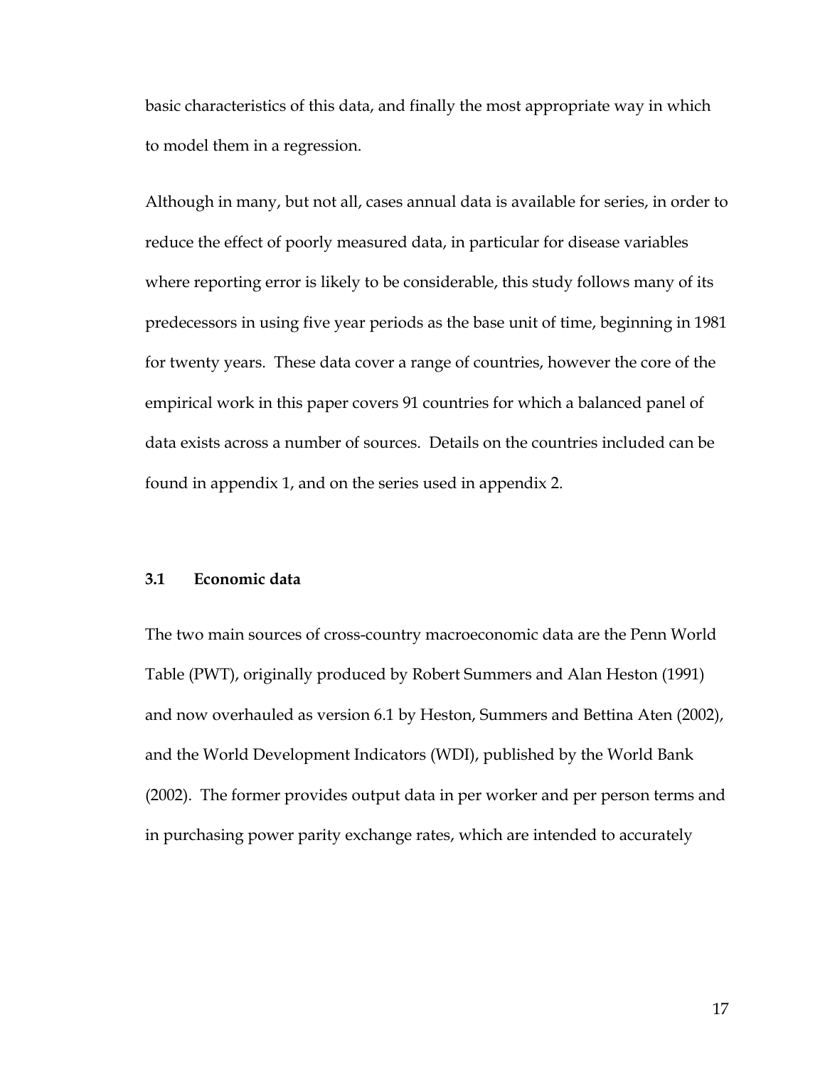basic characteristics of this data, and finally the most appropriate way in which to model them in a regression.

Although in many, but not all, cases annual data is available for series, in order to reduce the effect of poorly measured data, in particular for disease variables where reporting error is likely to be considerable, this study follows many of its predecessors in using five year periods as the base unit of time, beginning in 1981 for twenty years. These data cover a range of countries, however the core of the empirical work in this paper covers 91 countries for which a balanced panel of data exists across a number of sources. Details on the countries included can be found in appendix 1, and on the series used in appendix 2.

### 3.1 Economic data

The two main sources of cross-country macroeconomic data are the Penn World Table (PWT), originally produced by Robert Summers and Alan Heston (1991) and now overhauled as version 6.1 by Heston, Summers and Bettina Aten (2002), and the World Development Indicators (WDI), published by the World Bank (2002). The former provides output data in per worker and per person terms and in purchasing power parity exchange rates, which are intended to accurately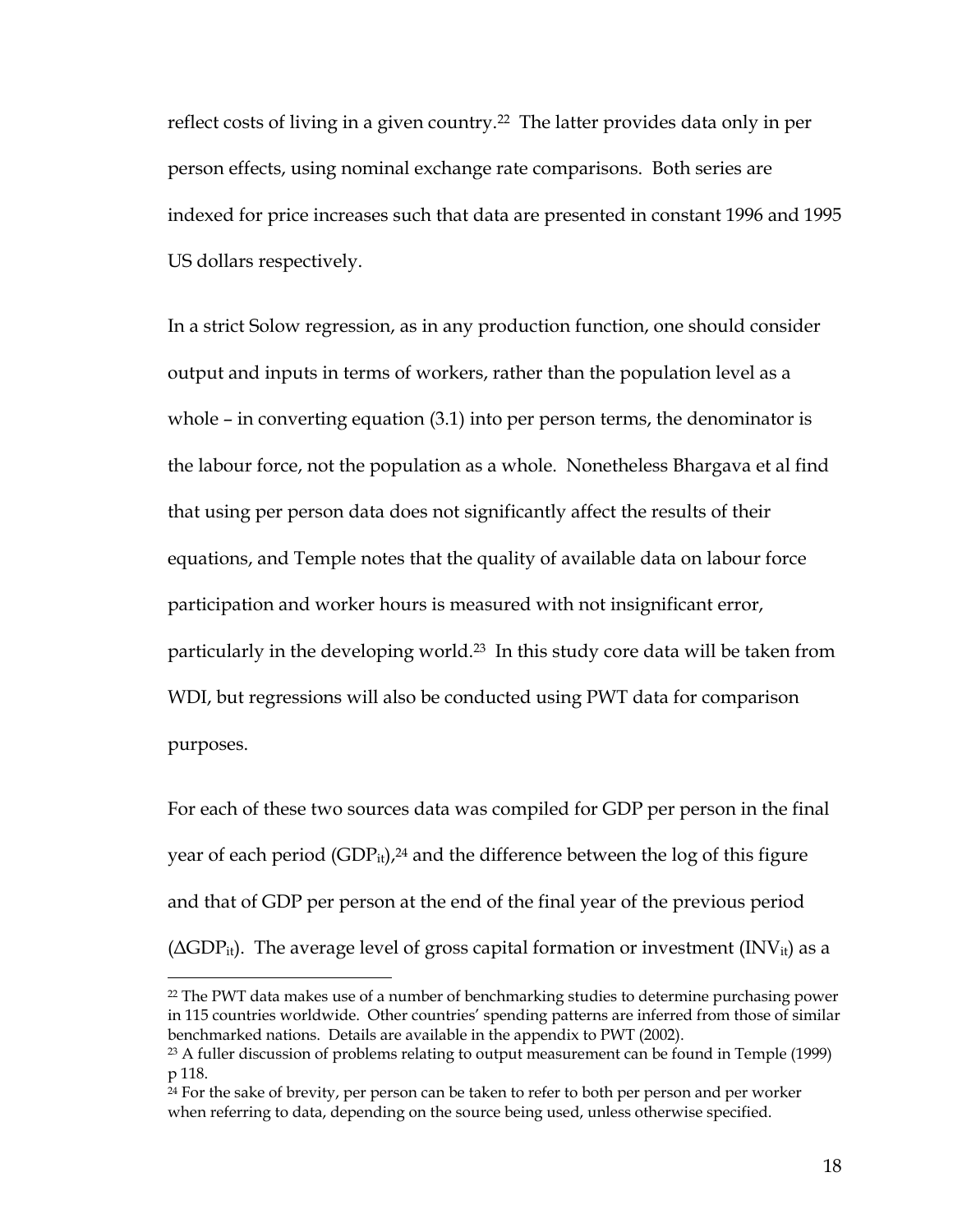reflect costs of living in a given country.[22] The latter provides data only in per person effects, using nominal exchange rate comparisons. Both series are indexed for price increases such that data are presented in constant 1996 and 1995 US dollars respectively.

In a strict Solow regression, as in any production function, one should consider output and inputs in terms of workers, rather than the population level as a whole – in converting equation (3.1) into per person terms, the denominator is the labour force, not the population as a whole. Nonetheless Bhargava et al find that using per person data does not significantly affect the results of their equations, and Temple notes that the quality of available data on labour force participation and worker hours is measured with not insignificant error, particularly in the developing world.[23] In this study core data will be taken from WDI, but regressions will also be conducted using PWT data for comparison purposes.

For each of these two sources data was compiled for GDP per person in the final year of each period ($GDP_{it}$),[24] and the difference between the log of this figure and that of GDP per person at the end of the final year of the previous period ($\Delta GDP_{it}$). The average level of gross capital formation or investment ($INV_{it}$) as a

---

[22] The PWT data makes use of a number of benchmarking studies to determine purchasing power in 115 countries worldwide. Other countries' spending patterns are inferred from those of similar benchmarked nations. Details are available in the appendix to PWT (2002).

[23] A fuller discussion of problems relating to output measurement can be found in Temple (1999) p 118.

[24] For the sake of brevity, per person can be taken to refer to both per person and per worker when referring to data, depending on the source being used, unless otherwise specified.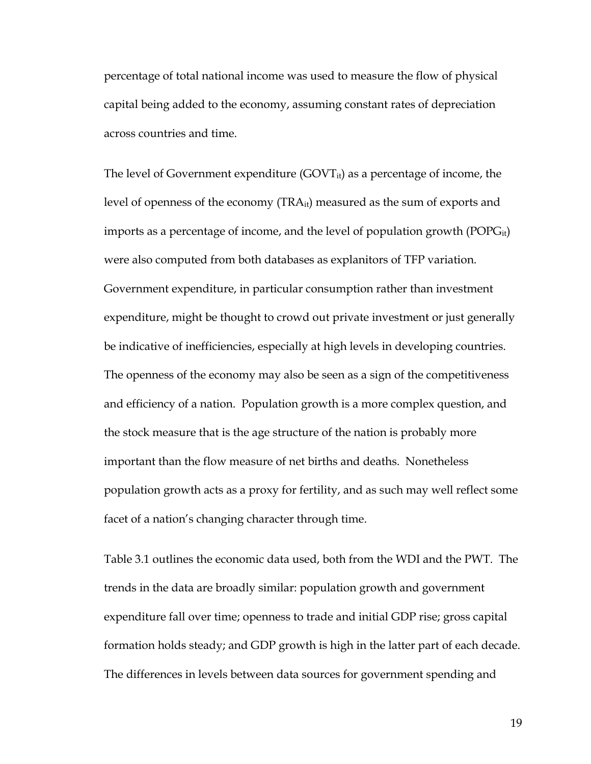percentage of total national income was used to measure the flow of physical capital being added to the economy, assuming constant rates of depreciation across countries and time.

The level of Government expenditure ($GOVT_{it}$) as a percentage of income, the level of openness of the economy ($TRA_{it}$) measured as the sum of exports and imports as a percentage of income, and the level of population growth ($POPG_{it}$) were also computed from both databases as explanitors of TFP variation. Government expenditure, in particular consumption rather than investment expenditure, might be thought to crowd out private investment or just generally be indicative of inefficiencies, especially at high levels in developing countries. The openness of the economy may also be seen as a sign of the competitiveness and efficiency of a nation. Population growth is a more complex question, and the stock measure that is the age structure of the nation is probably more important than the flow measure of net births and deaths. Nonetheless population growth acts as a proxy for fertility, and as such may well reflect some facet of a nation's changing character through time.

Table 3.1 outlines the economic data used, both from the WDI and the PWT. The trends in the data are broadly similar: population growth and government expenditure fall over time; openness to trade and initial GDP rise; gross capital formation holds steady; and GDP growth is high in the latter part of each decade. The differences in levels between data sources for government spending and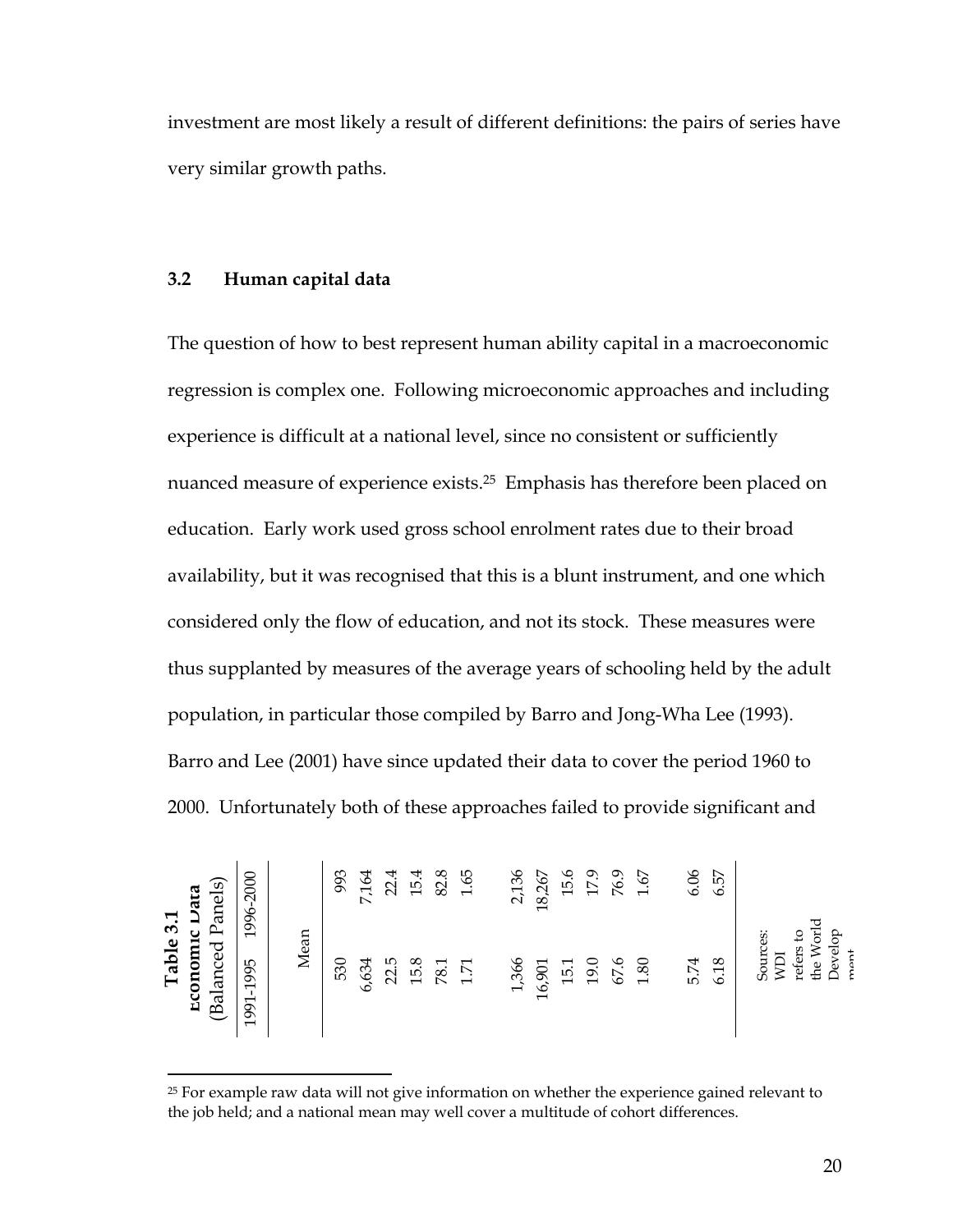investment are most likely a result of different definitions: the pairs of series have very similar growth paths.

### 3.2 Human capital data

The question of how to best represent human ability capital in a macroeconomic regression is complex one. Following microeconomic approaches and including experience is difficult at a national level, since no consistent or sufficiently nuanced measure of experience exists.[25] Emphasis has therefore been placed on education. Early work used gross school enrolment rates due to their broad availability, but it was recognised that this is a blunt instrument, and one which considered only the flow of education, and not its stock. These measures were thus supplanted by measures of the average years of schooling held by the adult population, in particular those compiled by Barro and Jong-Wha Lee (1993). Barro and Lee (2001) have since updated their data to cover the period 1960 to 2000. Unfortunately both of these approaches failed to provide significant and

**Table 3.1**
**Economic Data**
(Balanced Panels)

| 1991-1995 | 1996-2000 |
|---|---|
| Mean | |
| 530 | 993 |
| 6,634 | 7,164 |
| 22.5 | 22.4 |
| 15.8 | 15.4 |
| 78.1 | 82.8 |
| 1.71 | 1.65 |
| 1,366 | 2,136 |
| 16,901 | 18,267 |
| 15.1 | 15.6 |
| 19.0 | 17.9 |
| 67.6 | 76.9 |
| 1.80 | 1.67 |
| 5.74 | 6.06 |
| 6.18 | 6.57 |

Sources: WDI refers to the World Development

[25] For example raw data will not give information on whether the experience gained relevant to the job held; and a national mean may well cover a multitude of cohort differences.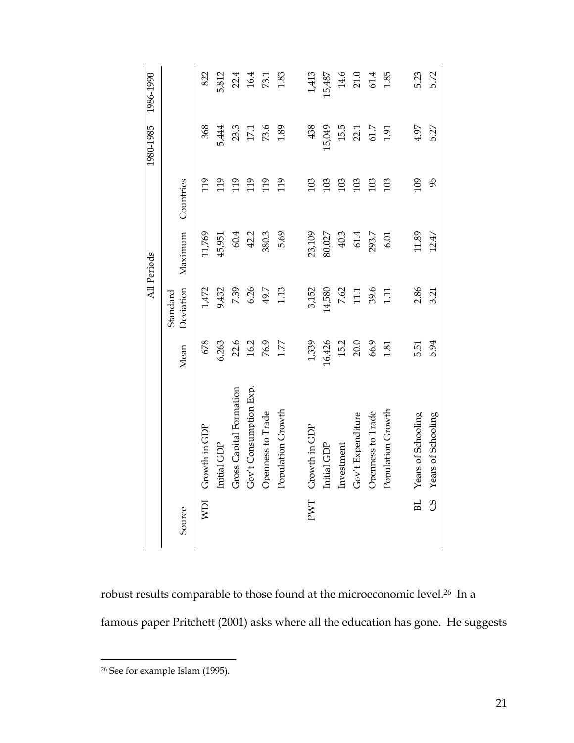| Source | | All Periods | | | | 1980-1985 | 1986-1990 |
|---|---|---|---|---|---|---|---|
| | | Mean | Standard Deviation | Maximum | Countries | | |
| WDI | Growth in GDP | 678 | 1,472 | 11,769 | 119 | 368 | 822 |
| | Initial GDP | 6,263 | 9,432 | 45,951 | 119 | 5,444 | 5,812 |
| | Gross Capital Formation | 22.6 | 7.39 | 60.4 | 119 | 23.3 | 22.4 |
| | Gov't Consumption Exp. | 16.2 | 6.26 | 42.2 | 119 | 17.1 | 16.4 |
| | Openness to Trade | 76.9 | 49.7 | 380.3 | 119 | 73.6 | 73.1 |
| | Population Growth | 1.77 | 1.13 | 5.69 | 119 | 1.89 | 1.83 |
| PWT | Growth in GDP | 1,339 | 3,152 | 23,109 | 103 | 438 | 1,413 |
| | Initial GDP | 16,426 | 14,580 | 80,027 | 103 | 15,049 | 15,487 |
| | Investment | 15.2 | 7.62 | 40.3 | 103 | 15.5 | 14.6 |
| | Gov't Expenditure | 20.0 | 11.1 | 61.4 | 103 | 22.1 | 21.0 |
| | Openness to Trade | 66.9 | 39.6 | 293.7 | 103 | 61.7 | 61.4 |
| | Population Growth | 1.81 | 1.11 | 6.01 | 103 | 1.91 | 1.85 |
| BL | Years of Schooling | 5.51 | 2.86 | 11.89 | 109 | 4.97 | 5.23 |
| CS | Years of Schooling | 5.94 | 3.21 | 12.47 | 95 | 5.27 | 5.72 |

robust results comparable to those found at the microeconomic level.[26] In a famous paper Pritchett (2001) asks where all the education has gone. He suggests

[26] See for example Islam (1995).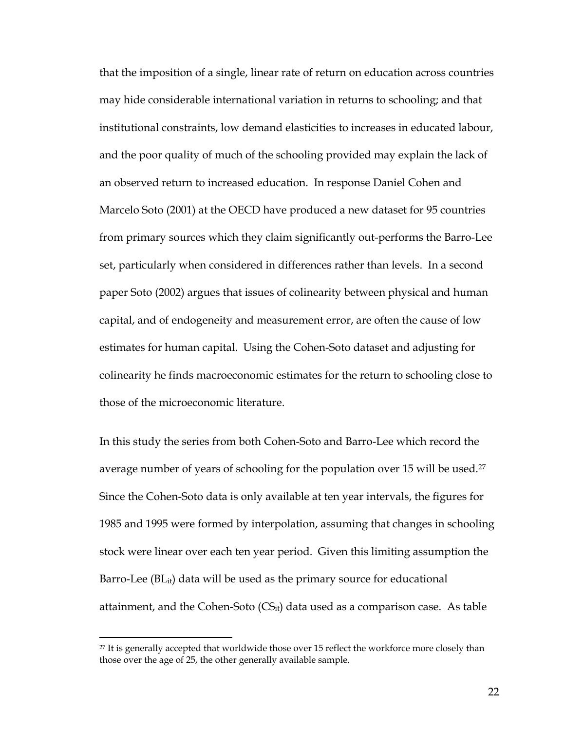that the imposition of a single, linear rate of return on education across countries may hide considerable international variation in returns to schooling; and that institutional constraints, low demand elasticities to increases in educated labour, and the poor quality of much of the schooling provided may explain the lack of an observed return to increased education. In response Daniel Cohen and Marcelo Soto (2001) at the OECD have produced a new dataset for 95 countries from primary sources which they claim significantly out-performs the Barro-Lee set, particularly when considered in differences rather than levels. In a second paper Soto (2002) argues that issues of colinearity between physical and human capital, and of endogeneity and measurement error, are often the cause of low estimates for human capital. Using the Cohen-Soto dataset and adjusting for colinearity he finds macroeconomic estimates for the return to schooling close to those of the microeconomic literature.

In this study the series from both Cohen-Soto and Barro-Lee which record the average number of years of schooling for the population over 15 will be used.[27] Since the Cohen-Soto data is only available at ten year intervals, the figures for 1985 and 1995 were formed by interpolation, assuming that changes in schooling stock were linear over each ten year period. Given this limiting assumption the Barro-Lee ($BL_{it}$) data will be used as the primary source for educational attainment, and the Cohen-Soto ($CS_{it}$) data used as a comparison case. As table

[27] It is generally accepted that worldwide those over 15 reflect the workforce more closely than those over the age of 25, the other generally available sample.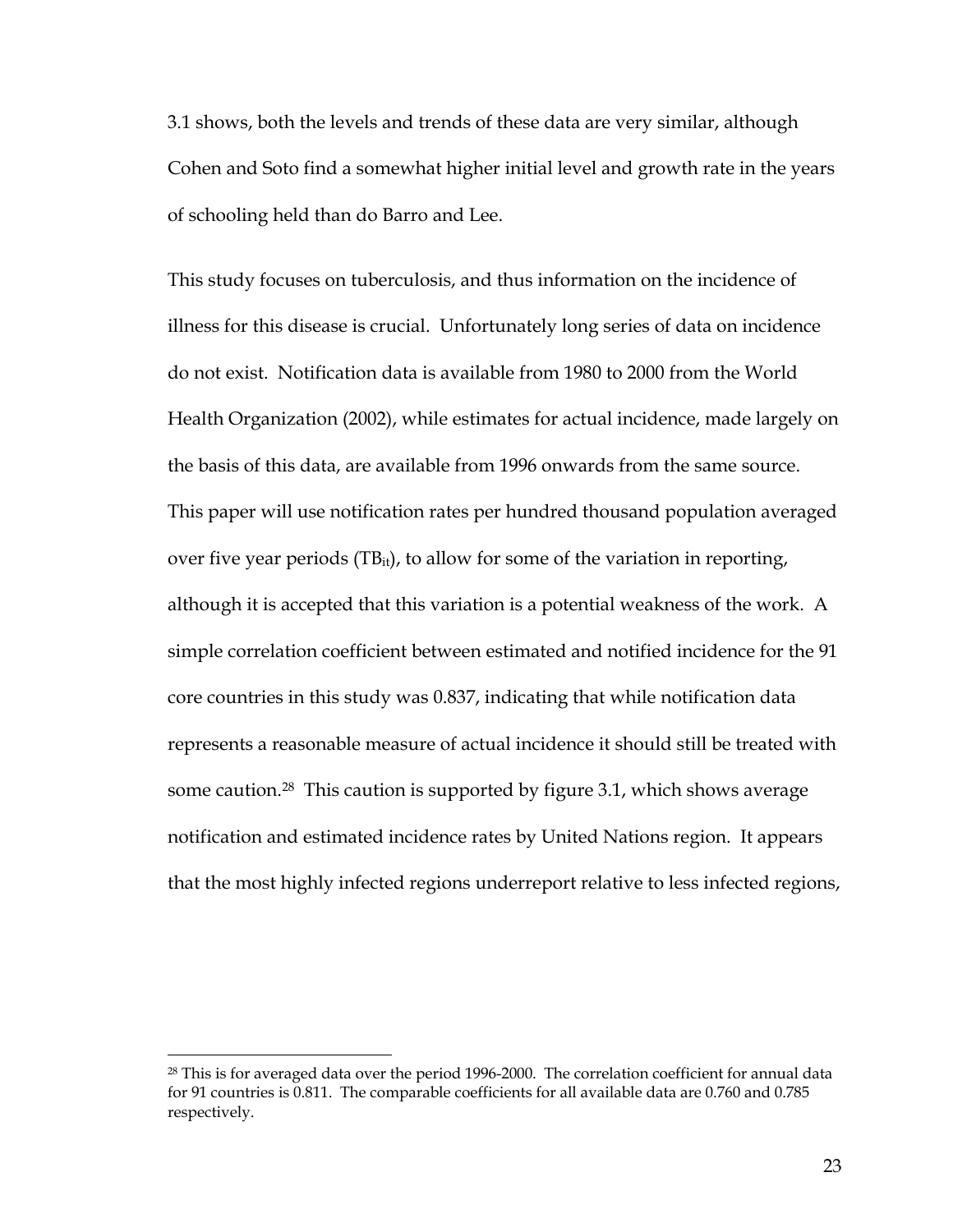3.1 shows, both the levels and trends of these data are very similar, although Cohen and Soto find a somewhat higher initial level and growth rate in the years of schooling held than do Barro and Lee.

This study focuses on tuberculosis, and thus information on the incidence of illness for this disease is crucial. Unfortunately long series of data on incidence do not exist. Notification data is available from 1980 to 2000 from the World Health Organization (2002), while estimates for actual incidence, made largely on the basis of this data, are available from 1996 onwards from the same source. This paper will use notification rates per hundred thousand population averaged over five year periods ($TB_{it}$), to allow for some of the variation in reporting, although it is accepted that this variation is a potential weakness of the work. A simple correlation coefficient between estimated and notified incidence for the 91 core countries in this study was 0.837, indicating that while notification data represents a reasonable measure of actual incidence it should still be treated with some caution.[28] This caution is supported by figure 3.1, which shows average notification and estimated incidence rates by United Nations region. It appears that the most highly infected regions underreport relative to less infected regions,

[28] This is for averaged data over the period 1996-2000. The correlation coefficient for annual data for 91 countries is 0.811. The comparable coefficients for all available data are 0.760 and 0.785 respectively.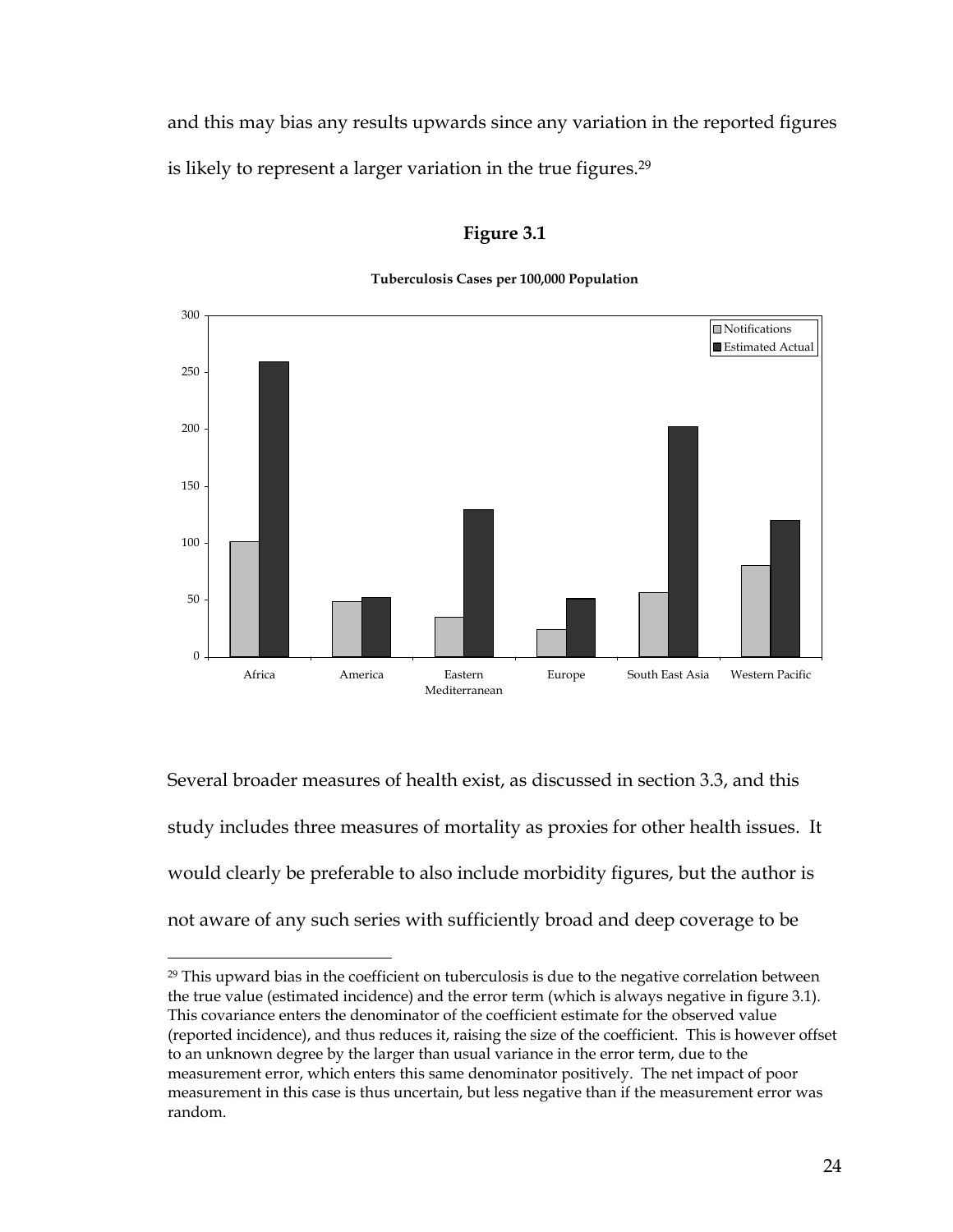and this may bias any results upwards since any variation in the reported figures is likely to represent a larger variation in the true figures.[29]

**Figure 3.1**

**Tuberculosis Cases per 100,000 Population**

Several broader measures of health exist, as discussed in section 3.3, and this study includes three measures of mortality as proxies for other health issues. It would clearly be preferable to also include morbidity figures, but the author is not aware of any such series with sufficiently broad and deep coverage to be

---

[29] This upward bias in the coefficient on tuberculosis is due to the negative correlation between the true value (estimated incidence) and the error term (which is always negative in figure 3.1). This covariance enters the denominator of the coefficient estimate for the observed value (reported incidence), and thus reduces it, raising the size of the coefficient. This is however offset to an unknown degree by the larger than usual variance in the error term, due to the measurement error, which enters this same denominator positively. The net impact of poor measurement in this case is thus uncertain, but less negative than if the measurement error was random.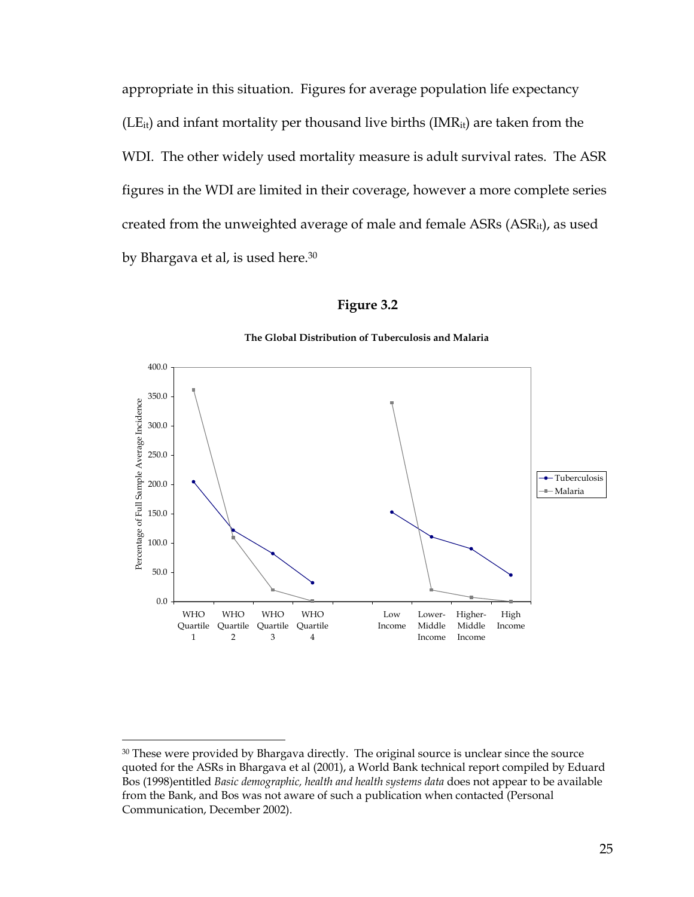appropriate in this situation. Figures for average population life expectancy ($LE_{it}$) and infant mortality per thousand live births ($IMR_{it}$) are taken from the WDI. The other widely used mortality measure is adult survival rates. The ASR figures in the WDI are limited in their coverage, however a more complete series created from the unweighted average of male and female ASRs ($ASR_{it}$), as used by Bhargava et al, is used here.[30]

**Figure 3.2**

**The Global Distribution of Tuberculosis and Malaria**

---

[30] These were provided by Bhargava directly. The original source is unclear since the source quoted for the ASRs in Bhargava et al (2001), a World Bank technical report compiled by Eduard Bos (1998)entitled *Basic demographic, health and health systems data* does not appear to be available from the Bank, and Bos was not aware of such a publication when contacted (Personal Communication, December 2002).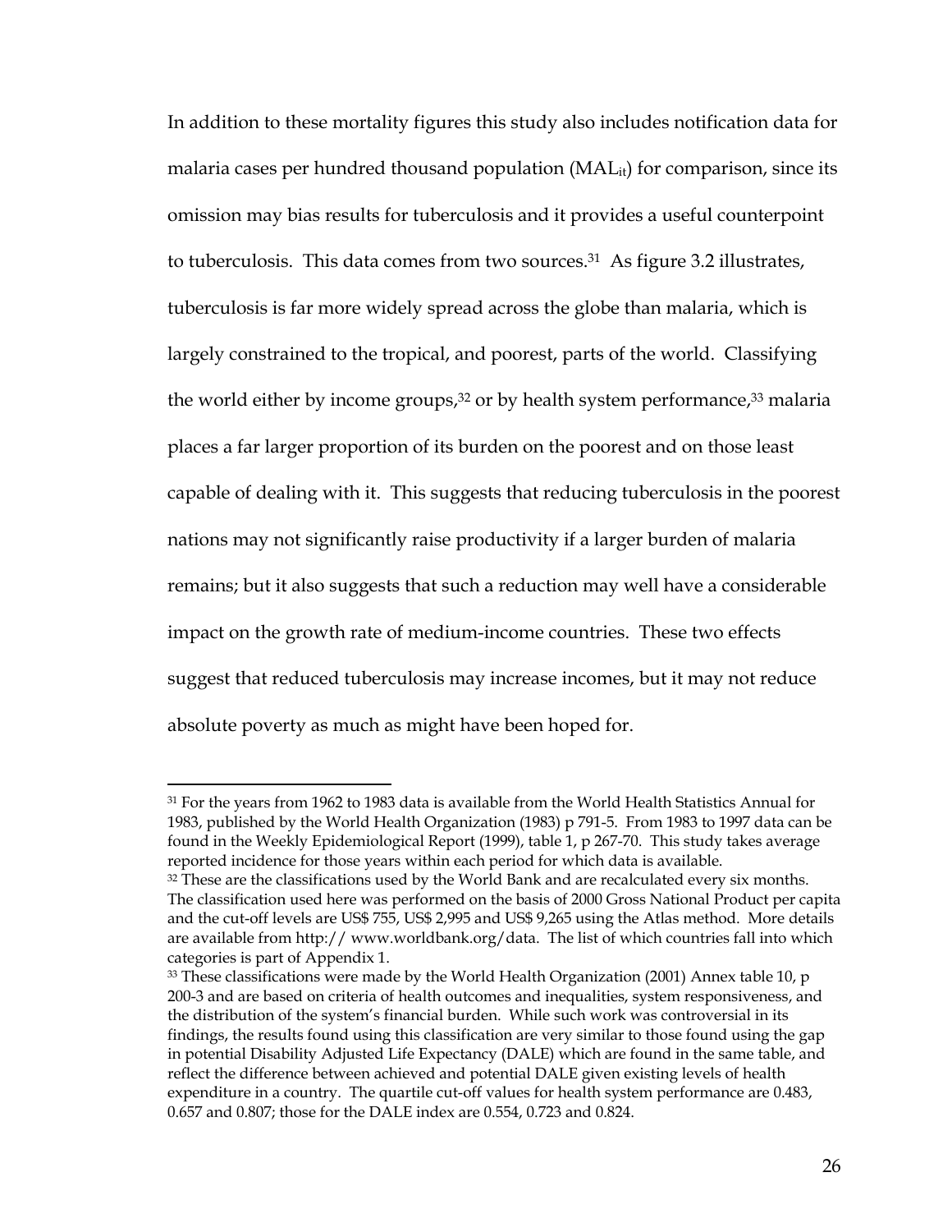In addition to these mortality figures this study also includes notification data for malaria cases per hundred thousand population ($MAL_{it}$) for comparison, since its omission may bias results for tuberculosis and it provides a useful counterpoint to tuberculosis. This data comes from two sources.[31] As figure 3.2 illustrates, tuberculosis is far more widely spread across the globe than malaria, which is largely constrained to the tropical, and poorest, parts of the world. Classifying the world either by income groups,[32] or by health system performance,[33] malaria places a far larger proportion of its burden on the poorest and on those least capable of dealing with it. This suggests that reducing tuberculosis in the poorest nations may not significantly raise productivity if a larger burden of malaria remains; but it also suggests that such a reduction may well have a considerable impact on the growth rate of medium-income countries. These two effects suggest that reduced tuberculosis may increase incomes, but it may not reduce absolute poverty as much as might have been hoped for.

---

[31] For the years from 1962 to 1983 data is available from the World Health Statistics Annual for 1983, published by the World Health Organization (1983) p 791-5. From 1983 to 1997 data can be found in the Weekly Epidemiological Report (1999), table 1, p 267-70. This study takes average reported incidence for those years within each period for which data is available.

[32] These are the classifications used by the World Bank and are recalculated every six months. The classification used here was performed on the basis of 2000 Gross National Product per capita and the cut-off levels are US$ 755, US$ 2,995 and US$ 9,265 using the Atlas method. More details are available from http:// www.worldbank.org/data. The list of which countries fall into which categories is part of Appendix 1.

[33] These classifications were made by the World Health Organization (2001) Annex table 10, p 200-3 and are based on criteria of health outcomes and inequalities, system responsiveness, and the distribution of the system's financial burden. While such work was controversial in its findings, the results found using this classification are very similar to those found using the gap in potential Disability Adjusted Life Expectancy (DALE) which are found in the same table, and reflect the difference between achieved and potential DALE given existing levels of health expenditure in a country. The quartile cut-off values for health system performance are 0.483, 0.657 and 0.807; those for the DALE index are 0.554, 0.723 and 0.824.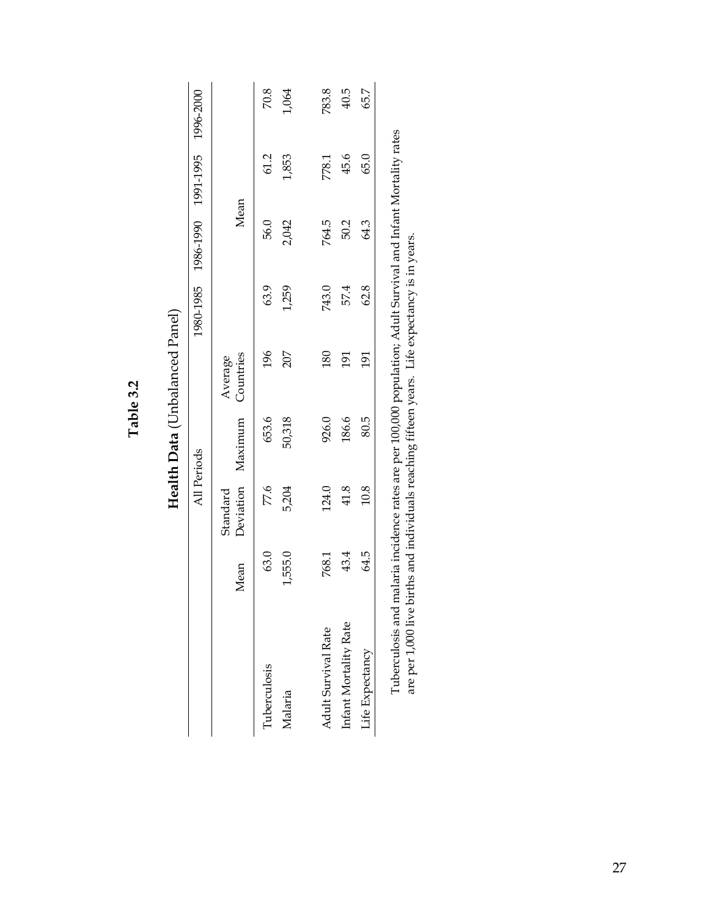**Table 3.2**

**Health Data** (Unbalanced Panel)

| | All Periods | | | | 1980-1985 | 1986-1990 | 1991-1995 | 1996-2000 |
|---|---|---|---|---|---|---|---|---|
| | Mean | Standard Deviation | Maximum | Average Countries | | Mean | | |
| Tuberculosis | 63.0 | 77.6 | 653.6 | 196 | 63.9 | 56.0 | 61.2 | 70.8 |
| Malaria | 1,555.0 | 5,204 | 50,318 | 207 | 1,259 | 2,042 | 1,853 | 1,064 |
| Adult Survival Rate | 768.1 | 124.0 | 926.0 | 180 | 743.0 | 764.5 | 778.1 | 783.8 |
| Infant Mortality Rate | 43.4 | 41.8 | 186.6 | 191 | 57.4 | 50.2 | 45.6 | 40.5 |
| Life Expectancy | 64.5 | 10.8 | 80.5 | 191 | 62.8 | 64.3 | 65.0 | 65.7 |

Tuberculosis and malaria incidence rates are per 100,000 population; Adult Survival and Infant Mortality rates are per 1,000 live births and individuals reaching fifteen years. Life expectancy is in years.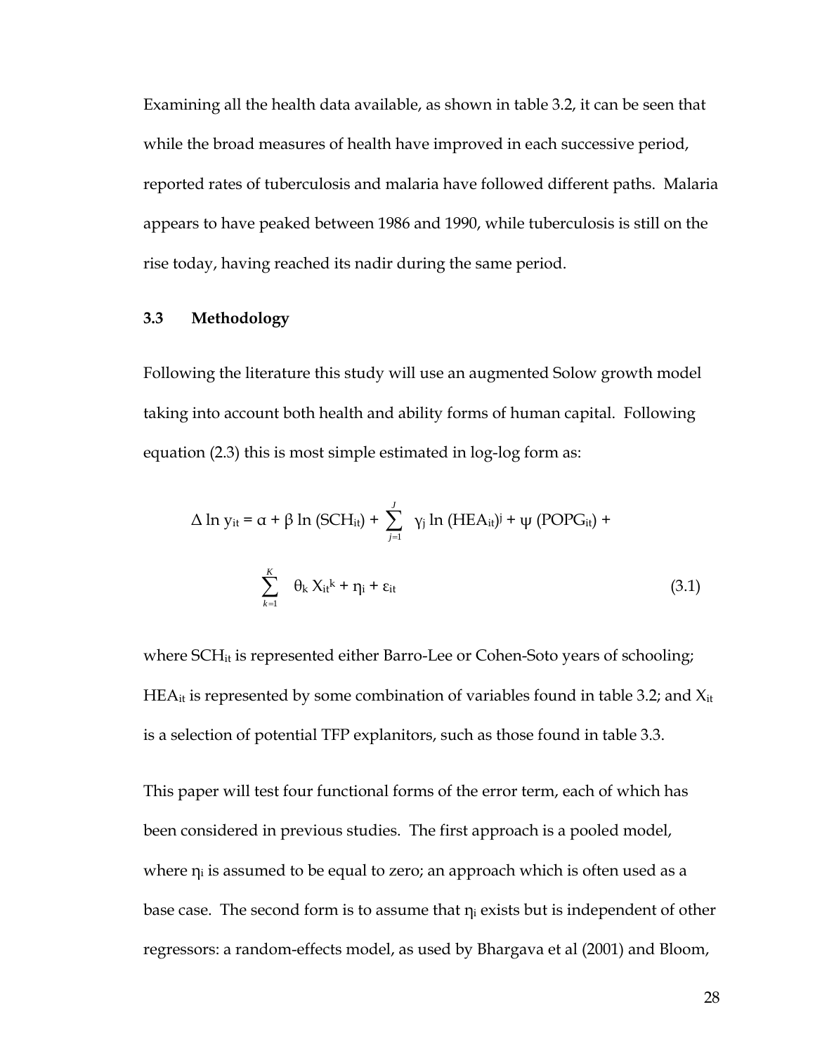Examining all the health data available, as shown in table 3.2, it can be seen that while the broad measures of health have improved in each successive period, reported rates of tuberculosis and malaria have followed different paths. Malaria appears to have peaked between 1986 and 1990, while tuberculosis is still on the rise today, having reached its nadir during the same period.

### 3.3 Methodology

Following the literature this study will use an augmented Solow growth model taking into account both health and ability forms of human capital. Following equation (2.3) this is most simple estimated in log-log form as:

$$\Delta \ln y_{it} = \alpha + \beta \ln (SCH_{it}) + \sum_{j=1}^{J} \gamma_j \ln (HEA_{it})^j + \psi (POPG_{it}) + \sum_{k=1}^{K} \theta_k X_{it}^k + \eta_i + \varepsilon_{it} \tag{3.1}$$

where $SCH_{it}$ is represented either Barro-Lee or Cohen-Soto years of schooling; $HEA_{it}$ is represented by some combination of variables found in table 3.2; and $X_{it}$ is a selection of potential TFP explanitors, such as those found in table 3.3.

This paper will test four functional forms of the error term, each of which has been considered in previous studies. The first approach is a pooled model, where $\eta_i$ is assumed to be equal to zero; an approach which is often used as a base case. The second form is to assume that $\eta_i$ exists but is independent of other regressors: a random-effects model, as used by Bhargava et al (2001) and Bloom,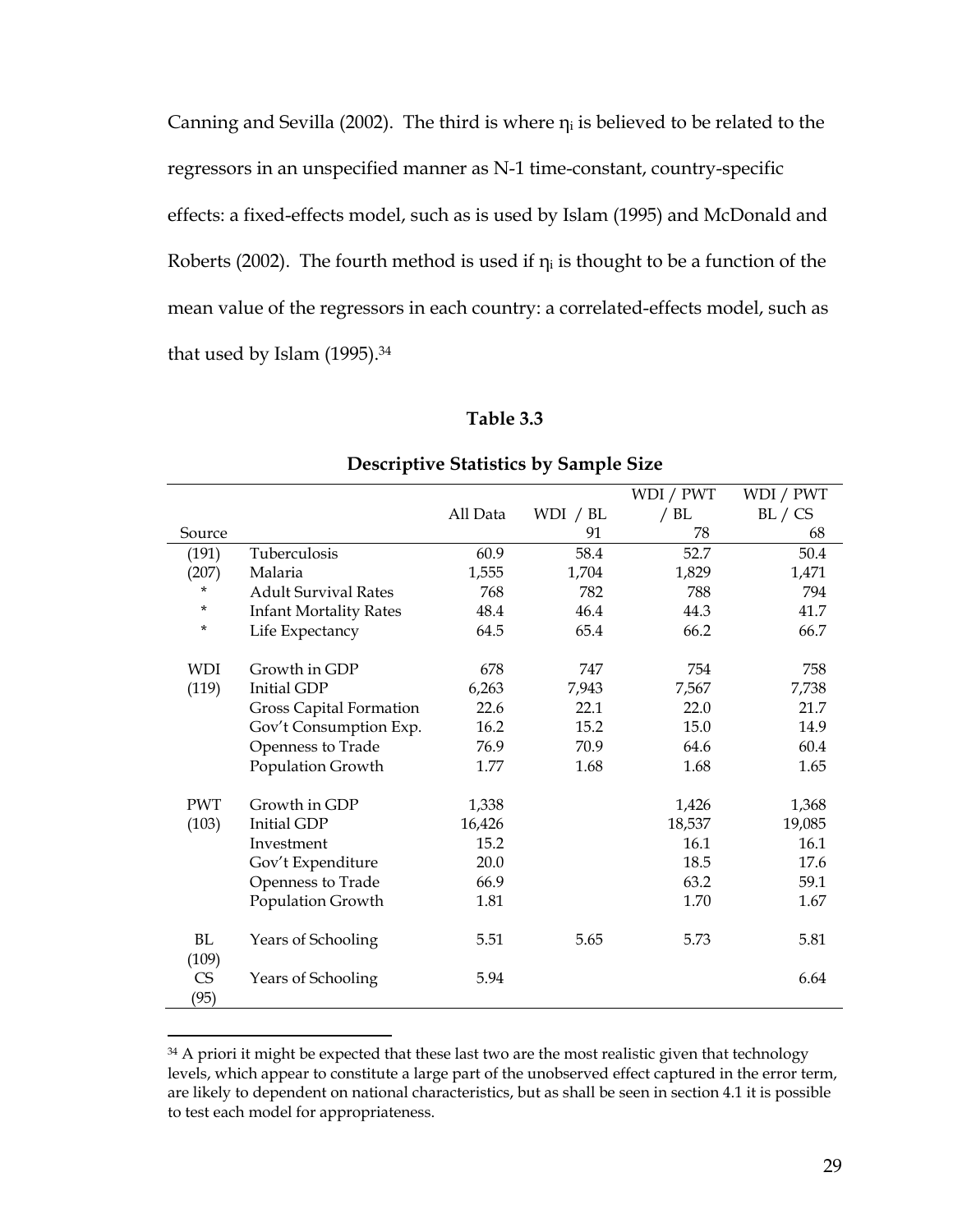Canning and Sevilla (2002). The third is where $\eta_i$ is believed to be related to the regressors in an unspecified manner as N-1 time-constant, country-specific effects: a fixed-effects model, such as is used by Islam (1995) and McDonald and Roberts (2002). The fourth method is used if $\eta_i$ is thought to be a function of the mean value of the regressors in each country: a correlated-effects model, such as that used by Islam (1995).[34]

**Table 3.3**

**Descriptive Statistics by Sample Size**

| Source | | All Data | WDI / BL 91 | WDI / PWT / BL 78 | WDI / PWT BL / CS 68 |
|---|---|---|---|---|---|
| (191) | Tuberculosis | 60.9 | 58.4 | 52.7 | 50.4 |
| (207) | Malaria | 1,555 | 1,704 | 1,829 | 1,471 |
| * | Adult Survival Rates | 768 | 782 | 788 | 794 |
| * | Infant Mortality Rates | 48.4 | 46.4 | 44.3 | 41.7 |
| * | Life Expectancy | 64.5 | 65.4 | 66.2 | 66.7 |
| WDI | Growth in GDP | 678 | 747 | 754 | 758 |
| (119) | Initial GDP | 6,263 | 7,943 | 7,567 | 7,738 |
| | Gross Capital Formation | 22.6 | 22.1 | 22.0 | 21.7 |
| | Gov't Consumption Exp. | 16.2 | 15.2 | 15.0 | 14.9 |
| | Openness to Trade | 76.9 | 70.9 | 64.6 | 60.4 |
| | Population Growth | 1.77 | 1.68 | 1.68 | 1.65 |
| PWT | Growth in GDP | 1,338 | | 1,426 | 1,368 |
| (103) | Initial GDP | 16,426 | | 18,537 | 19,085 |
| | Investment | 15.2 | | 16.1 | 16.1 |
| | Gov't Expenditure | 20.0 | | 18.5 | 17.6 |
| | Openness to Trade | 66.9 | | 63.2 | 59.1 |
| | Population Growth | 1.81 | | 1.70 | 1.67 |
| BL (109) | Years of Schooling | 5.51 | 5.65 | 5.73 | 5.81 |
| CS (95) | Years of Schooling | 5.94 | | | 6.64 |

[34] A priori it might be expected that these last two are the most realistic given that technology levels, which appear to constitute a large part of the unobserved effect captured in the error term, are likely to dependent on national characteristics, but as shall be seen in section 4.1 it is possible to test each model for appropriateness.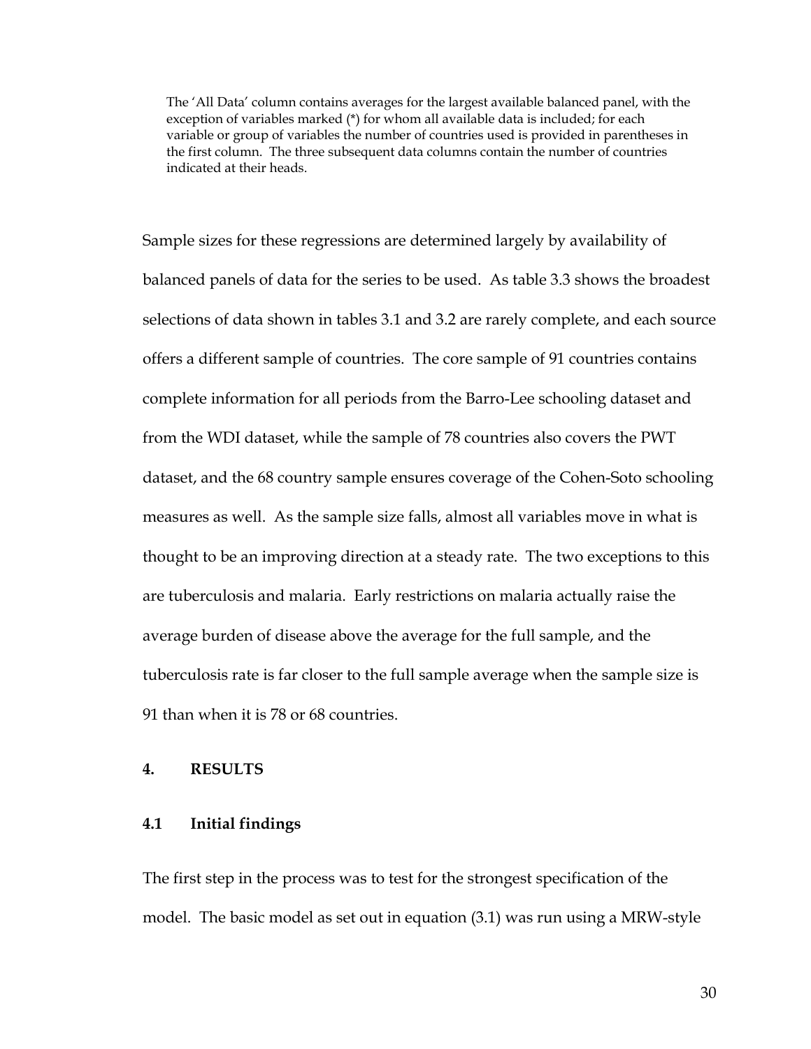The 'All Data' column contains averages for the largest available balanced panel, with the exception of variables marked (*) for whom all available data is included; for each variable or group of variables the number of countries used is provided in parentheses in the first column. The three subsequent data columns contain the number of countries indicated at their heads.

Sample sizes for these regressions are determined largely by availability of balanced panels of data for the series to be used. As table 3.3 shows the broadest selections of data shown in tables 3.1 and 3.2 are rarely complete, and each source offers a different sample of countries. The core sample of 91 countries contains complete information for all periods from the Barro-Lee schooling dataset and from the WDI dataset, while the sample of 78 countries also covers the PWT dataset, and the 68 country sample ensures coverage of the Cohen-Soto schooling measures as well. As the sample size falls, almost all variables move in what is thought to be an improving direction at a steady rate. The two exceptions to this are tuberculosis and malaria. Early restrictions on malaria actually raise the average burden of disease above the average for the full sample, and the tuberculosis rate is far closer to the full sample average when the sample size is 91 than when it is 78 or 68 countries.

## 4. RESULTS

### 4.1 Initial findings

The first step in the process was to test for the strongest specification of the model. The basic model as set out in equation (3.1) was run using a MRW-style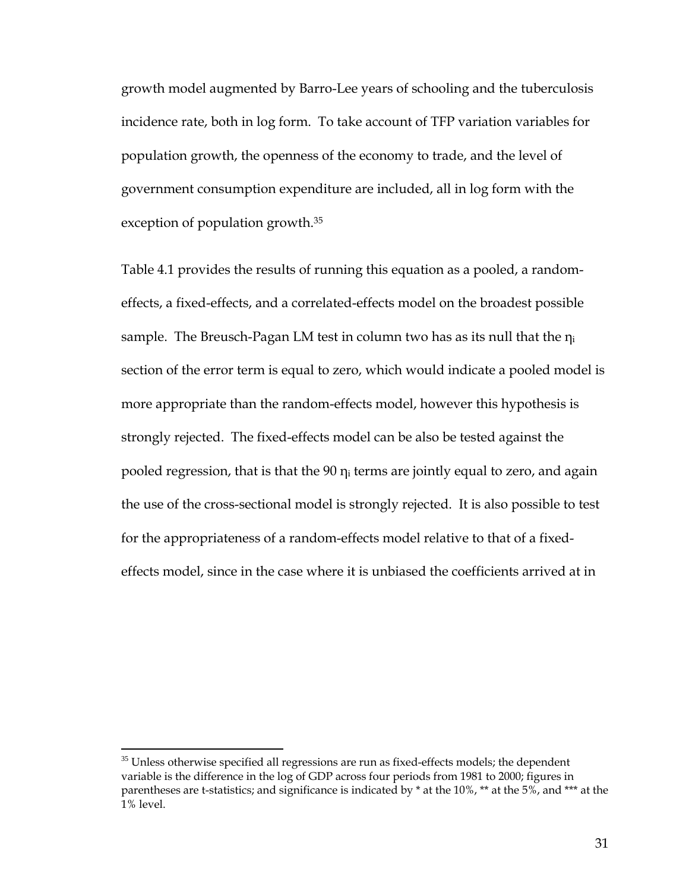growth model augmented by Barro-Lee years of schooling and the tuberculosis incidence rate, both in log form. To take account of TFP variation variables for population growth, the openness of the economy to trade, and the level of government consumption expenditure are included, all in log form with the exception of population growth.[35]

Table 4.1 provides the results of running this equation as a pooled, a random-effects, a fixed-effects, and a correlated-effects model on the broadest possible sample. The Breusch-Pagan LM test in column two has as its null that the $\eta_i$ section of the error term is equal to zero, which would indicate a pooled model is more appropriate than the random-effects model, however this hypothesis is strongly rejected. The fixed-effects model can be also be tested against the pooled regression, that is that the 90 $\eta_i$ terms are jointly equal to zero, and again the use of the cross-sectional model is strongly rejected. It is also possible to test for the appropriateness of a random-effects model relative to that of a fixed-effects model, since in the case where it is unbiased the coefficients arrived at in

---

[35] Unless otherwise specified all regressions are run as fixed-effects models; the dependent variable is the difference in the log of GDP across four periods from 1981 to 2000; figures in parentheses are t-statistics; and significance is indicated by * at the 10%, ** at the 5%, and *** at the 1% level.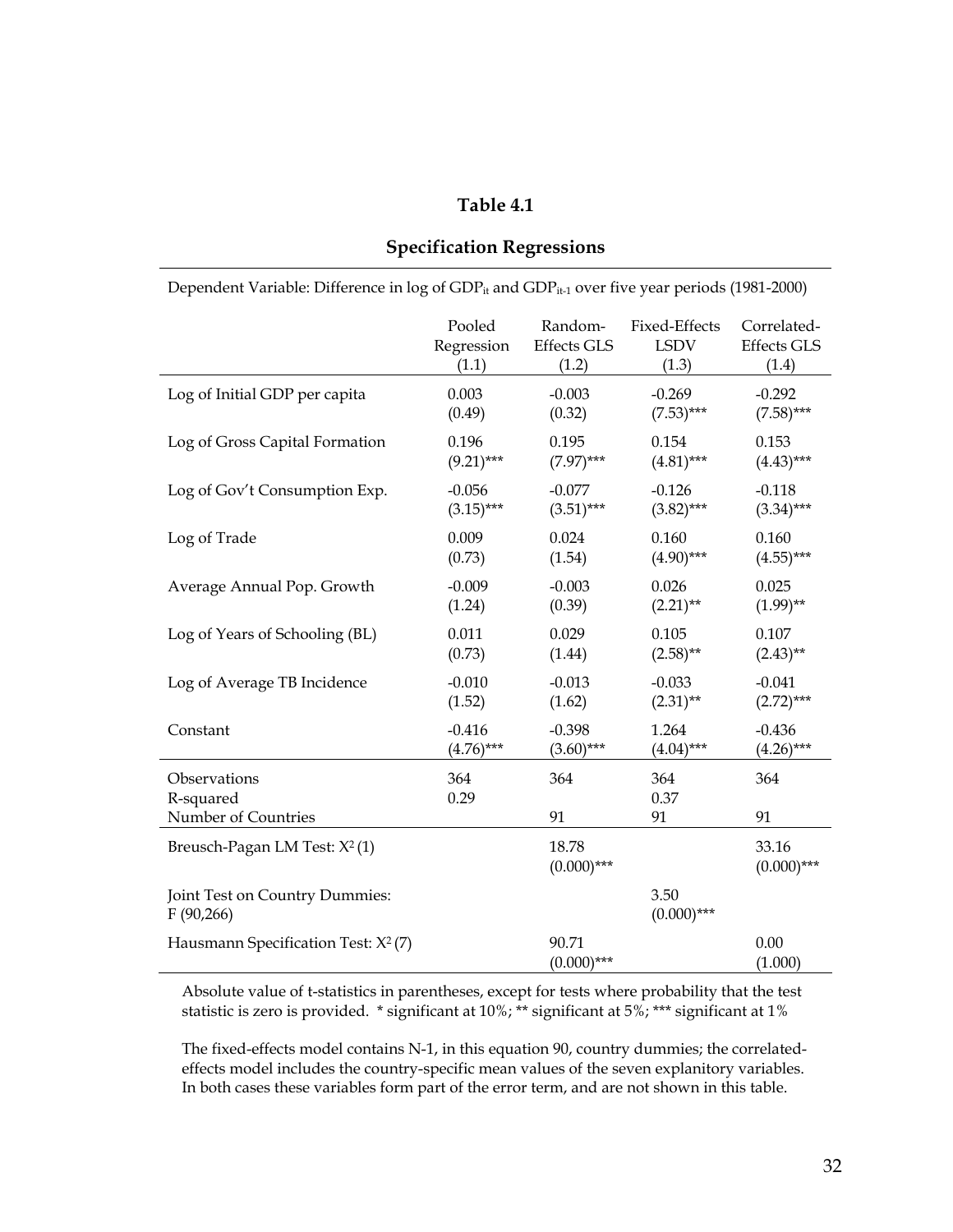# Table 4.1

## Specification Regressions

Dependent Variable: Difference in log of $GDP_{it}$ and $GDP_{it-1}$ over five year periods (1981-2000)

| | Pooled Regression (1.1) | Random-Effects GLS (1.2) | Fixed-Effects LSDV (1.3) | Correlated-Effects GLS (1.4) |
|---|---|---|---|---|
| Log of Initial GDP per capita | 0.003 | -0.003 | -0.269 | -0.292 |
| | (0.49) | (0.32) | (7.53)*** | (7.58)*** |
| Log of Gross Capital Formation | 0.196 | 0.195 | 0.154 | 0.153 |
| | (9.21)*** | (7.97)*** | (4.81)*** | (4.43)*** |
| Log of Gov't Consumption Exp. | -0.056 | -0.077 | -0.126 | -0.118 |
| | (3.15)*** | (3.51)*** | (3.82)*** | (3.34)*** |
| Log of Trade | 0.009 | 0.024 | 0.160 | 0.160 |
| | (0.73) | (1.54) | (4.90)*** | (4.55)*** |
| Average Annual Pop. Growth | -0.009 | -0.003 | 0.026 | 0.025 |
| | (1.24) | (0.39) | (2.21)** | (1.99)** |
| Log of Years of Schooling (BL) | 0.011 | 0.029 | 0.105 | 0.107 |
| | (0.73) | (1.44) | (2.58)** | (2.43)** |
| Log of Average TB Incidence | -0.010 | -0.013 | -0.033 | -0.041 |
| | (1.52) | (1.62) | (2.31)** | (2.72)*** |
| Constant | -0.416 | -0.398 | 1.264 | -0.436 |
| | (4.76)*** | (3.60)*** | (4.04)*** | (4.26)*** |
| Observations | 364 | 364 | 364 | 364 |
| R-squared | 0.29 | | 0.37 | |
| Number of Countries | | 91 | 91 | 91 |
| Breusch-Pagan LM Test: $X^2(1)$ | | 18.78 | | 33.16 |
| | | (0.000)*** | | (0.000)*** |
| Joint Test on Country Dummies: $F(90,266)$ | | | 3.50 | |
| | | | (0.000)*** | |
| Hausmann Specification Test: $X^2(7)$ | | 90.71 | | 0.00 |
| | | (0.000)*** | | (1.000) |

Absolute value of t-statistics in parentheses, except for tests where probability that the test statistic is zero is provided. * significant at 10%; ** significant at 5%; *** significant at 1%

The fixed-effects model contains N-1, in this equation 90, country dummies; the correlated-effects model includes the country-specific mean values of the seven explinatory variables. In both cases these variables form part of the error term, and are not shown in this table.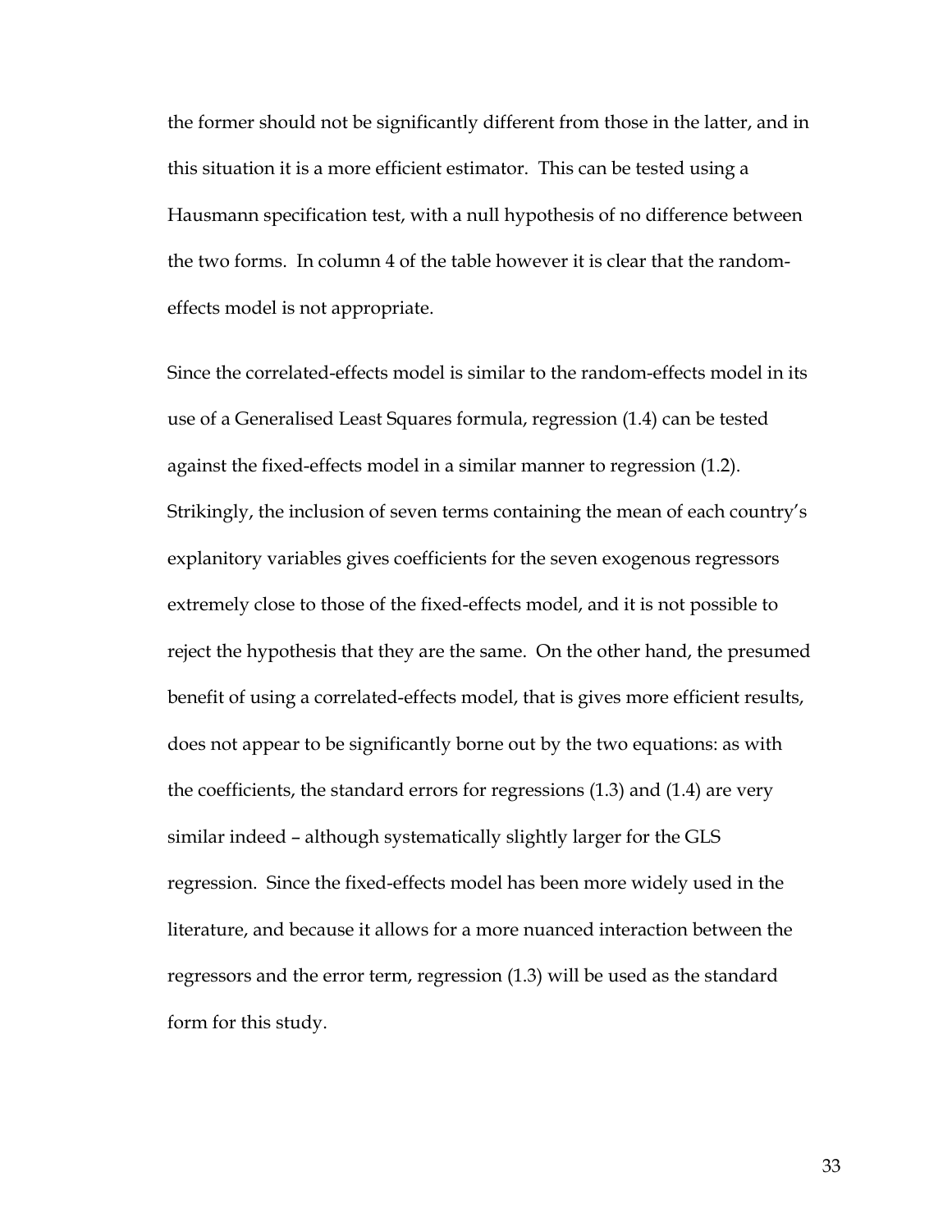the former should not be significantly different from those in the latter, and in this situation it is a more efficient estimator. This can be tested using a Hausmann specification test, with a null hypothesis of no difference between the two forms. In column 4 of the table however it is clear that the random-effects model is not appropriate.

Since the correlated-effects model is similar to the random-effects model in its use of a Generalised Least Squares formula, regression (1.4) can be tested against the fixed-effects model in a similar manner to regression (1.2). Strikingly, the inclusion of seven terms containing the mean of each country's explanitory variables gives coefficients for the seven exogenous regressors extremely close to those of the fixed-effects model, and it is not possible to reject the hypothesis that they are the same. On the other hand, the presumed benefit of using a correlated-effects model, that is gives more efficient results, does not appear to be significantly borne out by the two equations: as with the coefficients, the standard errors for regressions (1.3) and (1.4) are very similar indeed – although systematically slightly larger for the GLS regression. Since the fixed-effects model has been more widely used in the literature, and because it allows for a more nuanced interaction between the regressors and the error term, regression (1.3) will be used as the standard form for this study.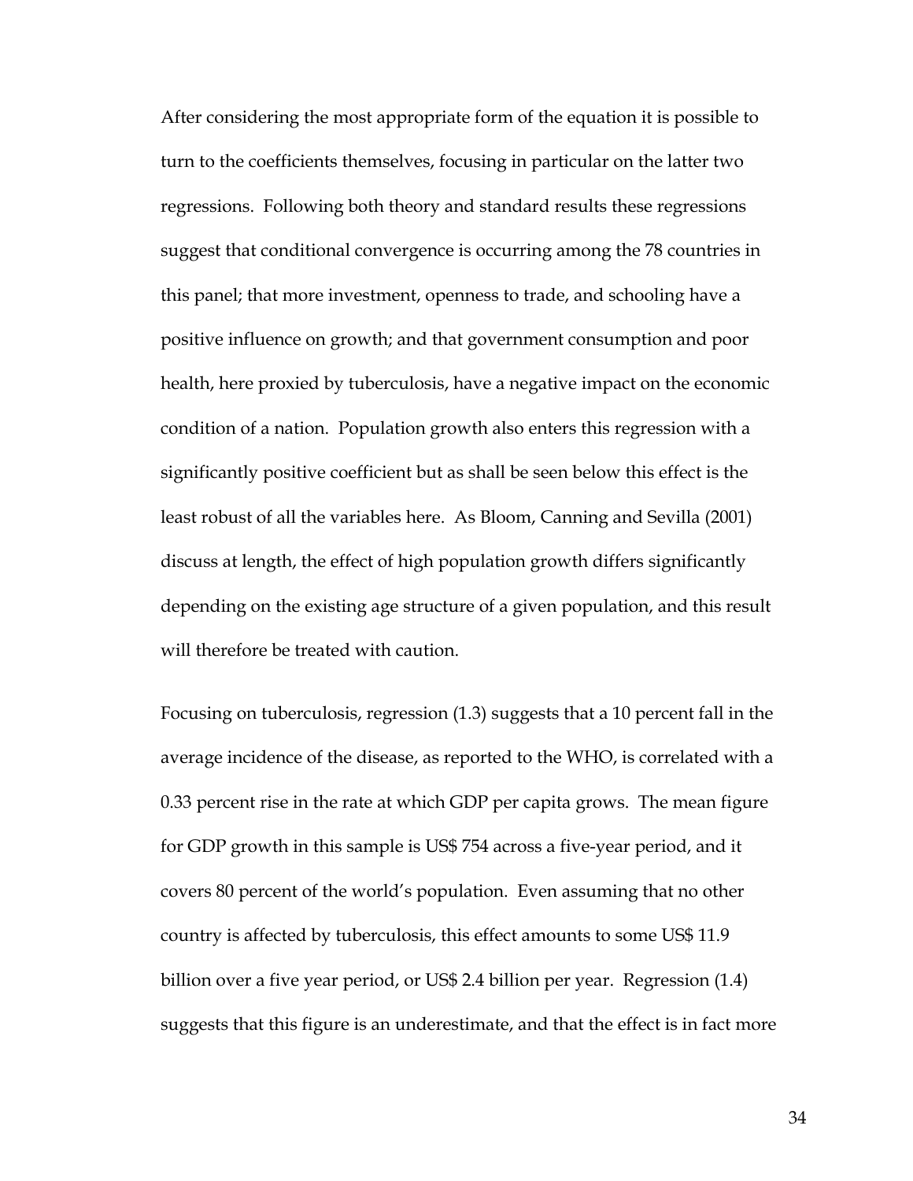After considering the most appropriate form of the equation it is possible to turn to the coefficients themselves, focusing in particular on the latter two regressions. Following both theory and standard results these regressions suggest that conditional convergence is occurring among the 78 countries in this panel; that more investment, openness to trade, and schooling have a positive influence on growth; and that government consumption and poor health, here proxied by tuberculosis, have a negative impact on the economic condition of a nation. Population growth also enters this regression with a significantly positive coefficient but as shall be seen below this effect is the least robust of all the variables here. As Bloom, Canning and Sevilla (2001) discuss at length, the effect of high population growth differs significantly depending on the existing age structure of a given population, and this result will therefore be treated with caution.

Focusing on tuberculosis, regression (1.3) suggests that a 10 percent fall in the average incidence of the disease, as reported to the WHO, is correlated with a 0.33 percent rise in the rate at which GDP per capita grows. The mean figure for GDP growth in this sample is US$ 754 across a five-year period, and it covers 80 percent of the world's population. Even assuming that no other country is affected by tuberculosis, this effect amounts to some US$ 11.9 billion over a five year period, or US$ 2.4 billion per year. Regression (1.4) suggests that this figure is an underestimate, and that the effect is in fact more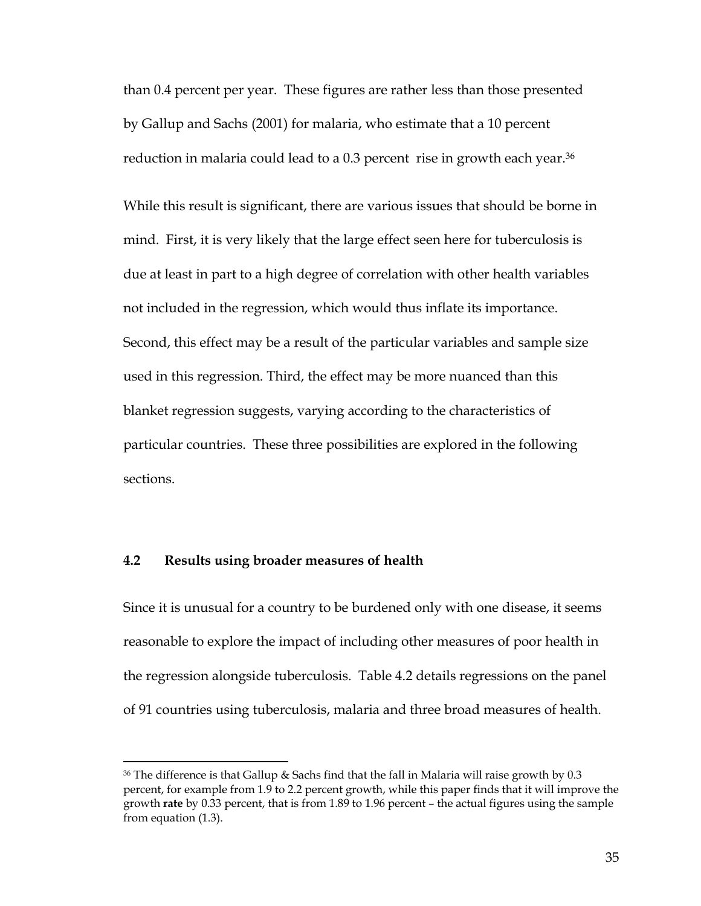than 0.4 percent per year. These figures are rather less than those presented by Gallup and Sachs (2001) for malaria, who estimate that a 10 percent reduction in malaria could lead to a 0.3 percent rise in growth each year.[36]

While this result is significant, there are various issues that should be borne in mind. First, it is very likely that the large effect seen here for tuberculosis is due at least in part to a high degree of correlation with other health variables not included in the regression, which would thus inflate its importance. Second, this effect may be a result of the particular variables and sample size used in this regression. Third, the effect may be more nuanced than this blanket regression suggests, varying according to the characteristics of particular countries. These three possibilities are explored in the following sections.

## 4.2 Results using broader measures of health

Since it is unusual for a country to be burdened only with one disease, it seems reasonable to explore the impact of including other measures of poor health in the regression alongside tuberculosis. Table 4.2 details regressions on the panel of 91 countries using tuberculosis, malaria and three broad measures of health.

---

[36] The difference is that Gallup & Sachs find that the fall in Malaria will raise growth by 0.3 percent, for example from 1.9 to 2.2 percent growth, while this paper finds that it will improve the growth **rate** by 0.33 percent, that is from 1.89 to 1.96 percent – the actual figures using the sample from equation (1.3).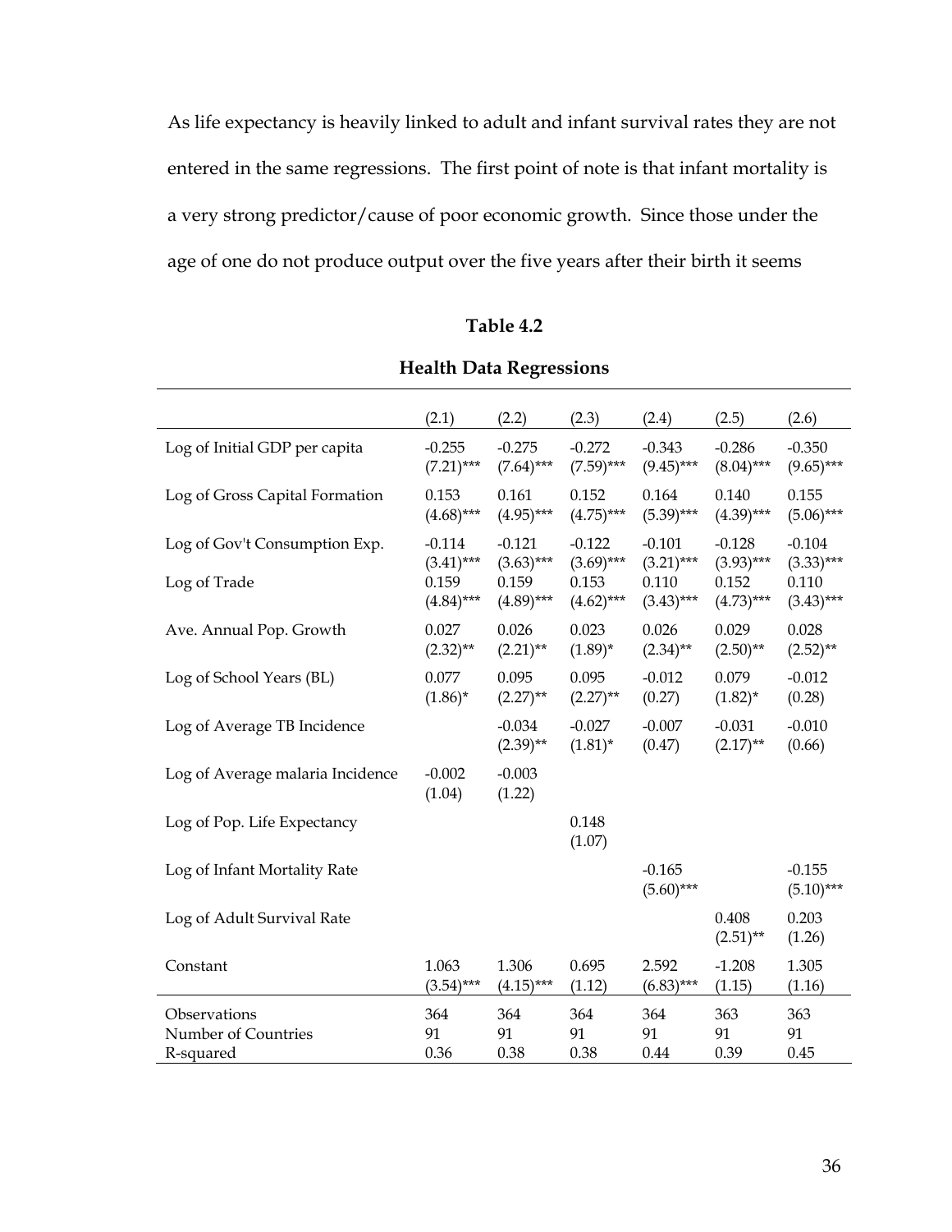As life expectancy is heavily linked to adult and infant survival rates they are not entered in the same regressions. The first point of note is that infant mortality is a very strong predictor/cause of poor economic growth. Since those under the age of one do not produce output over the five years after their birth it seems

**Table 4.2**

**Health Data Regressions**

| | (2.1) | (2.2) | (2.3) | (2.4) | (2.5) | (2.6) |
|---|---|---|---|---|---|---|
| Log of Initial GDP per capita | -0.255<br>(7.21)*** | -0.275<br>(7.64)*** | -0.272<br>(7.59)*** | -0.343<br>(9.45)*** | -0.286<br>(8.04)*** | -0.350<br>(9.65)*** |
| Log of Gross Capital Formation | 0.153<br>(4.68)*** | 0.161<br>(4.95)*** | 0.152<br>(4.75)*** | 0.164<br>(5.39)*** | 0.140<br>(4.39)*** | 0.155<br>(5.06)*** |
| Log of Gov't Consumption Exp. | -0.114<br>(3.41)*** | -0.121<br>(3.63)*** | -0.122<br>(3.69)*** | -0.101<br>(3.21)*** | -0.128<br>(3.93)*** | -0.104<br>(3.33)*** |
| Log of Trade | 0.159<br>(4.84)*** | 0.159<br>(4.89)*** | 0.153<br>(4.62)*** | 0.110<br>(3.43)*** | 0.152<br>(4.73)*** | 0.110<br>(3.43)*** |
| Ave. Annual Pop. Growth | 0.027<br>(2.32)** | 0.026<br>(2.21)** | 0.023<br>(1.89)* | 0.026<br>(2.34)** | 0.029<br>(2.50)** | 0.028<br>(2.52)** |
| Log of School Years (BL) | 0.077<br>(1.86)* | 0.095<br>(2.27)** | 0.095<br>(2.27)** | -0.012<br>(0.27) | 0.079<br>(1.82)* | -0.012<br>(0.28) |
| Log of Average TB Incidence | | -0.034<br>(2.39)** | -0.027<br>(1.81)* | -0.007<br>(0.47) | -0.031<br>(2.17)** | -0.010<br>(0.66) |
| Log of Average malaria Incidence | -0.002<br>(1.04) | -0.003<br>(1.22) | | | | |
| Log of Pop. Life Expectancy | | | 0.148<br>(1.07) | | | |
| Log of Infant Mortality Rate | | | | -0.165<br>(5.60)*** | | -0.155<br>(5.10)*** |
| Log of Adult Survival Rate | | | | | 0.408<br>(2.51)** | 0.203<br>(1.26) |
| Constant | 1.063<br>(3.54)*** | 1.306<br>(4.15)*** | 0.695<br>(1.12) | 2.592<br>(6.83)*** | -1.208<br>(1.15) | 1.305<br>(1.16) |
| Observations | 364 | 364 | 364 | 364 | 363 | 363 |
| Number of Countries | 91 | 91 | 91 | 91 | 91 | 91 |
| R-squared | 0.36 | 0.38 | 0.38 | 0.44 | 0.39 | 0.45 |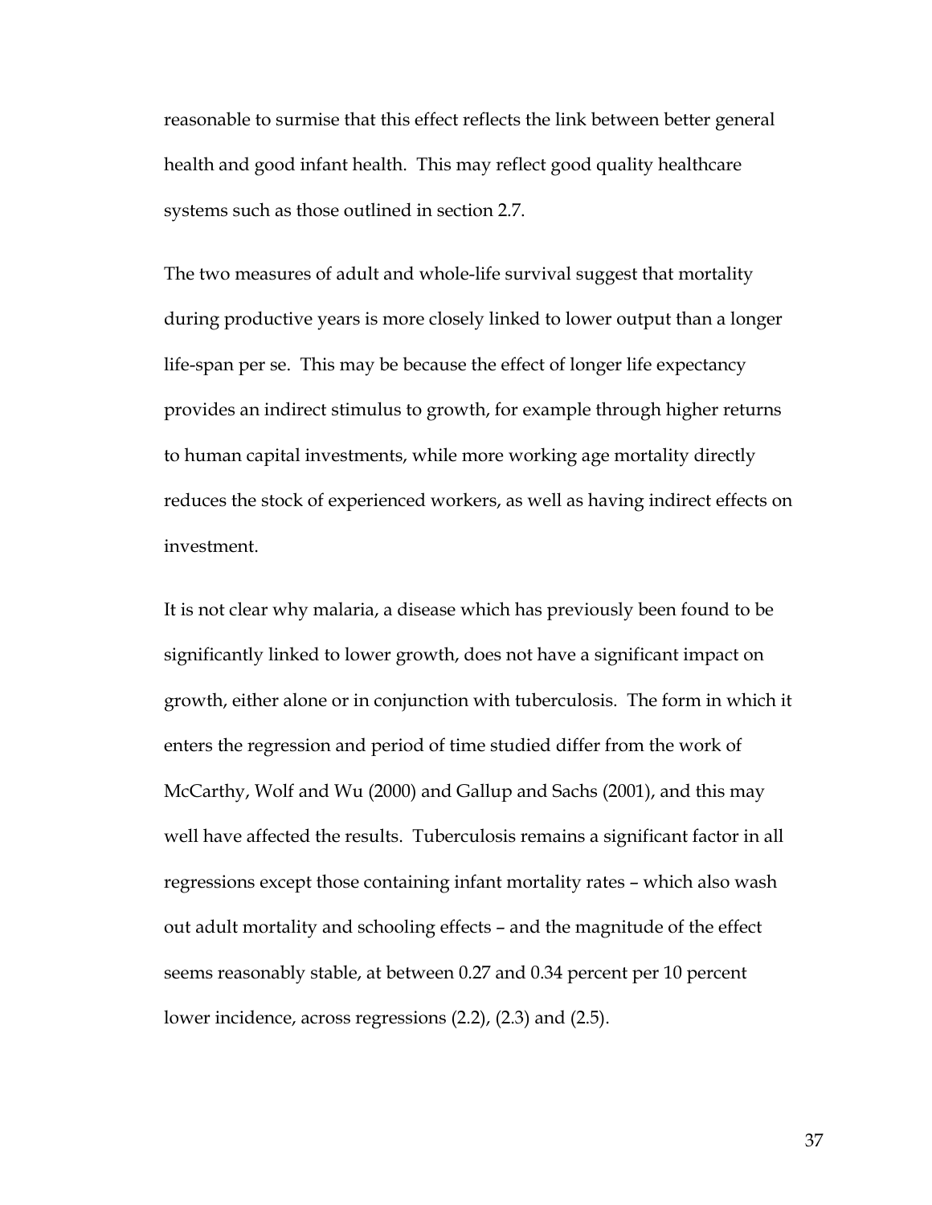reasonable to surmise that this effect reflects the link between better general health and good infant health. This may reflect good quality healthcare systems such as those outlined in section 2.7.

The two measures of adult and whole-life survival suggest that mortality during productive years is more closely linked to lower output than a longer life-span per se. This may be because the effect of longer life expectancy provides an indirect stimulus to growth, for example through higher returns to human capital investments, while more working age mortality directly reduces the stock of experienced workers, as well as having indirect effects on investment.

It is not clear why malaria, a disease which has previously been found to be significantly linked to lower growth, does not have a significant impact on growth, either alone or in conjunction with tuberculosis. The form in which it enters the regression and period of time studied differ from the work of McCarthy, Wolf and Wu (2000) and Gallup and Sachs (2001), and this may well have affected the results. Tuberculosis remains a significant factor in all regressions except those containing infant mortality rates – which also wash out adult mortality and schooling effects – and the magnitude of the effect seems reasonably stable, at between 0.27 and 0.34 percent per 10 percent lower incidence, across regressions (2.2), (2.3) and (2.5).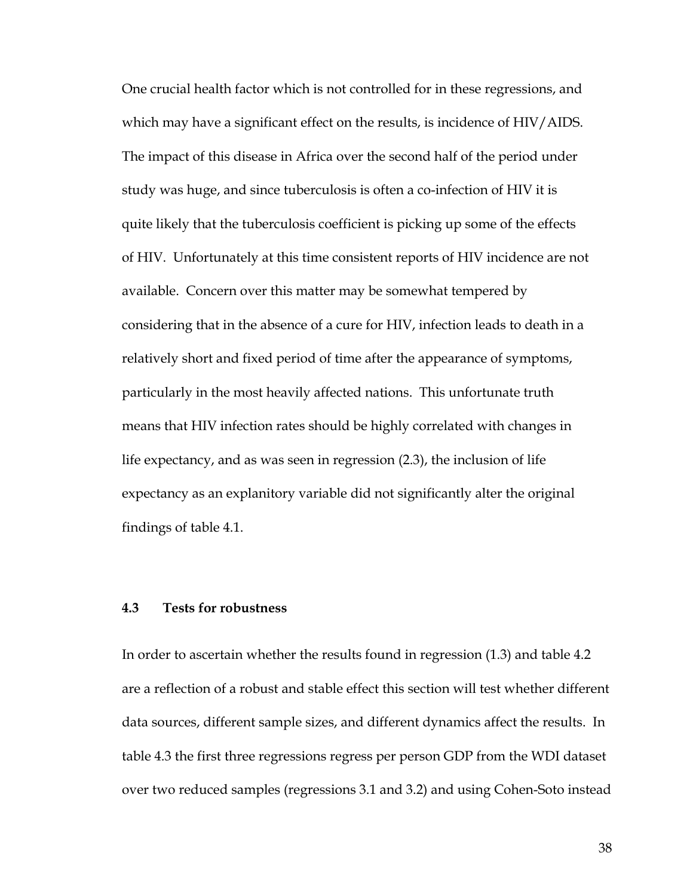One crucial health factor which is not controlled for in these regressions, and which may have a significant effect on the results, is incidence of HIV/AIDS. The impact of this disease in Africa over the second half of the period under study was huge, and since tuberculosis is often a co-infection of HIV it is quite likely that the tuberculosis coefficient is picking up some of the effects of HIV. Unfortunately at this time consistent reports of HIV incidence are not available. Concern over this matter may be somewhat tempered by considering that in the absence of a cure for HIV, infection leads to death in a relatively short and fixed period of time after the appearance of symptoms, particularly in the most heavily affected nations. This unfortunate truth means that HIV infection rates should be highly correlated with changes in life expectancy, and as was seen in regression (2.3), the inclusion of life expectancy as an explanitory variable did not significantly alter the original findings of table 4.1.

### 4.3 Tests for robustness

In order to ascertain whether the results found in regression (1.3) and table 4.2 are a reflection of a robust and stable effect this section will test whether different data sources, different sample sizes, and different dynamics affect the results. In table 4.3 the first three regressions regress per person GDP from the WDI dataset over two reduced samples (regressions 3.1 and 3.2) and using Cohen-Soto instead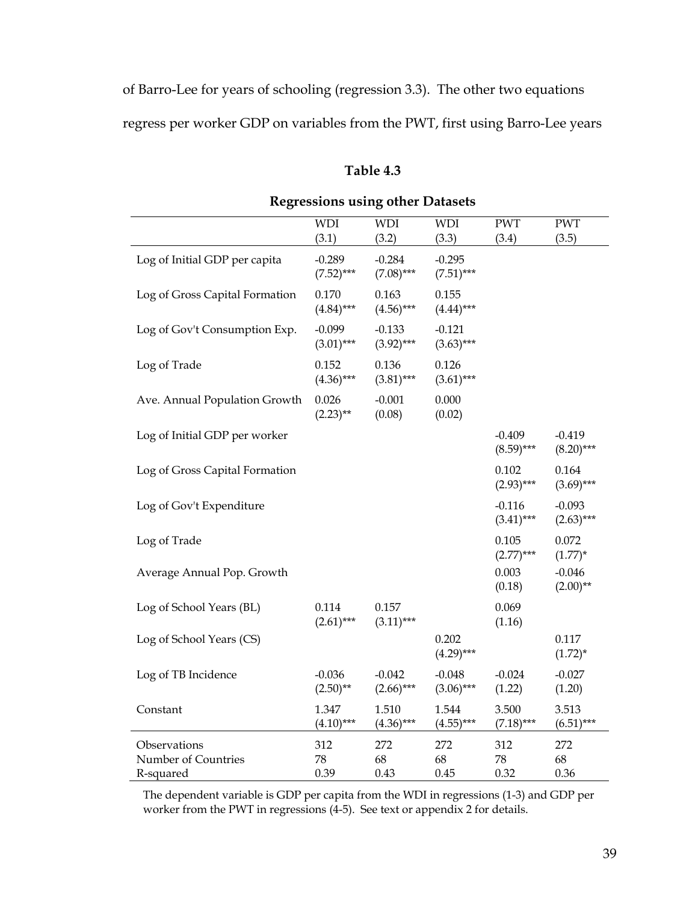of Barro-Lee for years of schooling (regression 3.3). The other two equations regress per worker GDP on variables from the PWT, first using Barro-Lee years

**Table 4.3**

**Regressions using other Datasets**

| | WDI (3.1) | WDI (3.2) | WDI (3.3) | PWT (3.4) | PWT (3.5) |
|---|---|---|---|---|---|
| Log of Initial GDP per capita | -0.289 (7.52)*** | -0.284 (7.08)*** | -0.295 (7.51)*** | | |
| Log of Gross Capital Formation | 0.170 (4.84)*** | 0.163 (4.56)*** | 0.155 (4.44)*** | | |
| Log of Gov't Consumption Exp. | -0.099 (3.01)*** | -0.133 (3.92)*** | -0.121 (3.63)*** | | |
| Log of Trade | 0.152 (4.36)*** | 0.136 (3.81)*** | 0.126 (3.61)*** | | |
| Ave. Annual Population Growth | 0.026 (2.23)** | -0.001 (0.08) | 0.000 (0.02) | | |
| Log of Initial GDP per worker | | | | -0.409 (8.59)*** | -0.419 (8.20)*** |
| Log of Gross Capital Formation | | | | 0.102 (2.93)*** | 0.164 (3.69)*** |
| Log of Gov't Expenditure | | | | -0.116 (3.41)*** | -0.093 (2.63)*** |
| Log of Trade | | | | 0.105 (2.77)*** | 0.072 (1.77)* |
| Average Annual Pop. Growth | | | | 0.003 (0.18) | -0.046 (2.00)** |
| Log of School Years (BL) | 0.114 (2.61)*** | 0.157 (3.11)*** | | 0.069 (1.16) | |
| Log of School Years (CS) | | | 0.202 (4.29)*** | | 0.117 (1.72)* |
| Log of TB Incidence | -0.036 (2.50)** | -0.042 (2.66)*** | -0.048 (3.06)*** | -0.024 (1.22) | -0.027 (1.20) |
| Constant | 1.347 (4.10)*** | 1.510 (4.36)*** | 1.544 (4.55)*** | 3.500 (7.18)*** | 3.513 (6.51)*** |
| Observations | 312 | 272 | 272 | 312 | 272 |
| Number of Countries | 78 | 68 | 68 | 78 | 68 |
| R-squared | 0.39 | 0.43 | 0.45 | 0.32 | 0.36 |

The dependent variable is GDP per capita from the WDI in regressions (1-3) and GDP per worker from the PWT in regressions (4-5). See text or appendix 2 for details.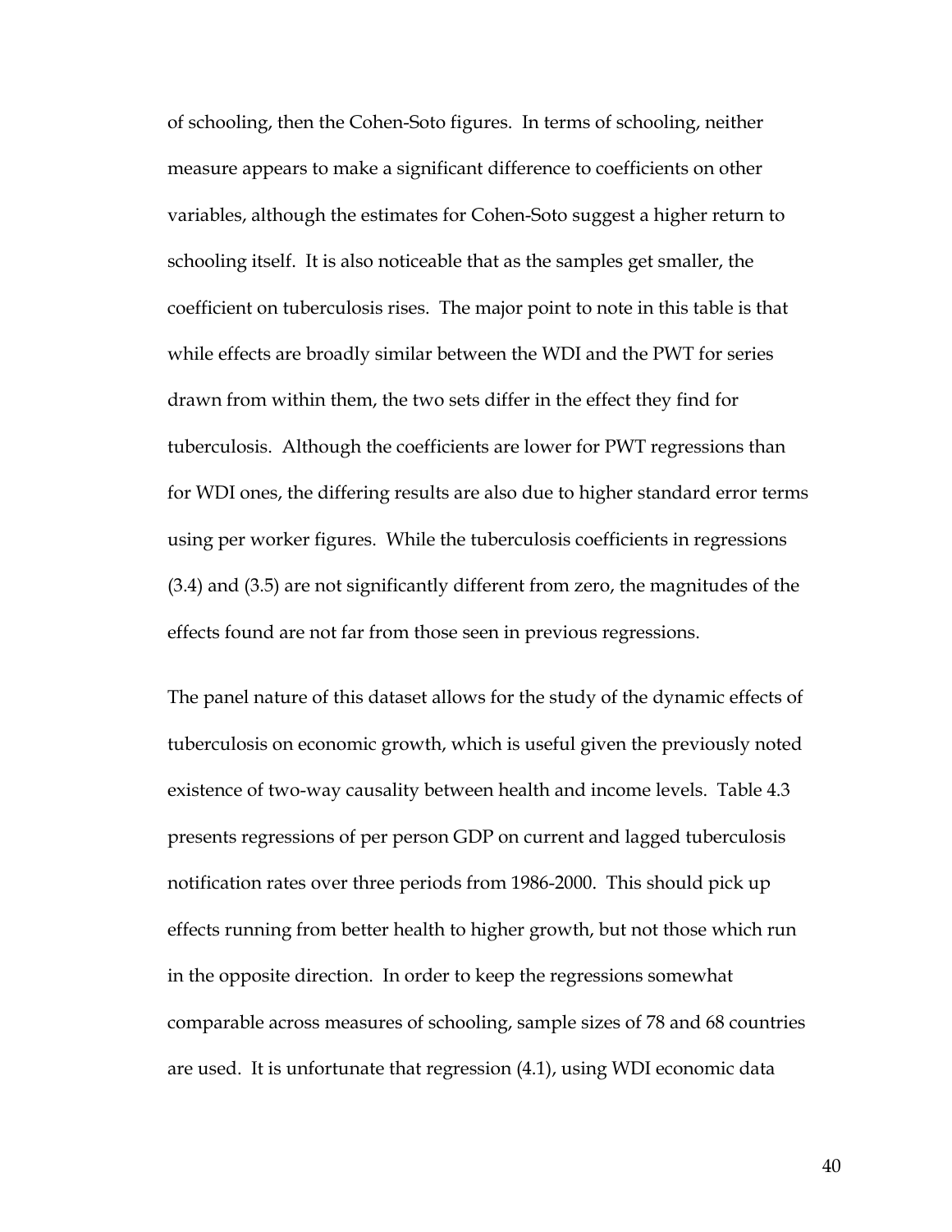of schooling, then the Cohen-Soto figures. In terms of schooling, neither measure appears to make a significant difference to coefficients on other variables, although the estimates for Cohen-Soto suggest a higher return to schooling itself. It is also noticeable that as the samples get smaller, the coefficient on tuberculosis rises. The major point to note in this table is that while effects are broadly similar between the WDI and the PWT for series drawn from within them, the two sets differ in the effect they find for tuberculosis. Although the coefficients are lower for PWT regressions than for WDI ones, the differing results are also due to higher standard error terms using per worker figures. While the tuberculosis coefficients in regressions (3.4) and (3.5) are not significantly different from zero, the magnitudes of the effects found are not far from those seen in previous regressions.

The panel nature of this dataset allows for the study of the dynamic effects of tuberculosis on economic growth, which is useful given the previously noted existence of two-way causality between health and income levels. Table 4.3 presents regressions of per person GDP on current and lagged tuberculosis notification rates over three periods from 1986-2000. This should pick up effects running from better health to higher growth, but not those which run in the opposite direction. In order to keep the regressions somewhat comparable across measures of schooling, sample sizes of 78 and 68 countries are used. It is unfortunate that regression (4.1), using WDI economic data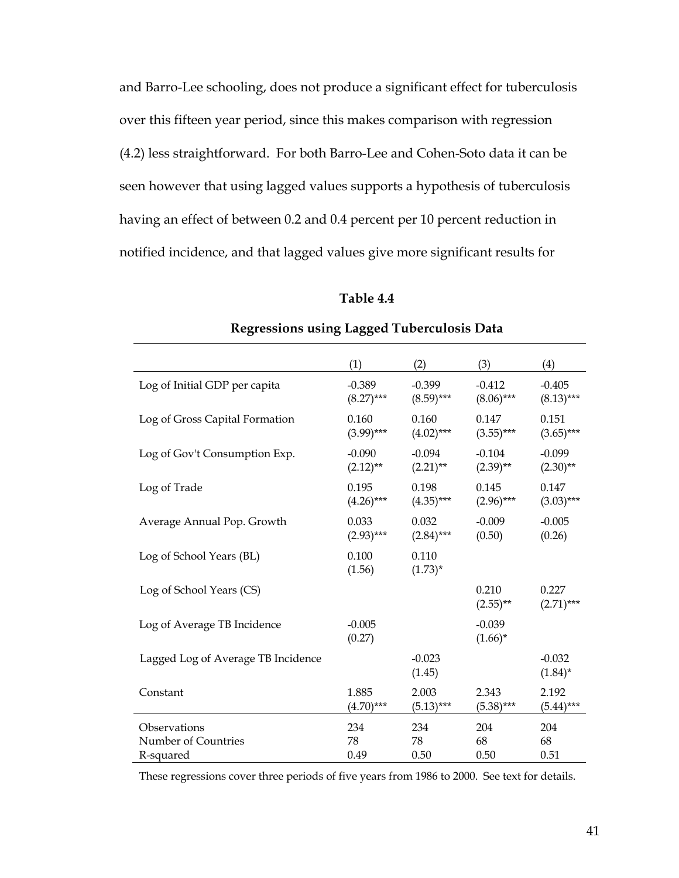and Barro-Lee schooling, does not produce a significant effect for tuberculosis over this fifteen year period, since this makes comparison with regression (4.2) less straightforward. For both Barro-Lee and Cohen-Soto data it can be seen however that using lagged values supports a hypothesis of tuberculosis having an effect of between 0.2 and 0.4 percent per 10 percent reduction in notified incidence, and that lagged values give more significant results for

**Table 4.4**

**Regressions using Lagged Tuberculosis Data**

| | (1) | (2) | (3) | (4) |
|---|---|---|---|---|
| Log of Initial GDP per capita | -0.389<br>(8.27)*** | -0.399<br>(8.59)*** | -0.412<br>(8.06)*** | -0.405<br>(8.13)*** |
| Log of Gross Capital Formation | 0.160<br>(3.99)*** | 0.160<br>(4.02)*** | 0.147<br>(3.55)*** | 0.151<br>(3.65)*** |
| Log of Gov't Consumption Exp. | -0.090<br>(2.12)** | -0.094<br>(2.21)** | -0.104<br>(2.39)** | -0.099<br>(2.30)** |
| Log of Trade | 0.195<br>(4.26)*** | 0.198<br>(4.35)*** | 0.145<br>(2.96)*** | 0.147<br>(3.03)*** |
| Average Annual Pop. Growth | 0.033<br>(2.93)*** | 0.032<br>(2.84)*** | -0.009<br>(0.50) | -0.005<br>(0.26) |
| Log of School Years (BL) | 0.100<br>(1.56) | 0.110<br>(1.73)* | | |
| Log of School Years (CS) | | | 0.210<br>(2.55)** | 0.227<br>(2.71)*** |
| Log of Average TB Incidence | -0.005<br>(0.27) | | -0.039<br>(1.66)* | |
| Lagged Log of Average TB Incidence | | -0.023<br>(1.45) | | -0.032<br>(1.84)* |
| Constant | 1.885<br>(4.70)*** | 2.003<br>(5.13)*** | 2.343<br>(5.38)*** | 2.192<br>(5.44)*** |
| Observations | 234 | 234 | 204 | 204 |
| Number of Countries | 78 | 78 | 68 | 68 |
| R-squared | 0.49 | 0.50 | 0.50 | 0.51 |

These regressions cover three periods of five years from 1986 to 2000. See text for details.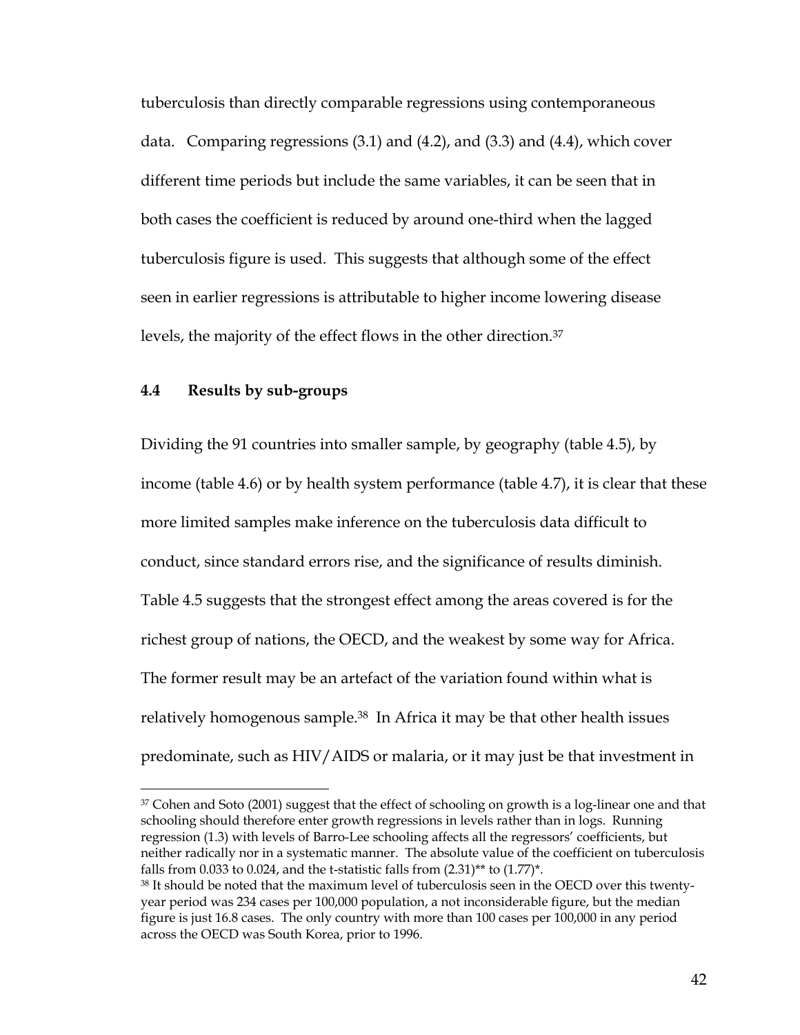tuberculosis than directly comparable regressions using contemporaneous data. Comparing regressions (3.1) and (4.2), and (3.3) and (4.4), which cover different time periods but include the same variables, it can be seen that in both cases the coefficient is reduced by around one-third when the lagged tuberculosis figure is used. This suggests that although some of the effect seen in earlier regressions is attributable to higher income lowering disease levels, the majority of the effect flows in the other direction.[37]

### 4.4 Results by sub-groups

Dividing the 91 countries into smaller sample, by geography (table 4.5), by income (table 4.6) or by health system performance (table 4.7), it is clear that these more limited samples make inference on the tuberculosis data difficult to conduct, since standard errors rise, and the significance of results diminish. Table 4.5 suggests that the strongest effect among the areas covered is for the richest group of nations, the OECD, and the weakest by some way for Africa. The former result may be an artefact of the variation found within what is relatively homogenous sample.[38] In Africa it may be that other health issues predominate, such as HIV/AIDS or malaria, or it may just be that investment in

---

[37] Cohen and Soto (2001) suggest that the effect of schooling on growth is a log-linear one and that schooling should therefore enter growth regressions in levels rather than in logs. Running regression (1.3) with levels of Barro-Lee schooling affects all the regressors' coefficients, but neither radically nor in a systematic manner. The absolute value of the coefficient on tuberculosis falls from 0.033 to 0.024, and the t-statistic falls from (2.31)** to (1.77)*.

[38] It should be noted that the maximum level of tuberculosis seen in the OECD over this twenty-year period was 234 cases per 100,000 population, a not inconsiderable figure, but the median figure is just 16.8 cases. The only country with more than 100 cases per 100,000 in any period across the OECD was South Korea, prior to 1996.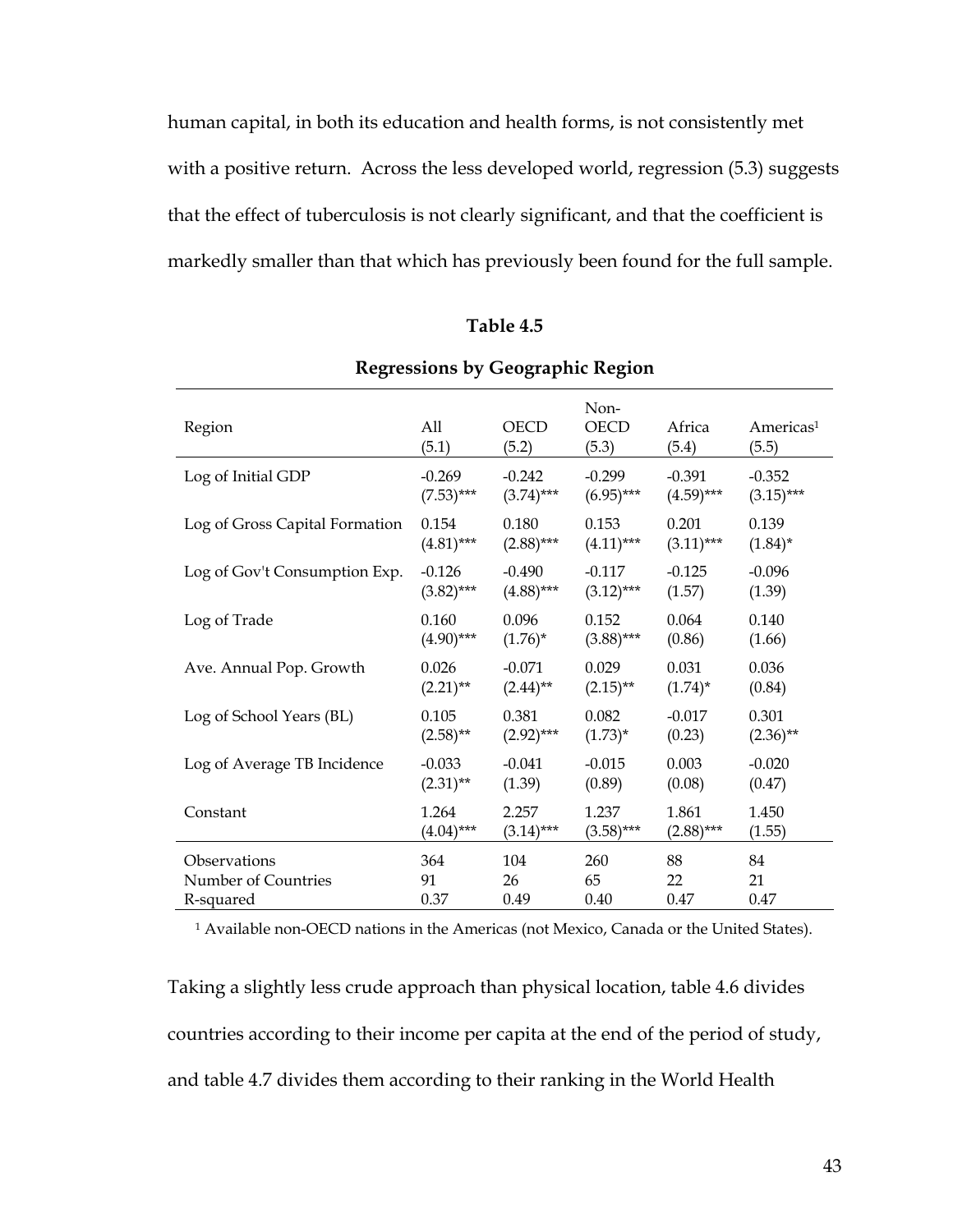human capital, in both its education and health forms, is not consistently met with a positive return. Across the less developed world, regression (5.3) suggests that the effect of tuberculosis is not clearly significant, and that the coefficient is markedly smaller than that which has previously been found for the full sample.

**Table 4.5**

**Regressions by Geographic Region**

| Region | All (5.1) | OECD (5.2) | Non-OECD (5.3) | Africa (5.4) | Americas[1] (5.5) |
|---|---|---|---|---|---|
| Log of Initial GDP | -0.269 | -0.242 | -0.299 | -0.391 | -0.352 |
| | (7.53)*** | (3.74)*** | (6.95)*** | (4.59)*** | (3.15)*** |
| Log of Gross Capital Formation | 0.154 | 0.180 | 0.153 | 0.201 | 0.139 |
| | (4.81)*** | (2.88)*** | (4.11)*** | (3.11)*** | (1.84)* |
| Log of Gov't Consumption Exp. | -0.126 | -0.490 | -0.117 | -0.125 | -0.096 |
| | (3.82)*** | (4.88)*** | (3.12)*** | (1.57) | (1.39) |
| Log of Trade | 0.160 | 0.096 | 0.152 | 0.064 | 0.140 |
| | (4.90)*** | (1.76)* | (3.88)*** | (0.86) | (1.66) |
| Ave. Annual Pop. Growth | 0.026 | -0.071 | 0.029 | 0.031 | 0.036 |
| | (2.21)** | (2.44)** | (2.15)** | (1.74)* | (0.84) |
| Log of School Years (BL) | 0.105 | 0.381 | 0.082 | -0.017 | 0.301 |
| | (2.58)** | (2.92)*** | (1.73)* | (0.23) | (2.36)** |
| Log of Average TB Incidence | -0.033 | -0.041 | -0.015 | 0.003 | -0.020 |
| | (2.31)** | (1.39) | (0.89) | (0.08) | (0.47) |
| Constant | 1.264 | 2.257 | 1.237 | 1.861 | 1.450 |
| | (4.04)*** | (3.14)*** | (3.58)*** | (2.88)*** | (1.55) |
| Observations | 364 | 104 | 260 | 88 | 84 |
| Number of Countries | 91 | 26 | 65 | 22 | 21 |
| R-squared | 0.37 | 0.49 | 0.40 | 0.47 | 0.47 |

[1] Available non-OECD nations in the Americas (not Mexico, Canada or the United States).

Taking a slightly less crude approach than physical location, table 4.6 divides countries according to their income per capita at the end of the period of study, and table 4.7 divides them according to their ranking in the World Health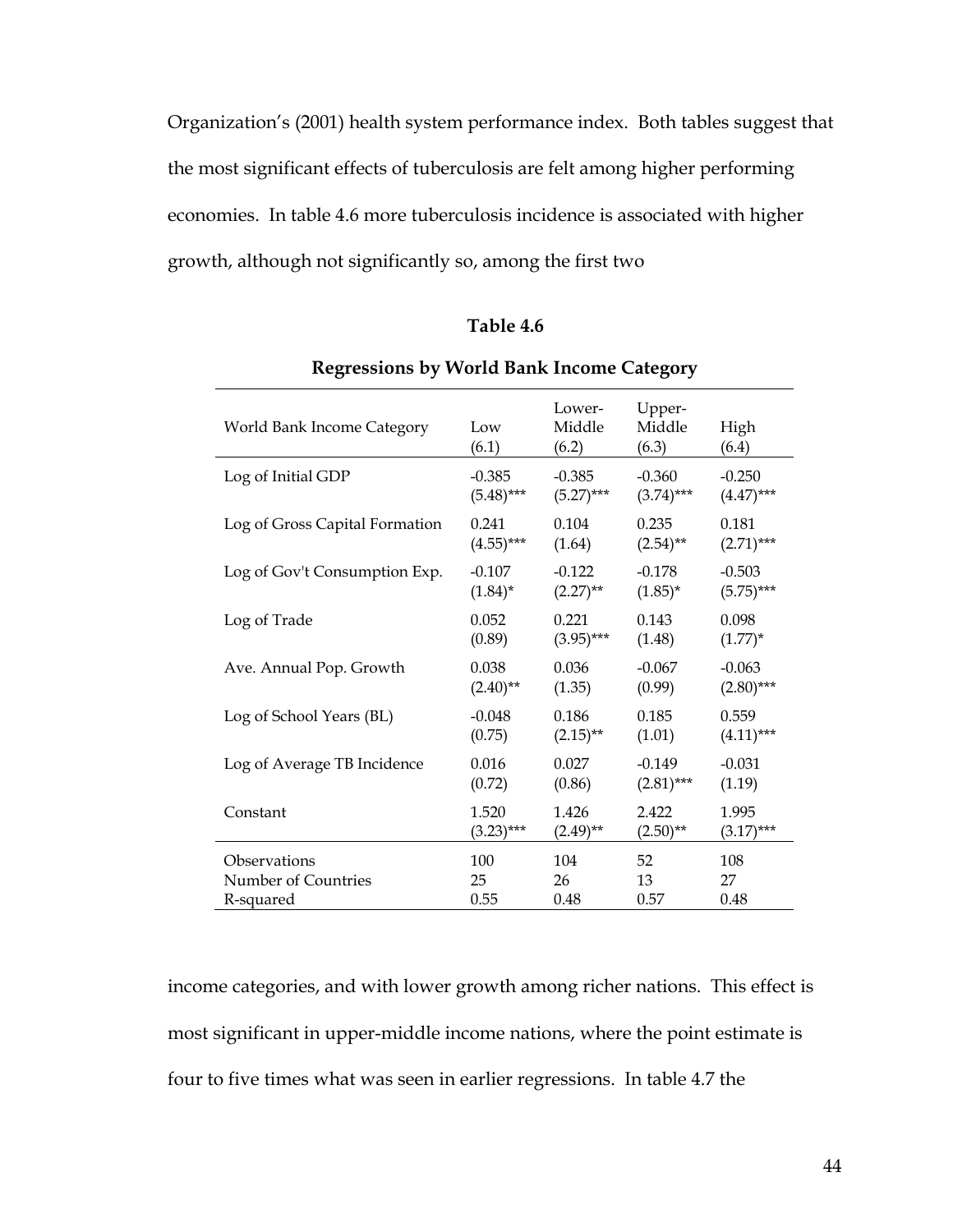Organization's (2001) health system performance index. Both tables suggest that the most significant effects of tuberculosis are felt among higher performing economies. In table 4.6 more tuberculosis incidence is associated with higher growth, although not significantly so, among the first two

**Table 4.6**

**Regressions by World Bank Income Category**

| World Bank Income Category | Low (6.1) | Lower-Middle (6.2) | Upper-Middle (6.3) | High (6.4) |
|---|---|---|---|---|
| Log of Initial GDP | -0.385 | -0.385 | -0.360 | -0.250 |
| | (5.48)*** | (5.27)*** | (3.74)*** | (4.47)*** |
| Log of Gross Capital Formation | 0.241 | 0.104 | 0.235 | 0.181 |
| | (4.55)*** | (1.64) | (2.54)** | (2.71)*** |
| Log of Gov't Consumption Exp. | -0.107 | -0.122 | -0.178 | -0.503 |
| | (1.84)* | (2.27)** | (1.85)* | (5.75)*** |
| Log of Trade | 0.052 | 0.221 | 0.143 | 0.098 |
| | (0.89) | (3.95)*** | (1.48) | (1.77)* |
| Ave. Annual Pop. Growth | 0.038 | 0.036 | -0.067 | -0.063 |
| | (2.40)** | (1.35) | (0.99) | (2.80)*** |
| Log of School Years (BL) | -0.048 | 0.186 | 0.185 | 0.559 |
| | (0.75) | (2.15)** | (1.01) | (4.11)*** |
| Log of Average TB Incidence | 0.016 | 0.027 | -0.149 | -0.031 |
| | (0.72) | (0.86) | (2.81)*** | (1.19) |
| Constant | 1.520 | 1.426 | 2.422 | 1.995 |
| | (3.23)*** | (2.49)** | (2.50)** | (3.17)*** |
| Observations | 100 | 104 | 52 | 108 |
| Number of Countries | 25 | 26 | 13 | 27 |
| R-squared | 0.55 | 0.48 | 0.57 | 0.48 |

income categories, and with lower growth among richer nations. This effect is most significant in upper-middle income nations, where the point estimate is four to five times what was seen in earlier regressions. In table 4.7 the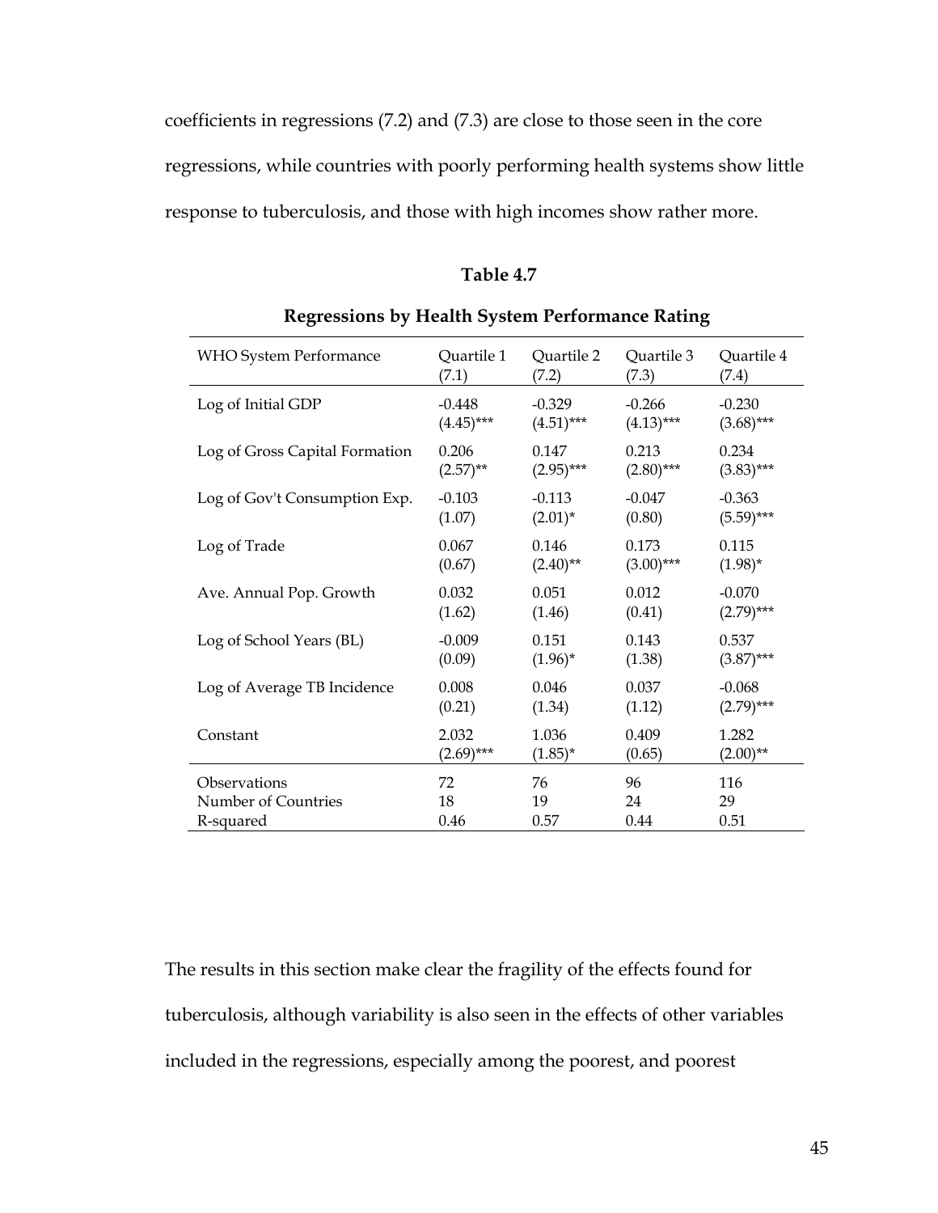coefficients in regressions (7.2) and (7.3) are close to those seen in the core regressions, while countries with poorly performing health systems show little response to tuberculosis, and those with high incomes show rather more.

**Table 4.7**

**Regressions by Health System Performance Rating**

| WHO System Performance | Quartile 1 (7.1) | Quartile 2 (7.2) | Quartile 3 (7.3) | Quartile 4 (7.4) |
|---|---|---|---|---|
| Log of Initial GDP | -0.448 | -0.329 | -0.266 | -0.230 |
| | (4.45)*** | (4.51)*** | (4.13)*** | (3.68)*** |
| Log of Gross Capital Formation | 0.206 | 0.147 | 0.213 | 0.234 |
| | (2.57)** | (2.95)*** | (2.80)*** | (3.83)*** |
| Log of Gov't Consumption Exp. | -0.103 | -0.113 | -0.047 | -0.363 |
| | (1.07) | (2.01)* | (0.80) | (5.59)*** |
| Log of Trade | 0.067 | 0.146 | 0.173 | 0.115 |
| | (0.67) | (2.40)** | (3.00)*** | (1.98)* |
| Ave. Annual Pop. Growth | 0.032 | 0.051 | 0.012 | -0.070 |
| | (1.62) | (1.46) | (0.41) | (2.79)*** |
| Log of School Years (BL) | -0.009 | 0.151 | 0.143 | 0.537 |
| | (0.09) | (1.96)* | (1.38) | (3.87)*** |
| Log of Average TB Incidence | 0.008 | 0.046 | 0.037 | -0.068 |
| | (0.21) | (1.34) | (1.12) | (2.79)*** |
| Constant | 2.032 | 1.036 | 0.409 | 1.282 |
| | (2.69)*** | (1.85)* | (0.65) | (2.00)** |
| Observations | 72 | 76 | 96 | 116 |
| Number of Countries | 18 | 19 | 24 | 29 |
| R-squared | 0.46 | 0.57 | 0.44 | 0.51 |

The results in this section make clear the fragility of the effects found for tuberculosis, although variability is also seen in the effects of other variables included in the regressions, especially among the poorest, and poorest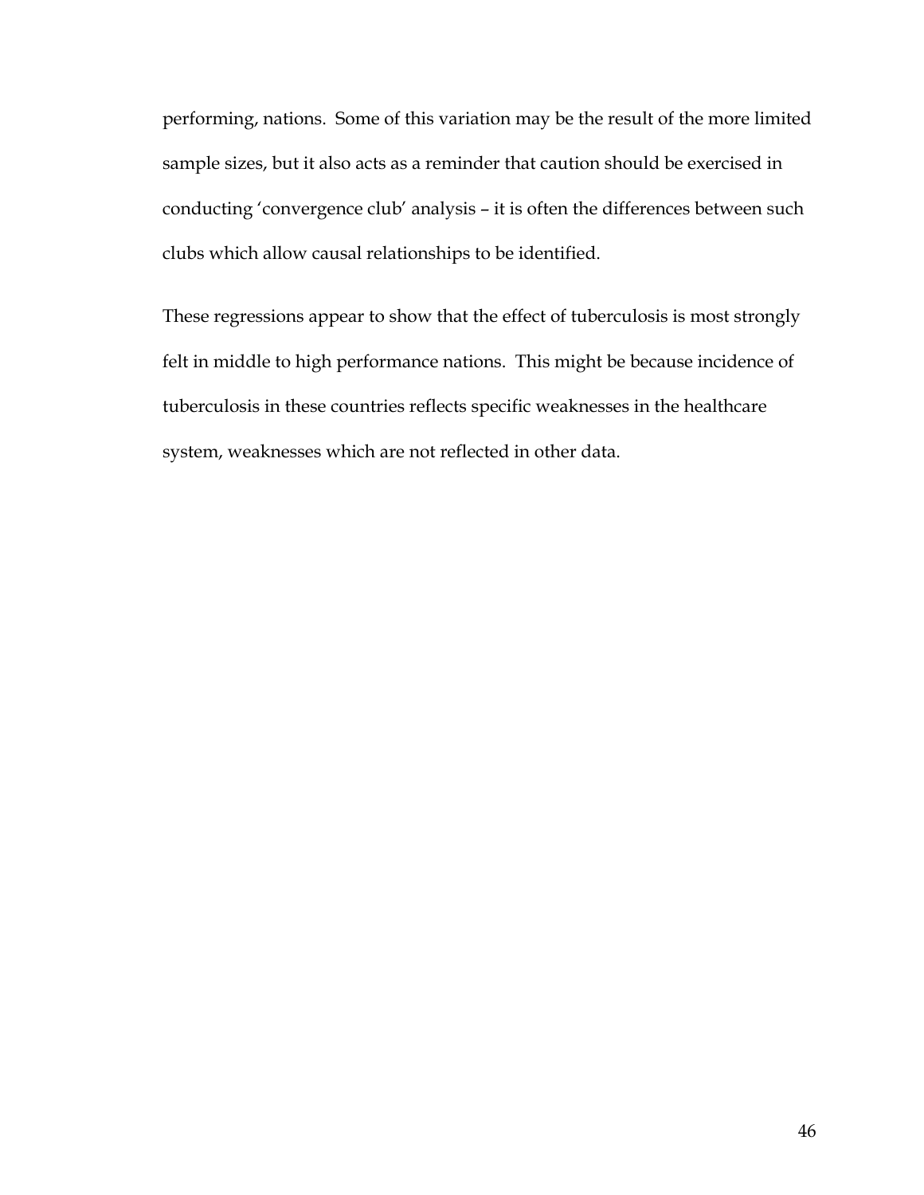performing, nations. Some of this variation may be the result of the more limited sample sizes, but it also acts as a reminder that caution should be exercised in conducting 'convergence club' analysis – it is often the differences between such clubs which allow causal relationships to be identified.

These regressions appear to show that the effect of tuberculosis is most strongly felt in middle to high performance nations. This might be because incidence of tuberculosis in these countries reflects specific weaknesses in the healthcare system, weaknesses which are not reflected in other data.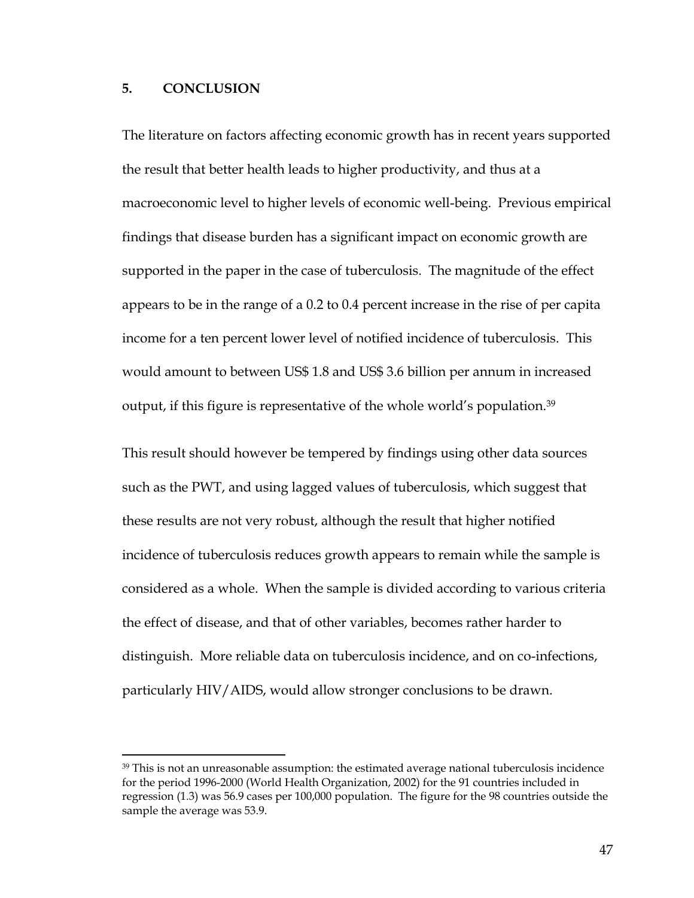## 5. CONCLUSION

The literature on factors affecting economic growth has in recent years supported the result that better health leads to higher productivity, and thus at a macroeconomic level to higher levels of economic well-being. Previous empirical findings that disease burden has a significant impact on economic growth are supported in the paper in the case of tuberculosis. The magnitude of the effect appears to be in the range of a 0.2 to 0.4 percent increase in the rise of per capita income for a ten percent lower level of notified incidence of tuberculosis. This would amount to between US$ 1.8 and US$ 3.6 billion per annum in increased output, if this figure is representative of the whole world's population.[39]

This result should however be tempered by findings using other data sources such as the PWT, and using lagged values of tuberculosis, which suggest that these results are not very robust, although the result that higher notified incidence of tuberculosis reduces growth appears to remain while the sample is considered as a whole. When the sample is divided according to various criteria the effect of disease, and that of other variables, becomes rather harder to distinguish. More reliable data on tuberculosis incidence, and on co-infections, particularly HIV/AIDS, would allow stronger conclusions to be drawn.

---

[39] This is not an unreasonable assumption: the estimated average national tuberculosis incidence for the period 1996-2000 (World Health Organization, 2002) for the 91 countries included in regression (1.3) was 56.9 cases per 100,000 population. The figure for the 98 countries outside the sample the average was 53.9.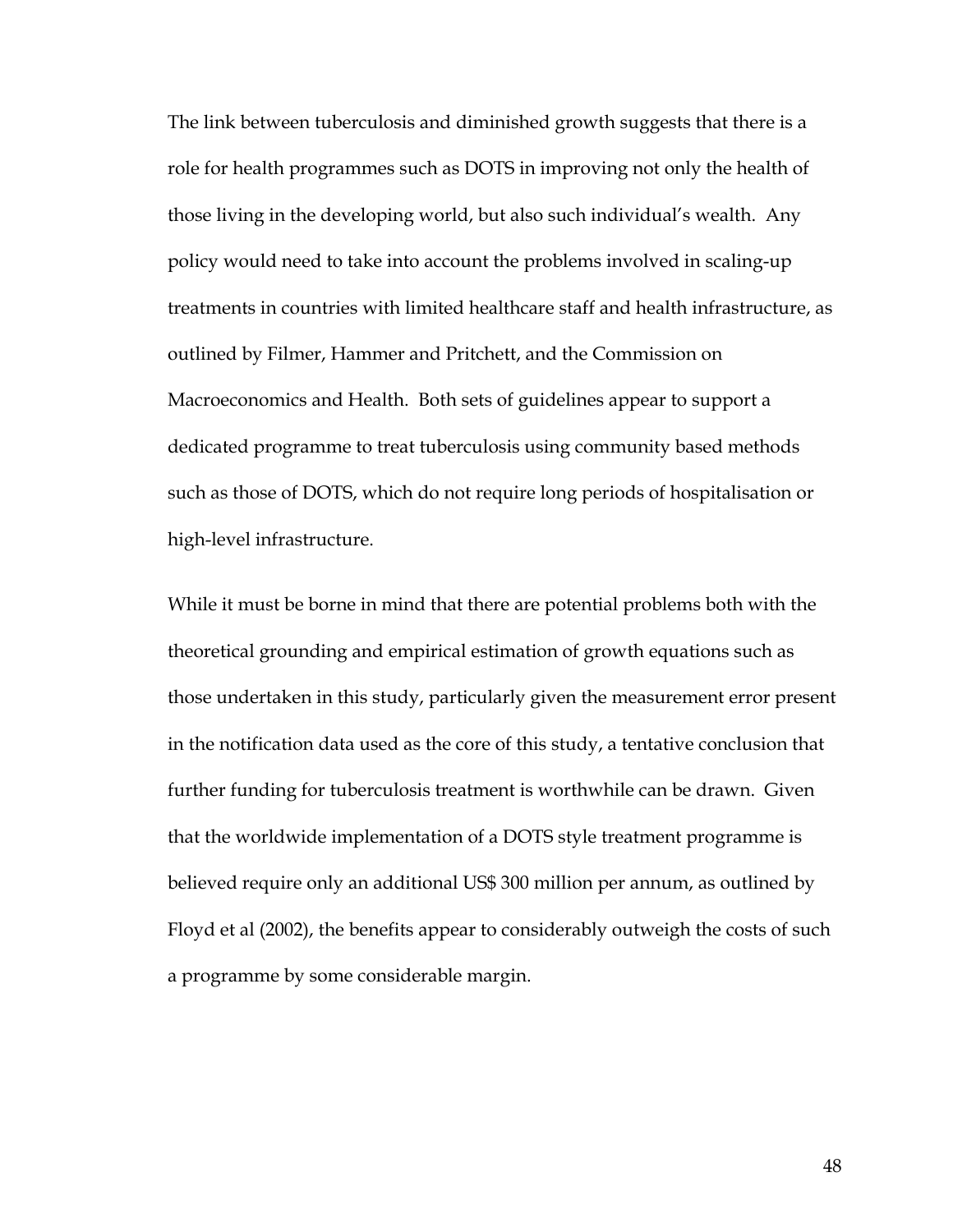The link between tuberculosis and diminished growth suggests that there is a role for health programmes such as DOTS in improving not only the health of those living in the developing world, but also such individual's wealth. Any policy would need to take into account the problems involved in scaling-up treatments in countries with limited healthcare staff and health infrastructure, as outlined by Filmer, Hammer and Pritchett, and the Commission on Macroeconomics and Health. Both sets of guidelines appear to support a dedicated programme to treat tuberculosis using community based methods such as those of DOTS, which do not require long periods of hospitalisation or high-level infrastructure.

While it must be borne in mind that there are potential problems both with the theoretical grounding and empirical estimation of growth equations such as those undertaken in this study, particularly given the measurement error present in the notification data used as the core of this study, a tentative conclusion that further funding for tuberculosis treatment is worthwhile can be drawn. Given that the worldwide implementation of a DOTS style treatment programme is believed require only an additional US$ 300 million per annum, as outlined by Floyd et al (2002), the benefits appear to considerably outweigh the costs of such a programme by some considerable margin.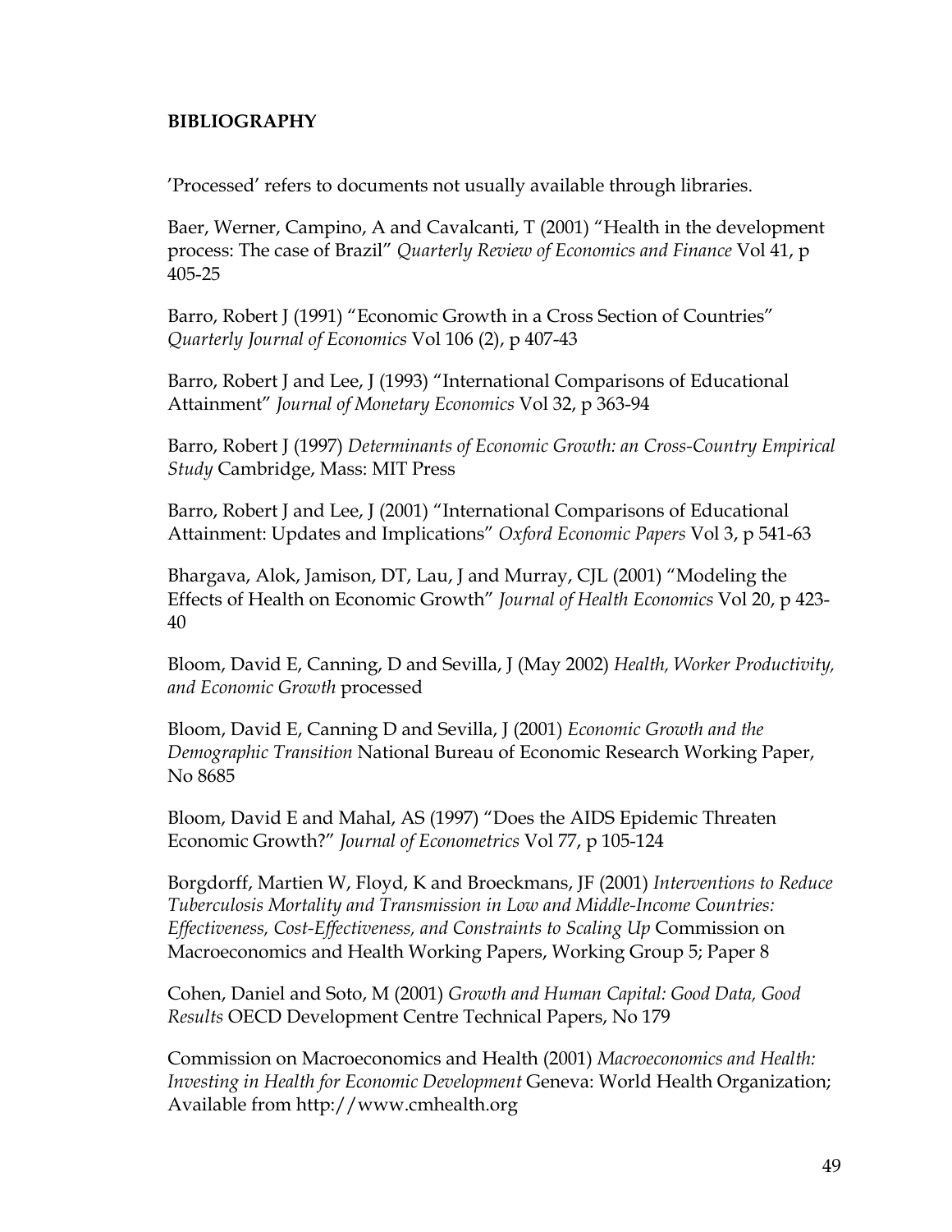**BIBLIOGRAPHY**

'Processed' refers to documents not usually available through libraries.

Baer, Werner, Campino, A and Cavalcanti, T (2001) "Health in the development process: The case of Brazil" *Quarterly Review of Economics and Finance* Vol 41, p 405-25

Barro, Robert J (1991) "Economic Growth in a Cross Section of Countries" *Quarterly Journal of Economics* Vol 106 (2), p 407-43

Barro, Robert J and Lee, J (1993) "International Comparisons of Educational Attainment" *Journal of Monetary Economics* Vol 32, p 363-94

Barro, Robert J (1997) *Determinants of Economic Growth: an Cross-Country Empirical Study* Cambridge, Mass: MIT Press

Barro, Robert J and Lee, J (2001) "International Comparisons of Educational Attainment: Updates and Implications" *Oxford Economic Papers* Vol 3, p 541-63

Bhargava, Alok, Jamison, DT, Lau, J and Murray, CJL (2001) "Modeling the Effects of Health on Economic Growth" *Journal of Health Economics* Vol 20, p 423-40

Bloom, David E, Canning, D and Sevilla, J (May 2002) *Health, Worker Productivity, and Economic Growth* processed

Bloom, David E, Canning D and Sevilla, J (2001) *Economic Growth and the Demographic Transition* National Bureau of Economic Research Working Paper, No 8685

Bloom, David E and Mahal, AS (1997) "Does the AIDS Epidemic Threaten Economic Growth?" *Journal of Econometrics* Vol 77, p 105-124

Borgdorff, Martien W, Floyd, K and Broeckmans, JF (2001) *Interventions to Reduce Tuberculosis Mortality and Transmission in Low and Middle-Income Countries: Effectiveness, Cost-Effectiveness, and Constraints to Scaling Up* Commission on Macroeconomics and Health Working Papers, Working Group 5; Paper 8

Cohen, Daniel and Soto, M (2001) *Growth and Human Capital: Good Data, Good Results* OECD Development Centre Technical Papers, No 179

Commission on Macroeconomics and Health (2001) *Macroeconomics and Health: Investing in Health for Economic Development* Geneva: World Health Organization; Available from http://www.cmhealth.org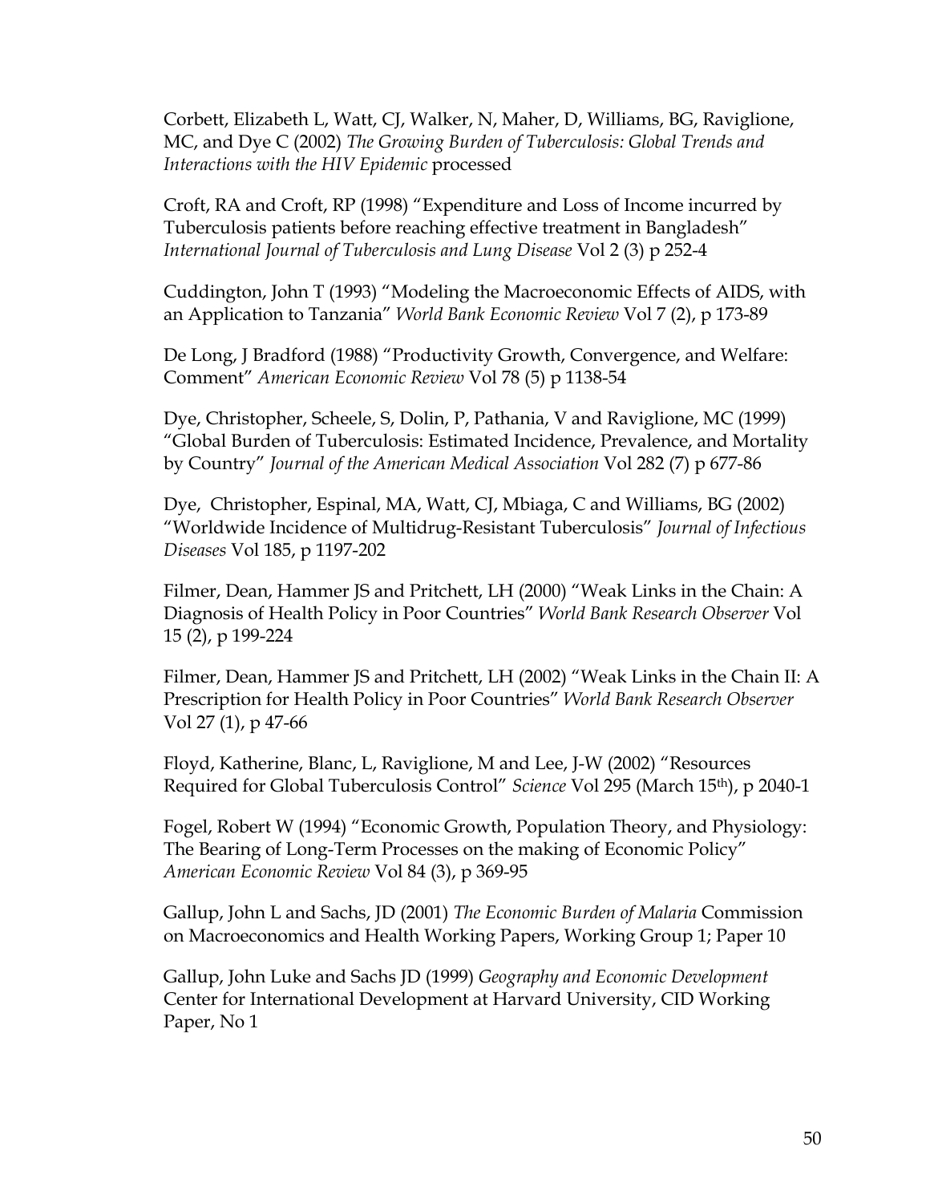Corbett, Elizabeth L, Watt, CJ, Walker, N, Maher, D, Williams, BG, Raviglione, MC, and Dye C (2002) *The Growing Burden of Tuberculosis: Global Trends and Interactions with the HIV Epidemic* processed

Croft, RA and Croft, RP (1998) "Expenditure and Loss of Income incurred by Tuberculosis patients before reaching effective treatment in Bangladesh" *International Journal of Tuberculosis and Lung Disease* Vol 2 (3) p 252-4

Cuddington, John T (1993) "Modeling the Macroeconomic Effects of AIDS, with an Application to Tanzania" *World Bank Economic Review* Vol 7 (2), p 173-89

De Long, J Bradford (1988) "Productivity Growth, Convergence, and Welfare: Comment" *American Economic Review* Vol 78 (5) p 1138-54

Dye, Christopher, Scheele, S, Dolin, P, Pathania, V and Raviglione, MC (1999) "Global Burden of Tuberculosis: Estimated Incidence, Prevalence, and Mortality by Country" *Journal of the American Medical Association* Vol 282 (7) p 677-86

Dye, Christopher, Espinal, MA, Watt, CJ, Mbiaga, C and Williams, BG (2002) "Worldwide Incidence of Multidrug-Resistant Tuberculosis" *Journal of Infectious Diseases* Vol 185, p 1197-202

Filmer, Dean, Hammer JS and Pritchett, LH (2000) "Weak Links in the Chain: A Diagnosis of Health Policy in Poor Countries" *World Bank Research Observer* Vol 15 (2), p 199-224

Filmer, Dean, Hammer JS and Pritchett, LH (2002) "Weak Links in the Chain II: A Prescription for Health Policy in Poor Countries" *World Bank Research Observer* Vol 27 (1), p 47-66

Floyd, Katherine, Blanc, L, Raviglione, M and Lee, J-W (2002) "Resources Required for Global Tuberculosis Control" *Science* Vol 295 (March 15th), p 2040-1

Fogel, Robert W (1994) "Economic Growth, Population Theory, and Physiology: The Bearing of Long-Term Processes on the making of Economic Policy" *American Economic Review* Vol 84 (3), p 369-95

Gallup, John L and Sachs, JD (2001) *The Economic Burden of Malaria* Commission on Macroeconomics and Health Working Papers, Working Group 1; Paper 10

Gallup, John Luke and Sachs JD (1999) *Geography and Economic Development* Center for International Development at Harvard University, CID Working Paper, No 1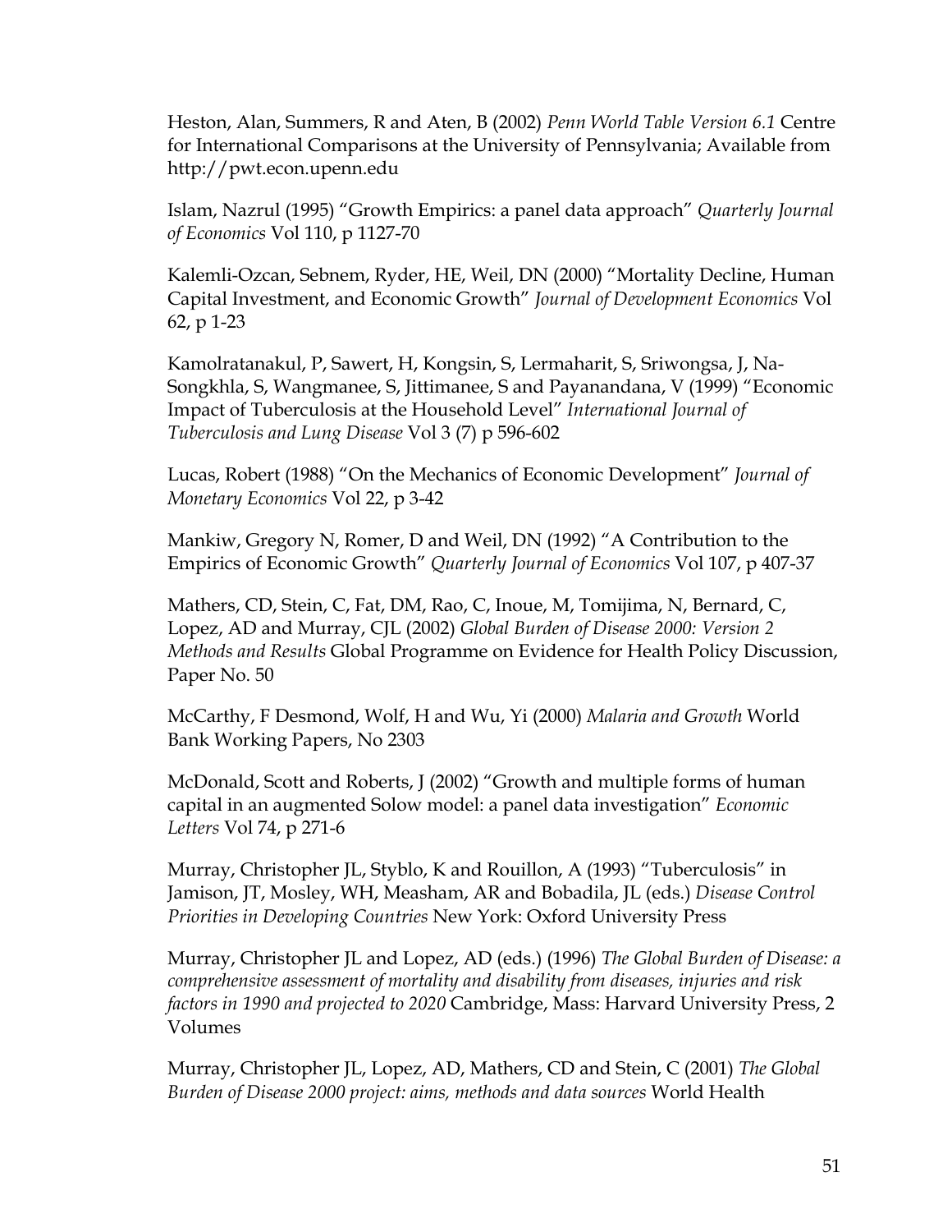Heston, Alan, Summers, R and Aten, B (2002) *Penn World Table Version 6.1* Centre for International Comparisons at the University of Pennsylvania; Available from http://pwt.econ.upenn.edu

Islam, Nazrul (1995) "Growth Empirics: a panel data approach" *Quarterly Journal of Economics* Vol 110, p 1127-70

Kalemli-Ozcan, Sebnem, Ryder, HE, Weil, DN (2000) "Mortality Decline, Human Capital Investment, and Economic Growth" *Journal of Development Economics* Vol 62, p 1-23

Kamolratanakul, P, Sawert, H, Kongsin, S, Lermaharit, S, Sriwongsa, J, Na-Songkhla, S, Wangmanee, S, Jittimanee, S and Payanandana, V (1999) "Economic Impact of Tuberculosis at the Household Level" *International Journal of Tuberculosis and Lung Disease* Vol 3 (7) p 596-602

Lucas, Robert (1988) "On the Mechanics of Economic Development" *Journal of Monetary Economics* Vol 22, p 3-42

Mankiw, Gregory N, Romer, D and Weil, DN (1992) "A Contribution to the Empirics of Economic Growth" *Quarterly Journal of Economics* Vol 107, p 407-37

Mathers, CD, Stein, C, Fat, DM, Rao, C, Inoue, M, Tomijima, N, Bernard, C, Lopez, AD and Murray, CJL (2002) *Global Burden of Disease 2000: Version 2 Methods and Results* Global Programme on Evidence for Health Policy Discussion, Paper No. 50

McCarthy, F Desmond, Wolf, H and Wu, Yi (2000) *Malaria and Growth* World Bank Working Papers, No 2303

McDonald, Scott and Roberts, J (2002) "Growth and multiple forms of human capital in an augmented Solow model: a panel data investigation" *Economic Letters* Vol 74, p 271-6

Murray, Christopher JL, Styblo, K and Rouillon, A (1993) "Tuberculosis" in Jamison, JT, Mosley, WH, Measham, AR and Bobadila, JL (eds.) *Disease Control Priorities in Developing Countries* New York: Oxford University Press

Murray, Christopher JL and Lopez, AD (eds.) (1996) *The Global Burden of Disease: a comprehensive assessment of mortality and disability from diseases, injuries and risk factors in 1990 and projected to 2020* Cambridge, Mass: Harvard University Press, 2 Volumes

Murray, Christopher JL, Lopez, AD, Mathers, CD and Stein, C (2001) *The Global Burden of Disease 2000 project: aims, methods and data sources* World Health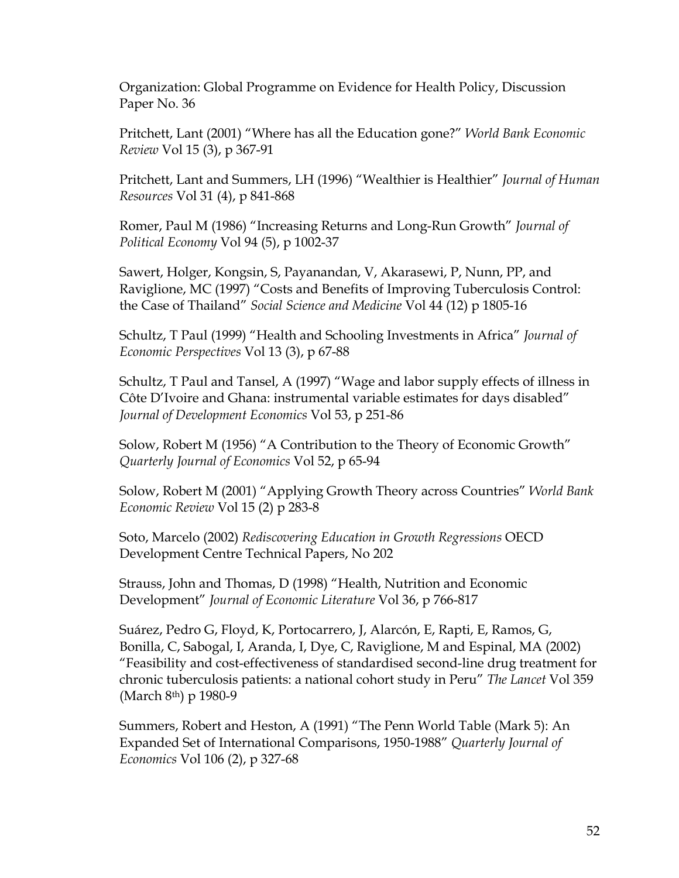Organization: Global Programme on Evidence for Health Policy, Discussion Paper No. 36

Pritchett, Lant (2001) "Where has all the Education gone?" *World Bank Economic Review* Vol 15 (3), p 367-91

Pritchett, Lant and Summers, LH (1996) "Wealthier is Healthier" *Journal of Human Resources* Vol 31 (4), p 841-868

Romer, Paul M (1986) "Increasing Returns and Long-Run Growth" *Journal of Political Economy* Vol 94 (5), p 1002-37

Sawert, Holger, Kongsin, S, Payanandan, V, Akarasewi, P, Nunn, PP, and Raviglione, MC (1997) "Costs and Benefits of Improving Tuberculosis Control: the Case of Thailand" *Social Science and Medicine* Vol 44 (12) p 1805-16

Schultz, T Paul (1999) "Health and Schooling Investments in Africa" *Journal of Economic Perspectives* Vol 13 (3), p 67-88

Schultz, T Paul and Tansel, A (1997) "Wage and labor supply effects of illness in Côte D'Ivoire and Ghana: instrumental variable estimates for days disabled" *Journal of Development Economics* Vol 53, p 251-86

Solow, Robert M (1956) "A Contribution to the Theory of Economic Growth" *Quarterly Journal of Economics* Vol 52, p 65-94

Solow, Robert M (2001) "Applying Growth Theory across Countries" *World Bank Economic Review* Vol 15 (2) p 283-8

Soto, Marcelo (2002) *Rediscovering Education in Growth Regressions* OECD Development Centre Technical Papers, No 202

Strauss, John and Thomas, D (1998) "Health, Nutrition and Economic Development" *Journal of Economic Literature* Vol 36, p 766-817

Suárez, Pedro G, Floyd, K, Portocarrero, J, Alarcón, E, Rapti, E, Ramos, G, Bonilla, C, Sabogal, I, Aranda, I, Dye, C, Raviglione, M and Espinal, MA (2002) "Feasibility and cost-effectiveness of standardised second-line drug treatment for chronic tuberculosis patients: a national cohort study in Peru" *The Lancet* Vol 359 (March 8th) p 1980-9

Summers, Robert and Heston, A (1991) "The Penn World Table (Mark 5): An Expanded Set of International Comparisons, 1950-1988" *Quarterly Journal of Economics* Vol 106 (2), p 327-68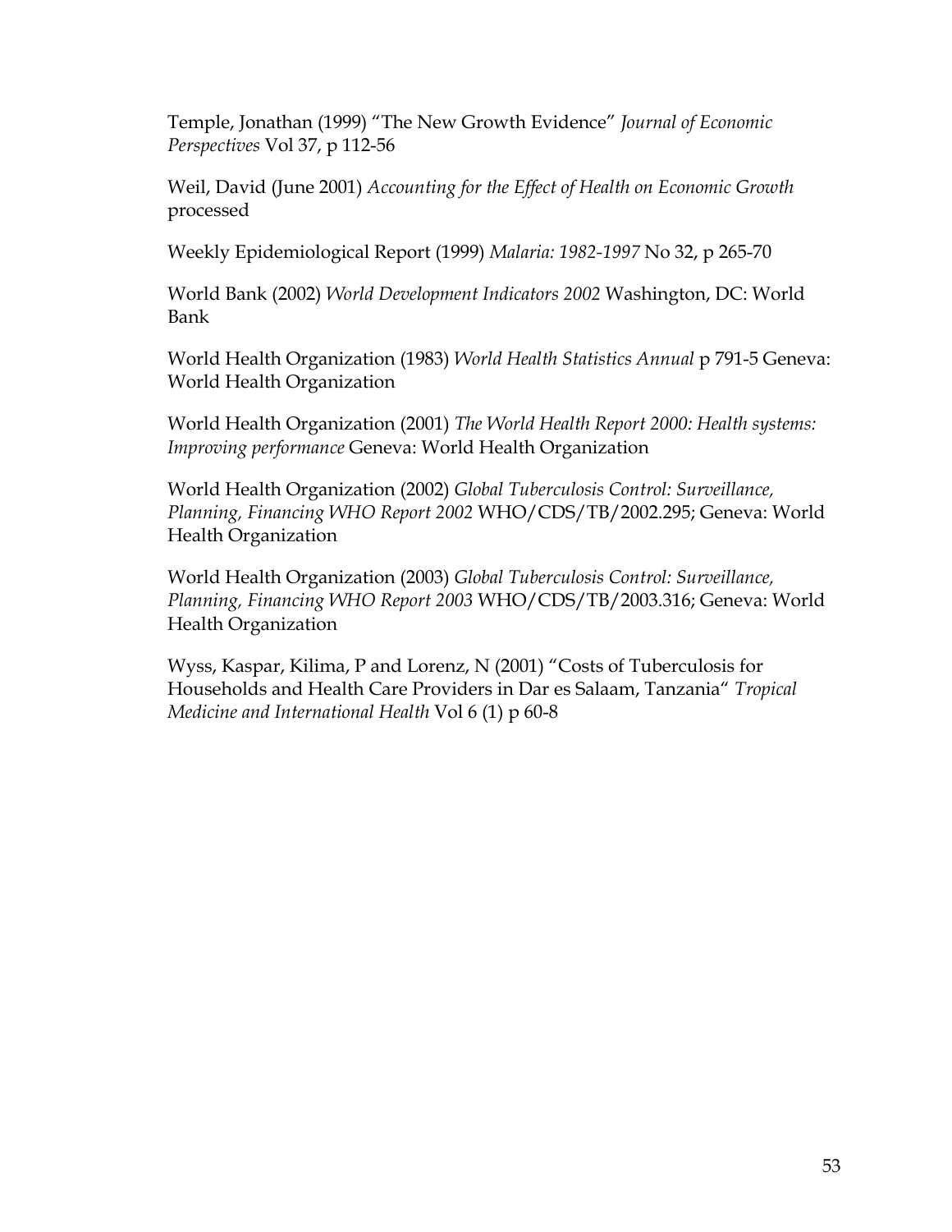Temple, Jonathan (1999) "The New Growth Evidence" *Journal of Economic Perspectives* Vol 37, p 112-56

Weil, David (June 2001) *Accounting for the Effect of Health on Economic Growth* processed

Weekly Epidemiological Report (1999) *Malaria: 1982-1997* No 32, p 265-70

World Bank (2002) *World Development Indicators 2002* Washington, DC: World Bank

World Health Organization (1983) *World Health Statistics Annual* p 791-5 Geneva: World Health Organization

World Health Organization (2001) *The World Health Report 2000: Health systems: Improving performance* Geneva: World Health Organization

World Health Organization (2002) *Global Tuberculosis Control: Surveillance, Planning, Financing WHO Report 2002* WHO/CDS/TB/2002.295; Geneva: World Health Organization

World Health Organization (2003) *Global Tuberculosis Control: Surveillance, Planning, Financing WHO Report 2003* WHO/CDS/TB/2003.316; Geneva: World Health Organization

Wyss, Kaspar, Kilima, P and Lorenz, N (2001) "Costs of Tuberculosis for Households and Health Care Providers in Dar es Salaam, Tanzania" *Tropical Medicine and International Health* Vol 6 (1) p 60-8